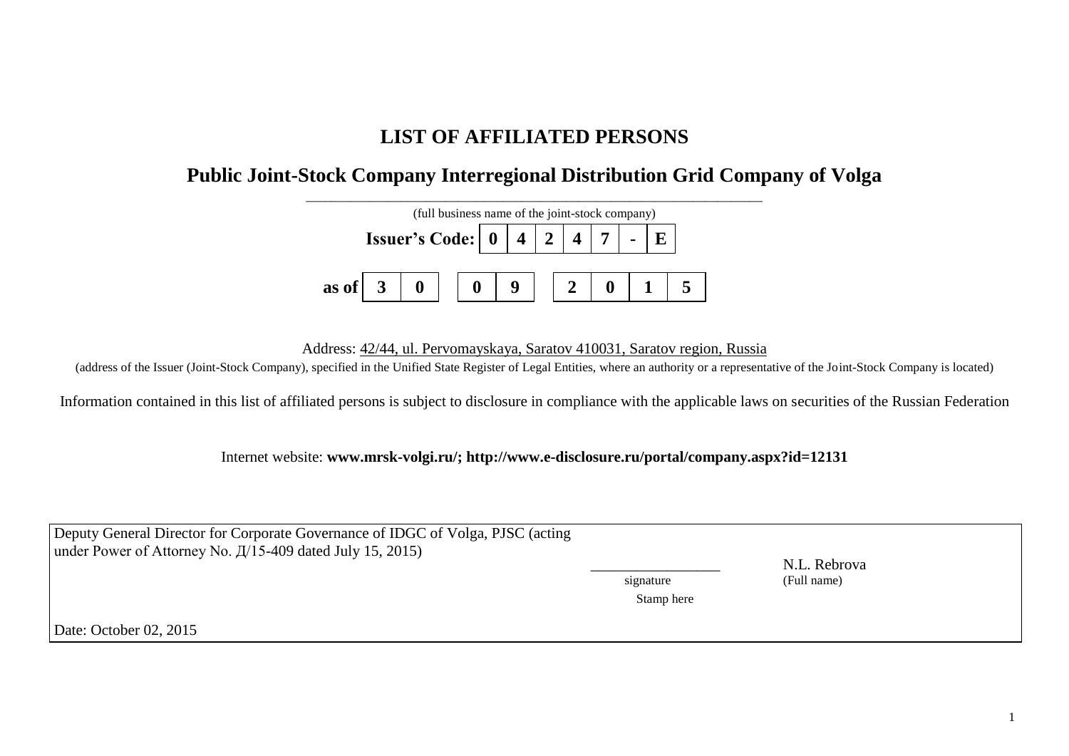# LIST OF AFFILIATED PERSONS

## Public Joint-Stock Company Interregional Distribution Grid Company of Volga

(full business name of the joint-stock company)

| Issuer's Code: | 0 | 4 | 2 | 4 | 7 | - | E |
|---|---|---|---|---|---|---|---|

| as of | 3 | 0 | | 0 | 9 | | 2 | 0 | 1 | 5 |
|---|---|---|---|---|---|---|---|---|---|---|

Address: 42/44, ul. Pervomayskaya, Saratov 410031, Saratov region, Russia

(address of the Issuer (Joint-Stock Company), specified in the Unified State Register of Legal Entities, where an authority or a representative of the Joint-Stock Company is located)

Information contained in this list of affiliated persons is subject to disclosure in compliance with the applicable laws on securities of the Russian Federation

Internet website: **www.mrsk-volgi.ru/; http://www.e-disclosure.ru/portal/company.aspx?id=12131**

| Deputy General Director for Corporate Governance of IDGC of Volga, PJSC (acting under Power of Attorney No. Д/15-409 dated July 15, 2015) | \_\_\_\_\_\_\_\_\_\_\_\_\_\_\_\_\_ signature Stamp here | N.L. Rebrova (Full name) |
|---|---|---|
| Date: October 02, 2015 | | |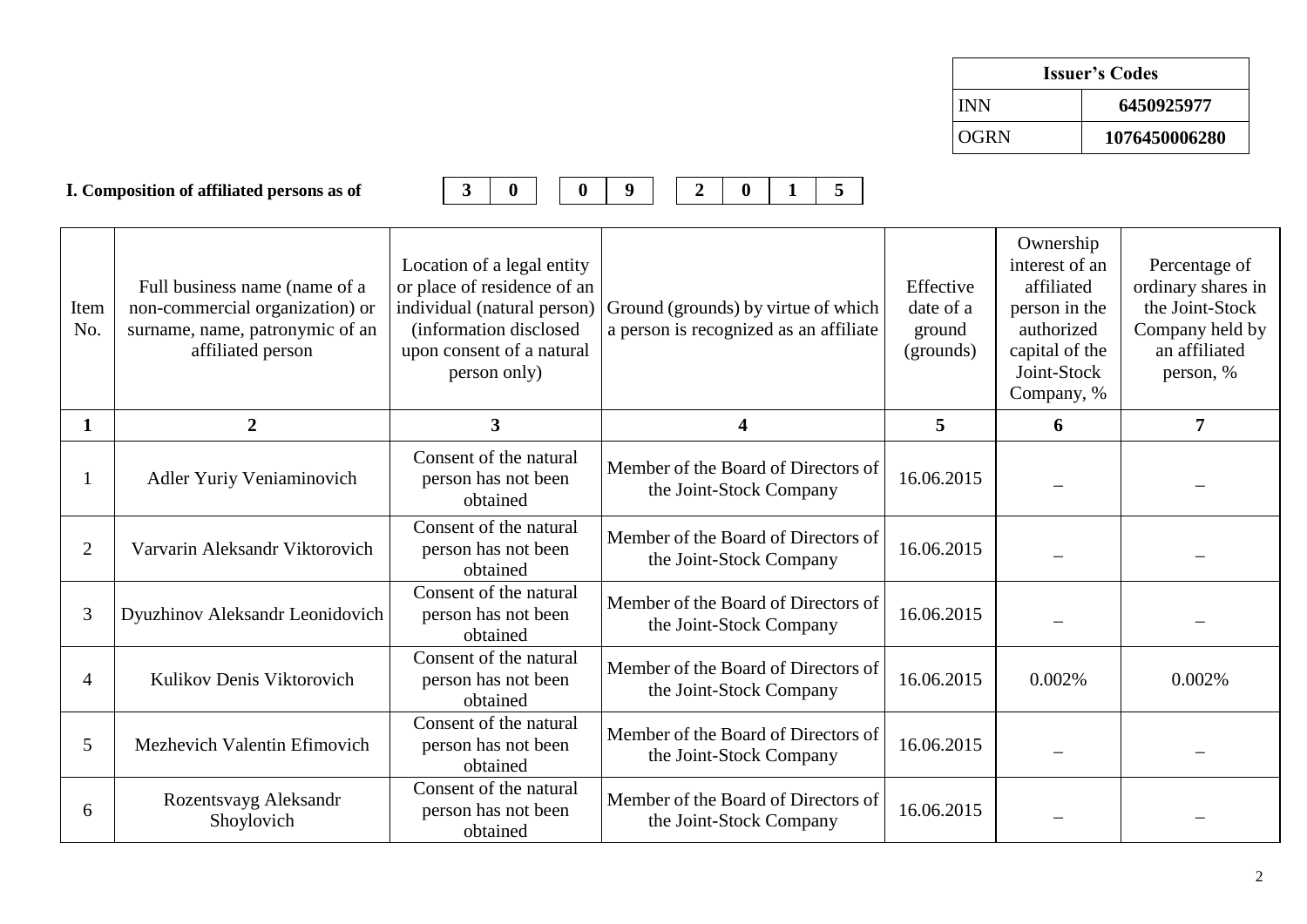| Issuer's Codes | |
|---|---|
| INN | 6450925977 |
| OGRN | 1076450006280 |

**I. Composition of affiliated persons as of** | 3 | 0 | | 0 | 9 | | 2 | 0 | 1 | 5 |

| Item No. | Full business name (name of a non-commercial organization) or surname, name, patronymic of an affiliated person | Location of a legal entity or place of residence of an individual (natural person) (information disclosed upon consent of a natural person only) | Ground (grounds) by virtue of which a person is recognized as an affiliate | Effective date of a ground (grounds) | Ownership interest of an affiliated person in the authorized capital of the Joint-Stock Company, % | Percentage of ordinary shares in the Joint-Stock Company held by an affiliated person, % |
|---|---|---|---|---|---|---|
| **1** | **2** | **3** | **4** | **5** | **6** | **7** |
| 1 | Adler Yuriy Veniaminovich | Consent of the natural person has not been obtained | Member of the Board of Directors of the Joint-Stock Company | 16.06.2015 | – | – |
| 2 | Varvarin Aleksandr Viktorovich | Consent of the natural person has not been obtained | Member of the Board of Directors of the Joint-Stock Company | 16.06.2015 | – | – |
| 3 | Dyuzhinov Aleksandr Leonidovich | Consent of the natural person has not been obtained | Member of the Board of Directors of the Joint-Stock Company | 16.06.2015 | – | – |
| 4 | Kulikov Denis Viktorovich | Consent of the natural person has not been obtained | Member of the Board of Directors of the Joint-Stock Company | 16.06.2015 | 0.002% | 0.002% |
| 5 | Mezhevich Valentin Efimovich | Consent of the natural person has not been obtained | Member of the Board of Directors of the Joint-Stock Company | 16.06.2015 | – | – |
| 6 | Rozentsvayg Aleksandr Shoylovich | Consent of the natural person has not been obtained | Member of the Board of Directors of the Joint-Stock Company | 16.06.2015 | – | – |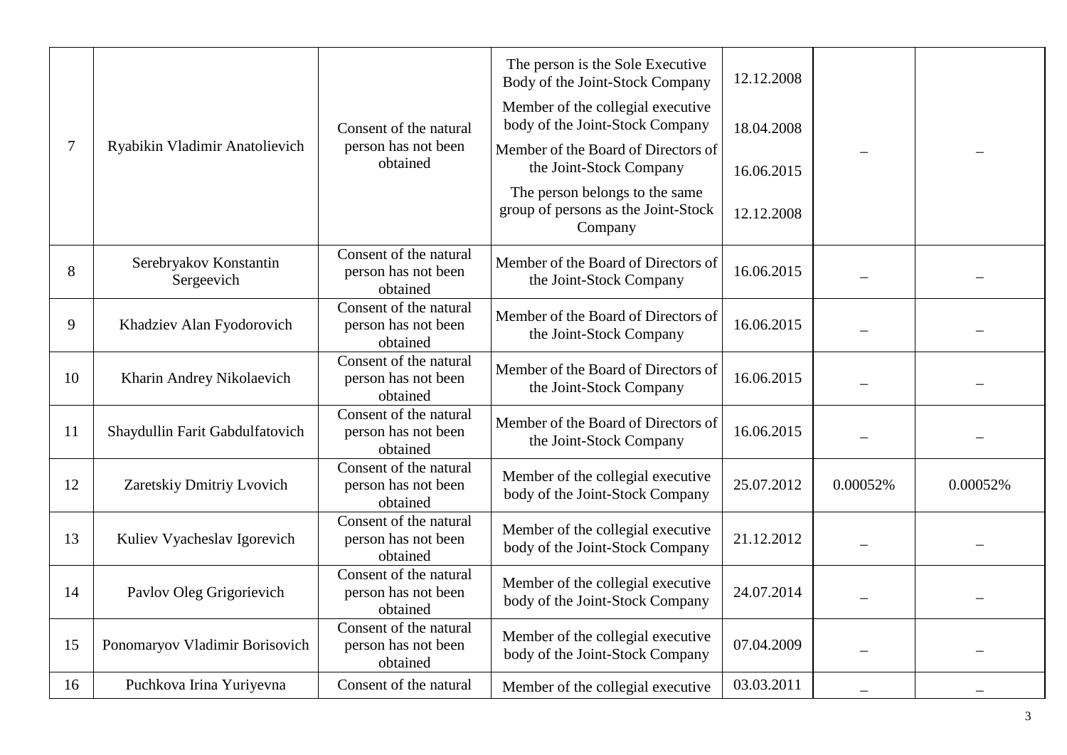| 7 | Ryabikin Vladimir Anatolievich | Consent of the natural person has not been obtained | The person is the Sole Executive Body of the Joint-Stock Company<br>Member of the collegial executive body of the Joint-Stock Company<br>Member of the Board of Directors of the Joint-Stock Company<br>The person belongs to the same group of persons as the Joint-Stock Company | 12.12.2008<br>18.04.2008<br>16.06.2015<br>12.12.2008 | – | – |
|---|---|---|---|---|---|---|
| 8 | Serebryakov Konstantin Sergeevich | Consent of the natural person has not been obtained | Member of the Board of Directors of the Joint-Stock Company | 16.06.2015 | – | – |
| 9 | Khadziev Alan Fyodorovich | Consent of the natural person has not been obtained | Member of the Board of Directors of the Joint-Stock Company | 16.06.2015 | – | – |
| 10 | Kharin Andrey Nikolaevich | Consent of the natural person has not been obtained | Member of the Board of Directors of the Joint-Stock Company | 16.06.2015 | – | – |
| 11 | Shaydullin Farit Gabdulfatovich | Consent of the natural person has not been obtained | Member of the Board of Directors of the Joint-Stock Company | 16.06.2015 | – | – |
| 12 | Zaretskiy Dmitriy Lvovich | Consent of the natural person has not been obtained | Member of the collegial executive body of the Joint-Stock Company | 25.07.2012 | 0.00052% | 0.00052% |
| 13 | Kuliev Vyacheslav Igorevich | Consent of the natural person has not been obtained | Member of the collegial executive body of the Joint-Stock Company | 21.12.2012 | – | – |
| 14 | Pavlov Oleg Grigorievich | Consent of the natural person has not been obtained | Member of the collegial executive body of the Joint-Stock Company | 24.07.2014 | – | – |
| 15 | Ponomaryov Vladimir Borisovich | Consent of the natural person has not been obtained | Member of the collegial executive body of the Joint-Stock Company | 07.04.2009 | – | – |
| 16 | Puchkova Irina Yuriyevna | Consent of the natural | Member of the collegial executive | 03.03.2011 | – | – |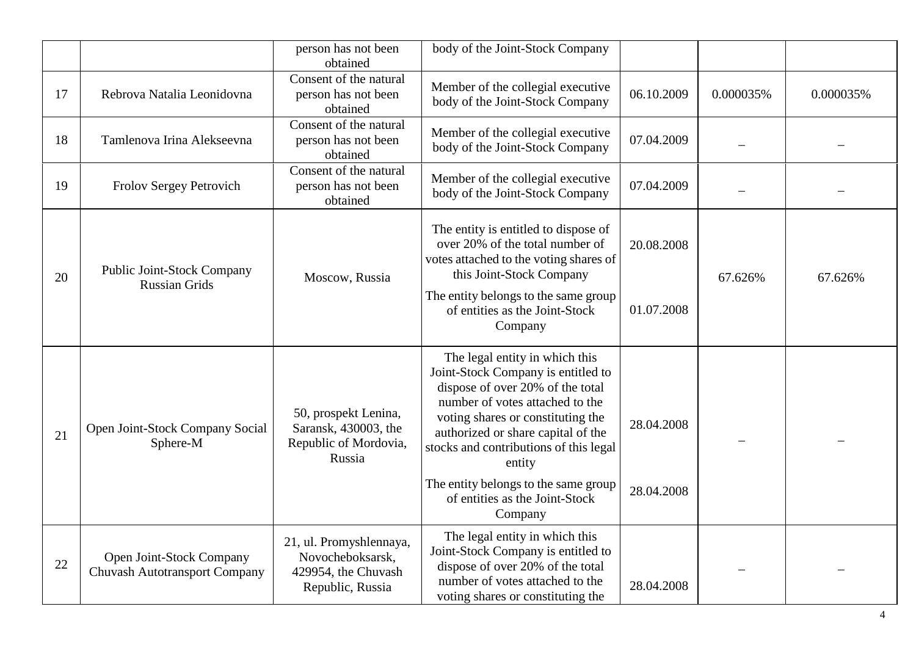| | | | | | | |
|---|---|---|---|---|---|---|
| | | person has not been obtained | body of the Joint-Stock Company | | | |
| 17 | Rebrova Natalia Leonidovna | Consent of the natural person has not been obtained | Member of the collegial executive body of the Joint-Stock Company | 06.10.2009 | 0.000035% | 0.000035% |
| 18 | Tamlenova Irina Alekseevna | Consent of the natural person has not been obtained | Member of the collegial executive body of the Joint-Stock Company | 07.04.2009 | – | – |
| 19 | Frolov Sergey Petrovich | Consent of the natural person has not been obtained | Member of the collegial executive body of the Joint-Stock Company | 07.04.2009 | – | – |
| 20 | Public Joint-Stock Company Russian Grids | Moscow, Russia | The entity is entitled to dispose of over 20% of the total number of votes attached to the voting shares of this Joint-Stock Company<br>The entity belongs to the same group of entities as the Joint-Stock Company | 20.08.2008<br>01.07.2008 | 67.626% | 67.626% |
| 21 | Open Joint-Stock Company Social Sphere-M | 50, prospekt Lenina, Saransk, 430003, the Republic of Mordovia, Russia | The legal entity in which this Joint-Stock Company is entitled to dispose of over 20% of the total number of votes attached to the voting shares or constituting the authorized or share capital of the stocks and contributions of this legal entity<br>The entity belongs to the same group of entities as the Joint-Stock Company | 28.04.2008<br>28.04.2008 | – | – |
| 22 | Open Joint-Stock Company Chuvash Autotransport Company | 21, ul. Promyshlennaya, Novocheboksarsk, 429954, the Chuvash Republic, Russia | The legal entity in which this Joint-Stock Company is entitled to dispose of over 20% of the total number of votes attached to the voting shares or constituting the | 28.04.2008 | – | – |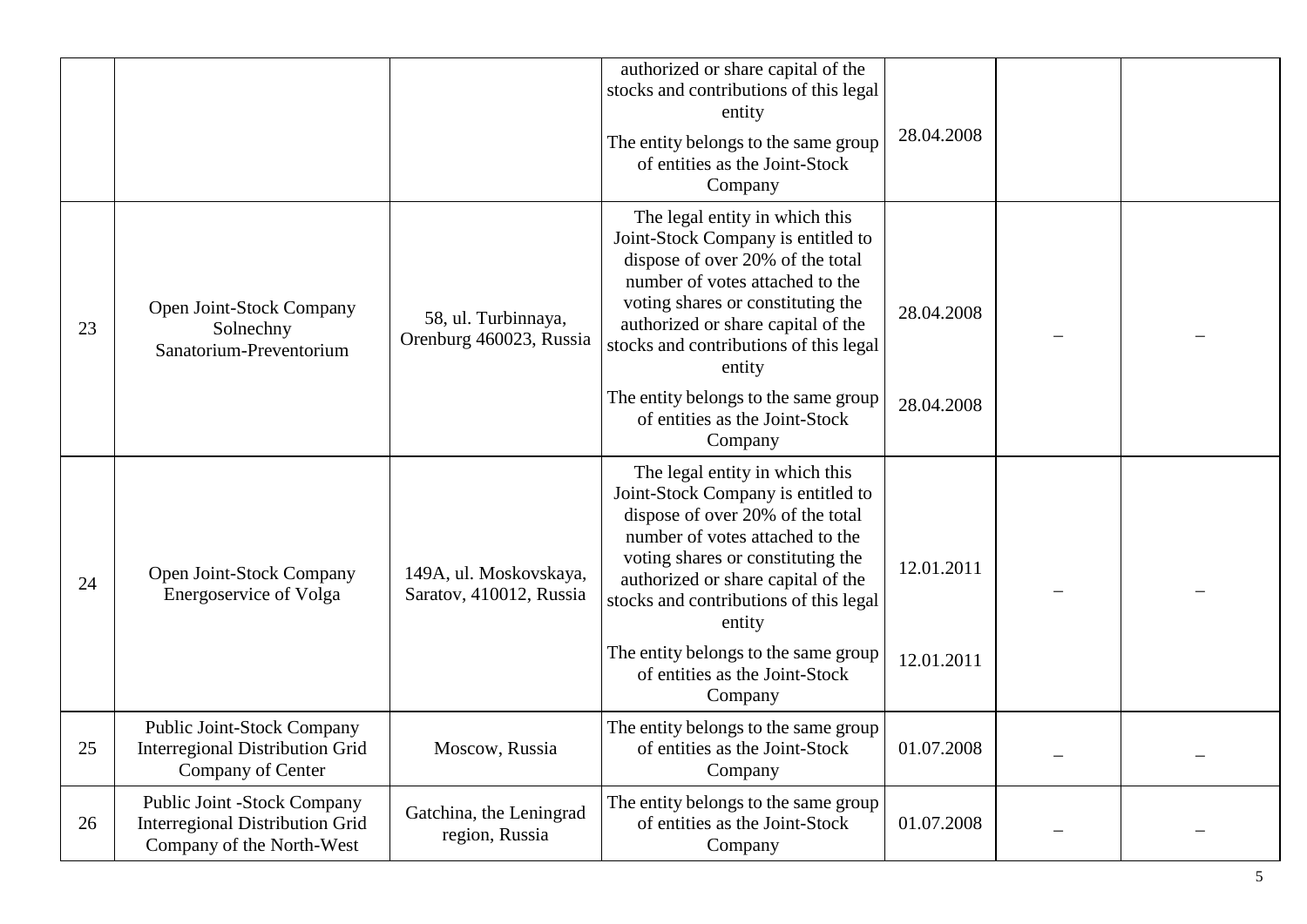| | | | | | | |
|---|---|---|---|---|---|---|
| | | | authorized or share capital of the stocks and contributions of this legal entity | | | |
| | | | The entity belongs to the same group of entities as the Joint-Stock Company | 28.04.2008 | | |
| 23 | Open Joint-Stock Company Solnechny Sanatorium-Preventorium | 58, ul. Turbinnaya, Orenburg 460023, Russia | The legal entity in which this Joint-Stock Company is entitled to dispose of over 20% of the total number of votes attached to the voting shares or constituting the authorized or share capital of the stocks and contributions of this legal entity | 28.04.2008 | – | – |
| | | | The entity belongs to the same group of entities as the Joint-Stock Company | 28.04.2008 | | |
| 24 | Open Joint-Stock Company Energoservice of Volga | 149A, ul. Moskovskaya, Saratov, 410012, Russia | The legal entity in which this Joint-Stock Company is entitled to dispose of over 20% of the total number of votes attached to the voting shares or constituting the authorized or share capital of the stocks and contributions of this legal entity | 12.01.2011 | – | – |
| | | | The entity belongs to the same group of entities as the Joint-Stock Company | 12.01.2011 | | |
| 25 | Public Joint-Stock Company Interregional Distribution Grid Company of Center | Moscow, Russia | The entity belongs to the same group of entities as the Joint-Stock Company | 01.07.2008 | – | – |
| 26 | Public Joint -Stock Company Interregional Distribution Grid Company of the North-West | Gatchina, the Leningrad region, Russia | The entity belongs to the same group of entities as the Joint-Stock Company | 01.07.2008 | – | – |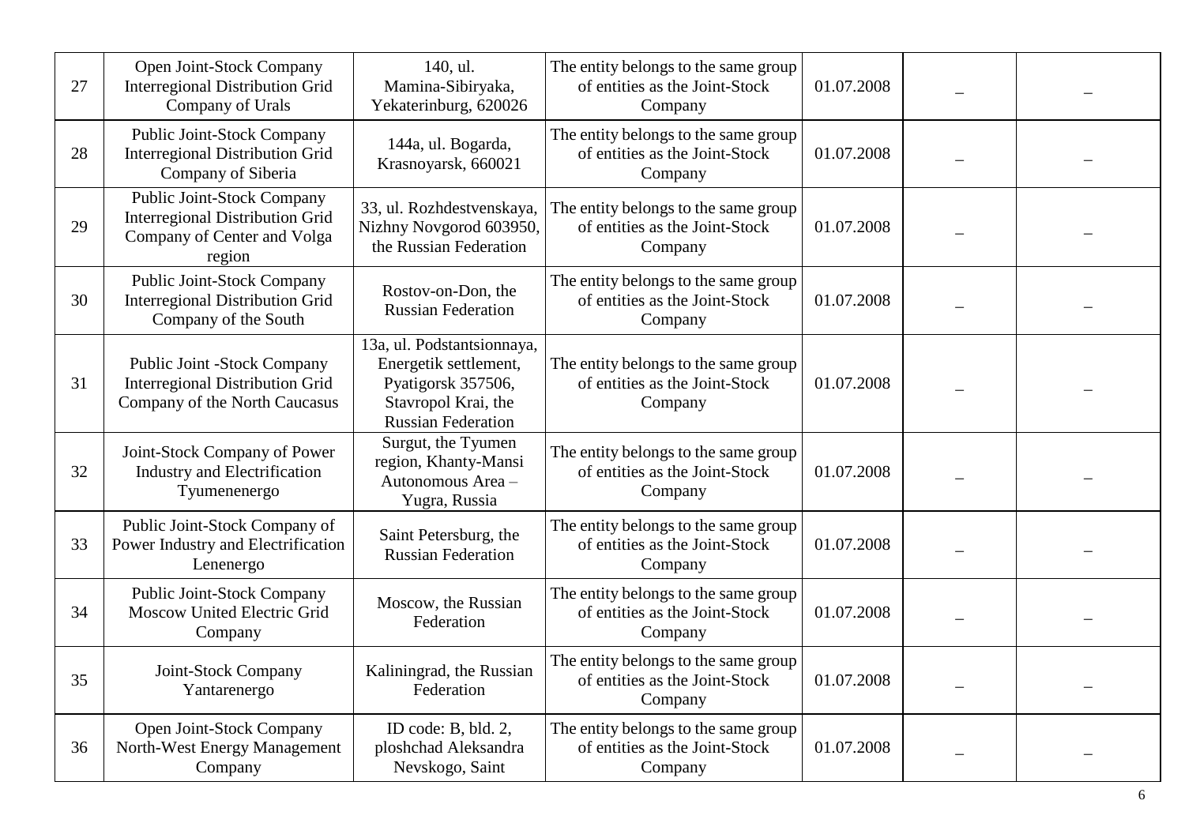| | | | | | | |
|---|---|---|---|---|---|---|
| 27 | Open Joint-Stock Company Interregional Distribution Grid Company of Urals | 140, ul. Mamina-Sibiryaka, Yekaterinburg, 620026 | The entity belongs to the same group of entities as the Joint-Stock Company | 01.07.2008 | _ | _ |
| 28 | Public Joint-Stock Company Interregional Distribution Grid Company of Siberia | 144a, ul. Bogarda, Krasnoyarsk, 660021 | The entity belongs to the same group of entities as the Joint-Stock Company | 01.07.2008 | _ | _ |
| 29 | Public Joint-Stock Company Interregional Distribution Grid Company of Center and Volga region | 33, ul. Rozhdestvenskaya, Nizhny Novgorod 603950, the Russian Federation | The entity belongs to the same group of entities as the Joint-Stock Company | 01.07.2008 | _ | _ |
| 30 | Public Joint-Stock Company Interregional Distribution Grid Company of the South | Rostov-on-Don, the Russian Federation | The entity belongs to the same group of entities as the Joint-Stock Company | 01.07.2008 | _ | _ |
| 31 | Public Joint -Stock Company Interregional Distribution Grid Company of the North Caucasus | 13a, ul. Podstantsionnaya, Energetik settlement, Pyatigorsk 357506, Stavropol Krai, the Russian Federation | The entity belongs to the same group of entities as the Joint-Stock Company | 01.07.2008 | _ | _ |
| 32 | Joint-Stock Company of Power Industry and Electrification Tyumenenergo | Surgut, the Tyumen region, Khanty-Mansi Autonomous Area – Yugra, Russia | The entity belongs to the same group of entities as the Joint-Stock Company | 01.07.2008 | _ | _ |
| 33 | Public Joint-Stock Company of Power Industry and Electrification Lenenergo | Saint Petersburg, the Russian Federation | The entity belongs to the same group of entities as the Joint-Stock Company | 01.07.2008 | _ | _ |
| 34 | Public Joint-Stock Company Moscow United Electric Grid Company | Moscow, the Russian Federation | The entity belongs to the same group of entities as the Joint-Stock Company | 01.07.2008 | _ | _ |
| 35 | Joint-Stock Company Yantarenergo | Kaliningrad, the Russian Federation | The entity belongs to the same group of entities as the Joint-Stock Company | 01.07.2008 | _ | _ |
| 36 | Open Joint-Stock Company North-West Energy Management Company | ID code: B, bld. 2, ploshchad Aleksandra Nevskogo, Saint | The entity belongs to the same group of entities as the Joint-Stock Company | 01.07.2008 | _ | _ |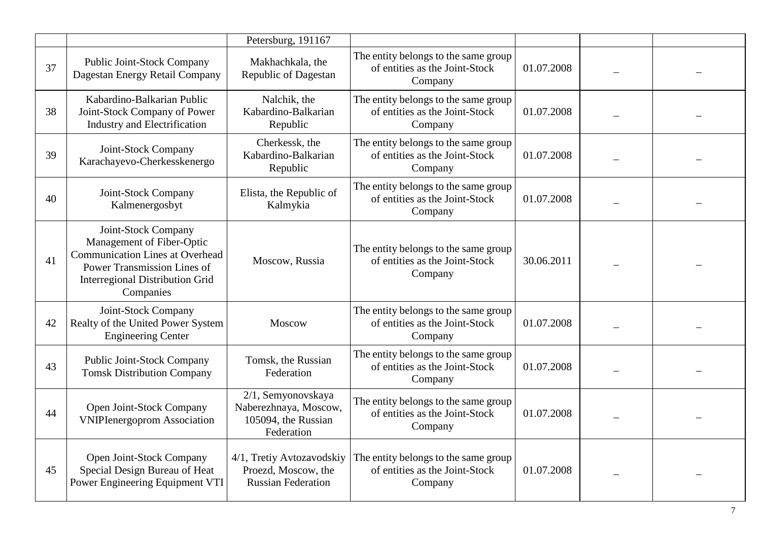| | | | | | | |
|---|---|---|---|---|---|---|
| | | Petersburg, 191167 | | | | |
| 37 | Public Joint-Stock Company Dagestan Energy Retail Company | Makhachkala, the Republic of Dagestan | The entity belongs to the same group of entities as the Joint-Stock Company | 01.07.2008 | – | – |
| 38 | Kabardino-Balkarian Public Joint-Stock Company of Power Industry and Electrification | Nalchik, the Kabardino-Balkarian Republic | The entity belongs to the same group of entities as the Joint-Stock Company | 01.07.2008 | – | – |
| 39 | Joint-Stock Company Karachayevo-Cherkesskenergo | Cherkessk, the Kabardino-Balkarian Republic | The entity belongs to the same group of entities as the Joint-Stock Company | 01.07.2008 | – | – |
| 40 | Joint-Stock Company Kalmenergosbyt | Elista, the Republic of Kalmykia | The entity belongs to the same group of entities as the Joint-Stock Company | 01.07.2008 | – | – |
| 41 | Joint-Stock Company Management of Fiber-Optic Communication Lines at Overhead Power Transmission Lines of Interregional Distribution Grid Companies | Moscow, Russia | The entity belongs to the same group of entities as the Joint-Stock Company | 30.06.2011 | – | – |
| 42 | Joint-Stock Company Realty of the United Power System Engineering Center | Moscow | The entity belongs to the same group of entities as the Joint-Stock Company | 01.07.2008 | – | – |
| 43 | Public Joint-Stock Company Tomsk Distribution Company | Tomsk, the Russian Federation | The entity belongs to the same group of entities as the Joint-Stock Company | 01.07.2008 | – | – |
| 44 | Open Joint-Stock Company VNIPIenergoprom Association | 2/1, Semyonovskaya Naberezhnaya, Moscow, 105094, the Russian Federation | The entity belongs to the same group of entities as the Joint-Stock Company | 01.07.2008 | – | – |
| 45 | Open Joint-Stock Company Special Design Bureau of Heat Power Engineering Equipment VTI | 4/1, Tretiy Avtozavodskiy Proezd, Moscow, the Russian Federation | The entity belongs to the same group of entities as the Joint-Stock Company | 01.07.2008 | – | – |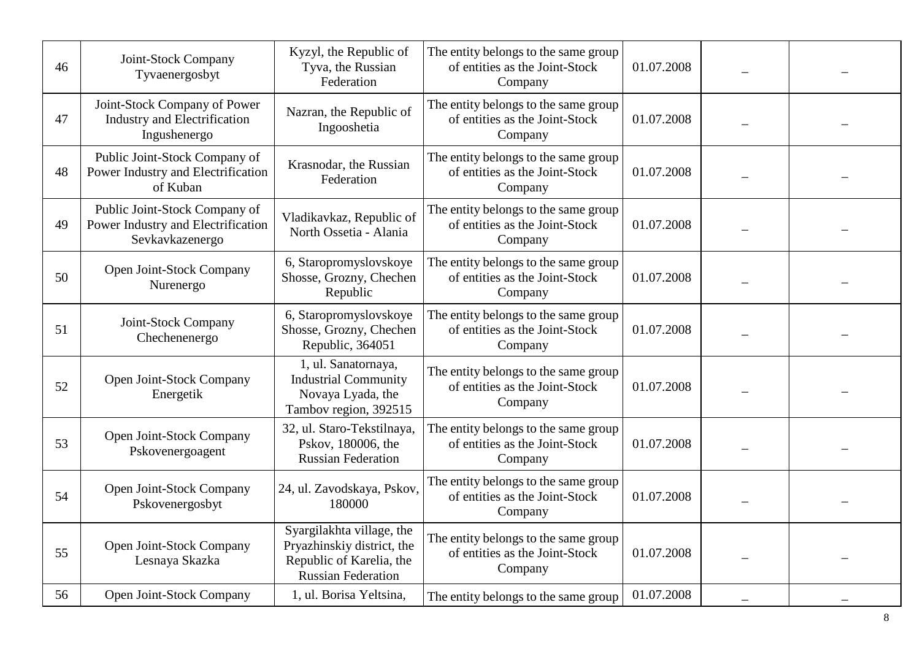| | | | | | | |
|---|---|---|---|---|---|---|
| 46 | Joint-Stock Company Tyvaenergosbyt | Kyzyl, the Republic of Tyva, the Russian Federation | The entity belongs to the same group of entities as the Joint-Stock Company | 01.07.2008 | – | – |
| 47 | Joint-Stock Company of Power Industry and Electrification Ingushenergo | Nazran, the Republic of Ingooshetia | The entity belongs to the same group of entities as the Joint-Stock Company | 01.07.2008 | – | – |
| 48 | Public Joint-Stock Company of Power Industry and Electrification of Kuban | Krasnodar, the Russian Federation | The entity belongs to the same group of entities as the Joint-Stock Company | 01.07.2008 | – | – |
| 49 | Public Joint-Stock Company of Power Industry and Electrification Sevkavkazenergo | Vladikavkaz, Republic of North Ossetia - Alania | The entity belongs to the same group of entities as the Joint-Stock Company | 01.07.2008 | – | – |
| 50 | Open Joint-Stock Company Nurenergo | 6, Staropromyslovskoye Shosse, Grozny, Chechen Republic | The entity belongs to the same group of entities as the Joint-Stock Company | 01.07.2008 | – | – |
| 51 | Joint-Stock Company Chechenenergo | 6, Staropromyslovskoye Shosse, Grozny, Chechen Republic, 364051 | The entity belongs to the same group of entities as the Joint-Stock Company | 01.07.2008 | – | – |
| 52 | Open Joint-Stock Company Energetik | 1, ul. Sanatornaya, Industrial Community Novaya Lyada, the Tambov region, 392515 | The entity belongs to the same group of entities as the Joint-Stock Company | 01.07.2008 | – | – |
| 53 | Open Joint-Stock Company Pskovenergoagent | 32, ul. Staro-Tekstilnaya, Pskov, 180006, the Russian Federation | The entity belongs to the same group of entities as the Joint-Stock Company | 01.07.2008 | – | – |
| 54 | Open Joint-Stock Company Pskovenergosbyt | 24, ul. Zavodskaya, Pskov, 180000 | The entity belongs to the same group of entities as the Joint-Stock Company | 01.07.2008 | – | – |
| 55 | Open Joint-Stock Company Lesnaya Skazka | Syargilakhta village, the Pryazhinskiy district, the Republic of Karelia, the Russian Federation | The entity belongs to the same group of entities as the Joint-Stock Company | 01.07.2008 | – | – |
| 56 | Open Joint-Stock Company | 1, ul. Borisa Yeltsina, | The entity belongs to the same group | 01.07.2008 | – | – |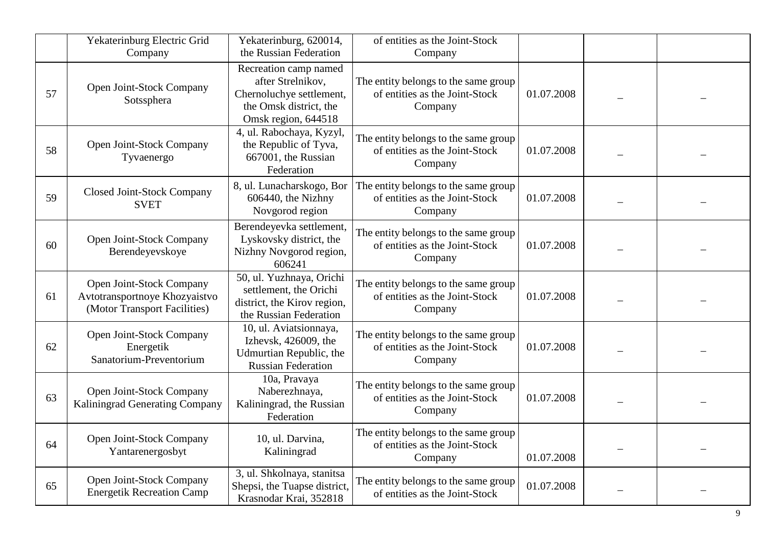|  |  |  |  |  |  |  |
|---|---|---|---|---|---|---|
|  | Yekaterinburg Electric Grid Company | Yekaterinburg, 620014, the Russian Federation | of entities as the Joint-Stock Company |  |  |  |
| 57 | Open Joint-Stock Company Sotssphera | Recreation camp named after Strelnikov, Chernoluchye settlement, the Omsk district, the Omsk region, 644518 | The entity belongs to the same group of entities as the Joint-Stock Company | 01.07.2008 | – | – |
| 58 | Open Joint-Stock Company Tyvaenergo | 4, ul. Rabochaya, Kyzyl, the Republic of Tyva, 667001, the Russian Federation | The entity belongs to the same group of entities as the Joint-Stock Company | 01.07.2008 | – | – |
| 59 | Closed Joint-Stock Company SVET | 8, ul. Lunacharskogo, Bor 606440, the Nizhny Novgorod region | The entity belongs to the same group of entities as the Joint-Stock Company | 01.07.2008 | – | – |
| 60 | Open Joint-Stock Company Berendeyevskoye | Berendeyevka settlement, Lyskovsky district, the Nizhny Novgorod region, 606241 | The entity belongs to the same group of entities as the Joint-Stock Company | 01.07.2008 | – | – |
| 61 | Open Joint-Stock Company Avtotransportnoye Khozyaistvo (Motor Transport Facilities) | 50, ul. Yuzhnaya, Orichi settlement, the Orichi district, the Kirov region, the Russian Federation | The entity belongs to the same group of entities as the Joint-Stock Company | 01.07.2008 | – | – |
| 62 | Open Joint-Stock Company Energetik Sanatorium-Preventorium | 10, ul. Aviatsionnaya, Izhevsk, 426009, the Udmurtian Republic, the Russian Federation | The entity belongs to the same group of entities as the Joint-Stock Company | 01.07.2008 | – | – |
| 63 | Open Joint-Stock Company Kaliningrad Generating Company | 10a, Pravaya Naberezhnaya, Kaliningrad, the Russian Federation | The entity belongs to the same group of entities as the Joint-Stock Company | 01.07.2008 | – | – |
| 64 | Open Joint-Stock Company Yantarenergosbyt | 10, ul. Darvina, Kaliningrad | The entity belongs to the same group of entities as the Joint-Stock Company | 01.07.2008 | – | – |
| 65 | Open Joint-Stock Company Energetik Recreation Camp | 3, ul. Shkolnaya, stanitsa Shepsi, the Tuapse district, Krasnodar Krai, 352818 | The entity belongs to the same group of entities as the Joint-Stock | 01.07.2008 | – | – |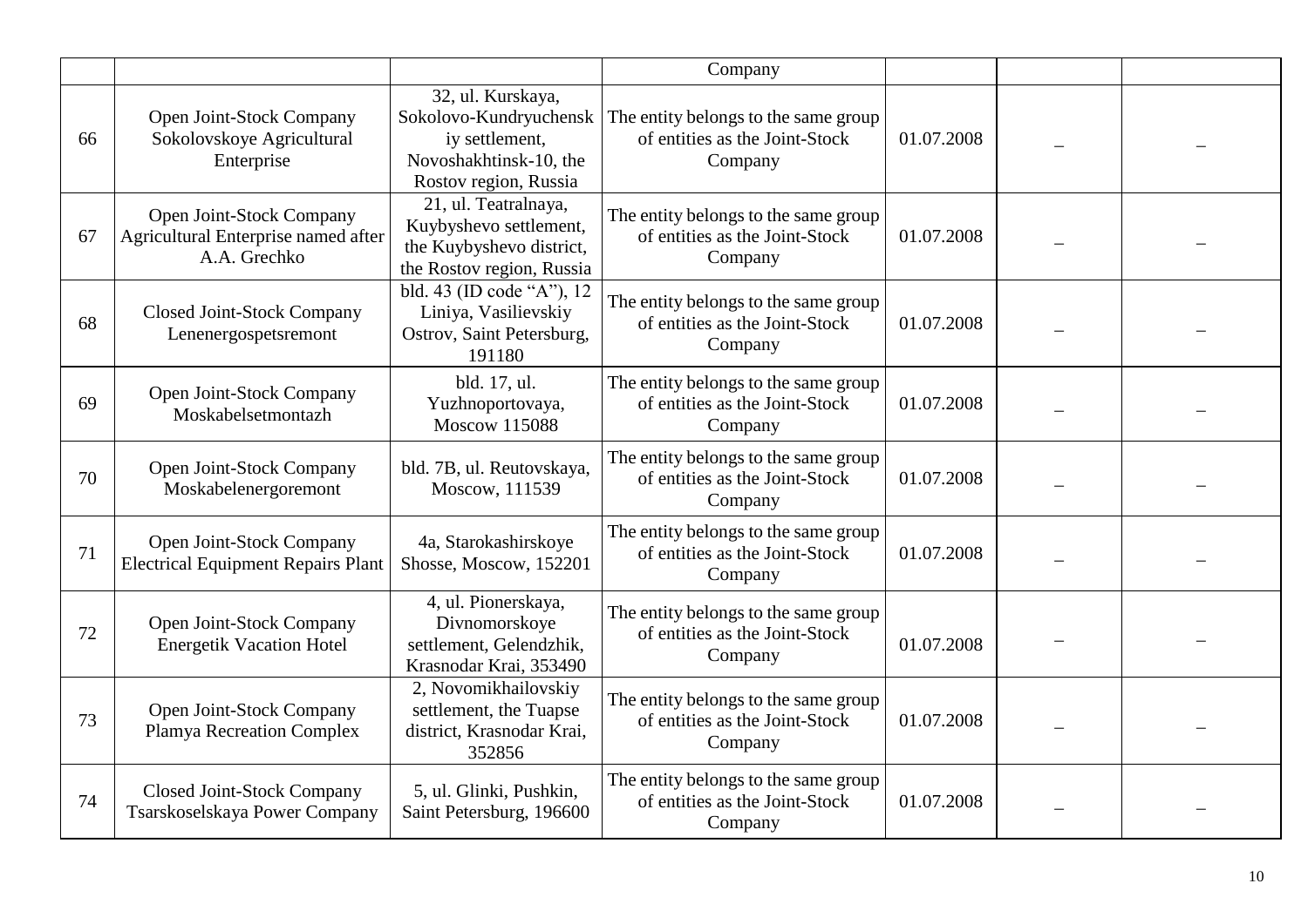| | | | Company | | | |
|---|---|---|---|---|---|---|
| 66 | Open Joint-Stock Company Sokolovskoye Agricultural Enterprise | 32, ul. Kurskaya, Sokolovo-Kundryuchensk iy settlement, Novoshakhtinsk-10, the Rostov region, Russia | The entity belongs to the same group of entities as the Joint-Stock Company | 01.07.2008 | – | – |
| 67 | Open Joint-Stock Company Agricultural Enterprise named after A.A. Grechko | 21, ul. Teatralnaya, Kuybyshevo settlement, the Kuybyshevo district, the Rostov region, Russia | The entity belongs to the same group of entities as the Joint-Stock Company | 01.07.2008 | – | – |
| 68 | Closed Joint-Stock Company Lenenergospetsremont | bld. 43 (ID code “A”), 12 Liniya, Vasilievskiy Ostrov, Saint Petersburg, 191180 | The entity belongs to the same group of entities as the Joint-Stock Company | 01.07.2008 | – | – |
| 69 | Open Joint-Stock Company Moskabelsetmontazh | bld. 17, ul. Yuzhnoportovaya, Moscow 115088 | The entity belongs to the same group of entities as the Joint-Stock Company | 01.07.2008 | – | – |
| 70 | Open Joint-Stock Company Moskabelenergoremont | bld. 7B, ul. Reutovskaya, Moscow, 111539 | The entity belongs to the same group of entities as the Joint-Stock Company | 01.07.2008 | – | – |
| 71 | Open Joint-Stock Company Electrical Equipment Repairs Plant | 4a, Starokashirskoye Shosse, Moscow, 152201 | The entity belongs to the same group of entities as the Joint-Stock Company | 01.07.2008 | – | – |
| 72 | Open Joint-Stock Company Energetik Vacation Hotel | 4, ul. Pionerskaya, Divnomorskoye settlement, Gelendzhik, Krasnodar Krai, 353490 | The entity belongs to the same group of entities as the Joint-Stock Company | 01.07.2008 | – | – |
| 73 | Open Joint-Stock Company Plamya Recreation Complex | 2, Novomikhailovskiy settlement, the Tuapse district, Krasnodar Krai, 352856 | The entity belongs to the same group of entities as the Joint-Stock Company | 01.07.2008 | – | – |
| 74 | Closed Joint-Stock Company Tsarskoselskaya Power Company | 5, ul. Glinki, Pushkin, Saint Petersburg, 196600 | The entity belongs to the same group of entities as the Joint-Stock Company | 01.07.2008 | – | – |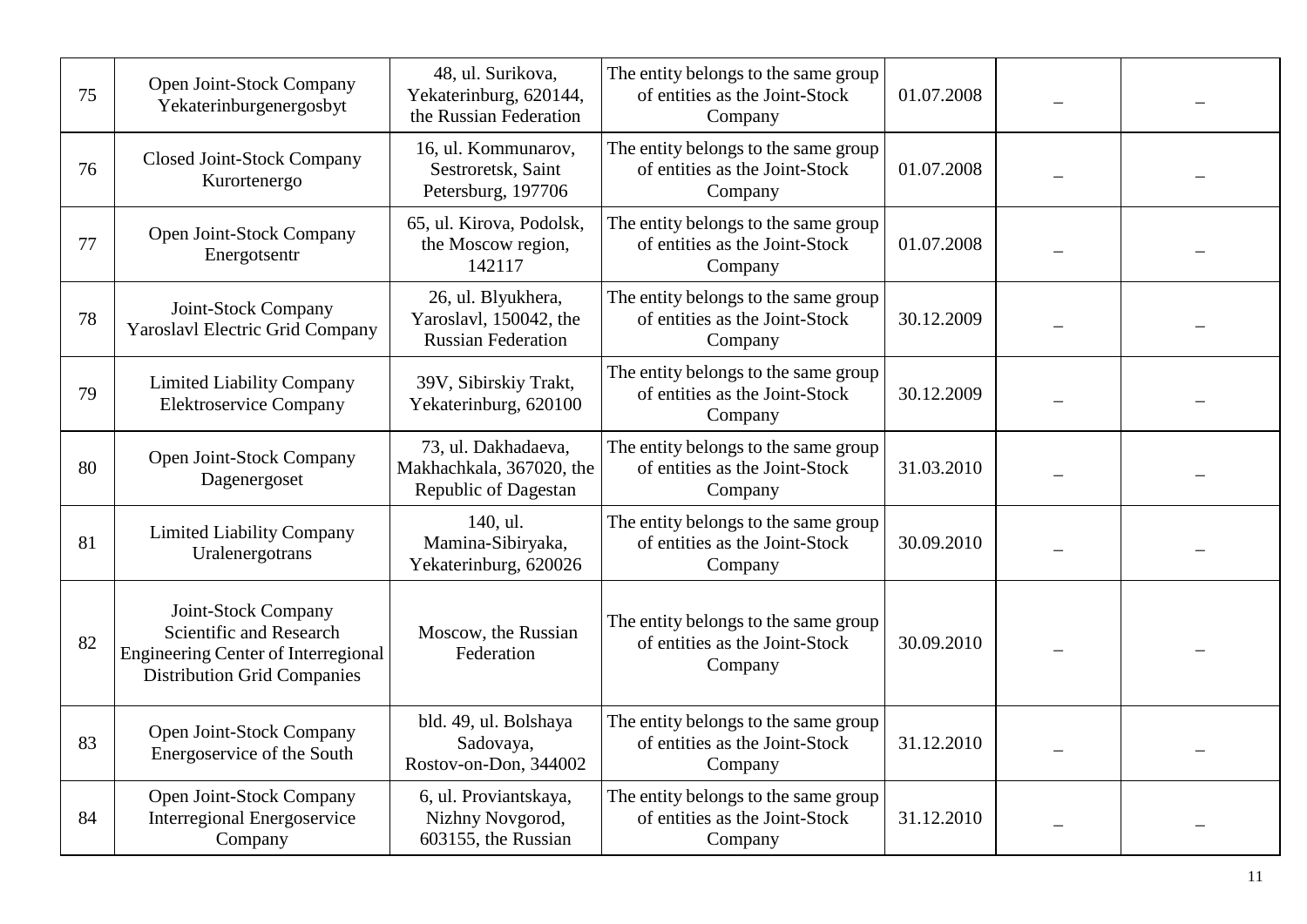| 75 | Open Joint-Stock Company Yekaterinburgenergosbyt | 48, ul. Surikova, Yekaterinburg, 620144, the Russian Federation | The entity belongs to the same group of entities as the Joint-Stock Company | 01.07.2008 | – | – |
|---|---|---|---|---|---|---|
| 76 | Closed Joint-Stock Company Kurortenergo | 16, ul. Kommunarov, Sestroretsk, Saint Petersburg, 197706 | The entity belongs to the same group of entities as the Joint-Stock Company | 01.07.2008 | – | – |
| 77 | Open Joint-Stock Company Energotsentr | 65, ul. Kirova, Podolsk, the Moscow region, 142117 | The entity belongs to the same group of entities as the Joint-Stock Company | 01.07.2008 | – | – |
| 78 | Joint-Stock Company Yaroslavl Electric Grid Company | 26, ul. Blyukhera, Yaroslavl, 150042, the Russian Federation | The entity belongs to the same group of entities as the Joint-Stock Company | 30.12.2009 | – | – |
| 79 | Limited Liability Company Elektroservice Company | 39V, Sibirskiy Trakt, Yekaterinburg, 620100 | The entity belongs to the same group of entities as the Joint-Stock Company | 30.12.2009 | – | – |
| 80 | Open Joint-Stock Company Dagenergoset | 73, ul. Dakhadaeva, Makhachkala, 367020, the Republic of Dagestan | The entity belongs to the same group of entities as the Joint-Stock Company | 31.03.2010 | – | – |
| 81 | Limited Liability Company Uralenergotrans | 140, ul. Mamina-Sibiryaka, Yekaterinburg, 620026 | The entity belongs to the same group of entities as the Joint-Stock Company | 30.09.2010 | – | – |
| 82 | Joint-Stock Company Scientific and Research Engineering Center of Interregional Distribution Grid Companies | Moscow, the Russian Federation | The entity belongs to the same group of entities as the Joint-Stock Company | 30.09.2010 | – | – |
| 83 | Open Joint-Stock Company Energoservice of the South | bld. 49, ul. Bolshaya Sadovaya, Rostov-on-Don, 344002 | The entity belongs to the same group of entities as the Joint-Stock Company | 31.12.2010 | – | – |
| 84 | Open Joint-Stock Company Interregional Energoservice Company | 6, ul. Proviantskaya, Nizhny Novgorod, 603155, the Russian | The entity belongs to the same group of entities as the Joint-Stock Company | 31.12.2010 | – | – |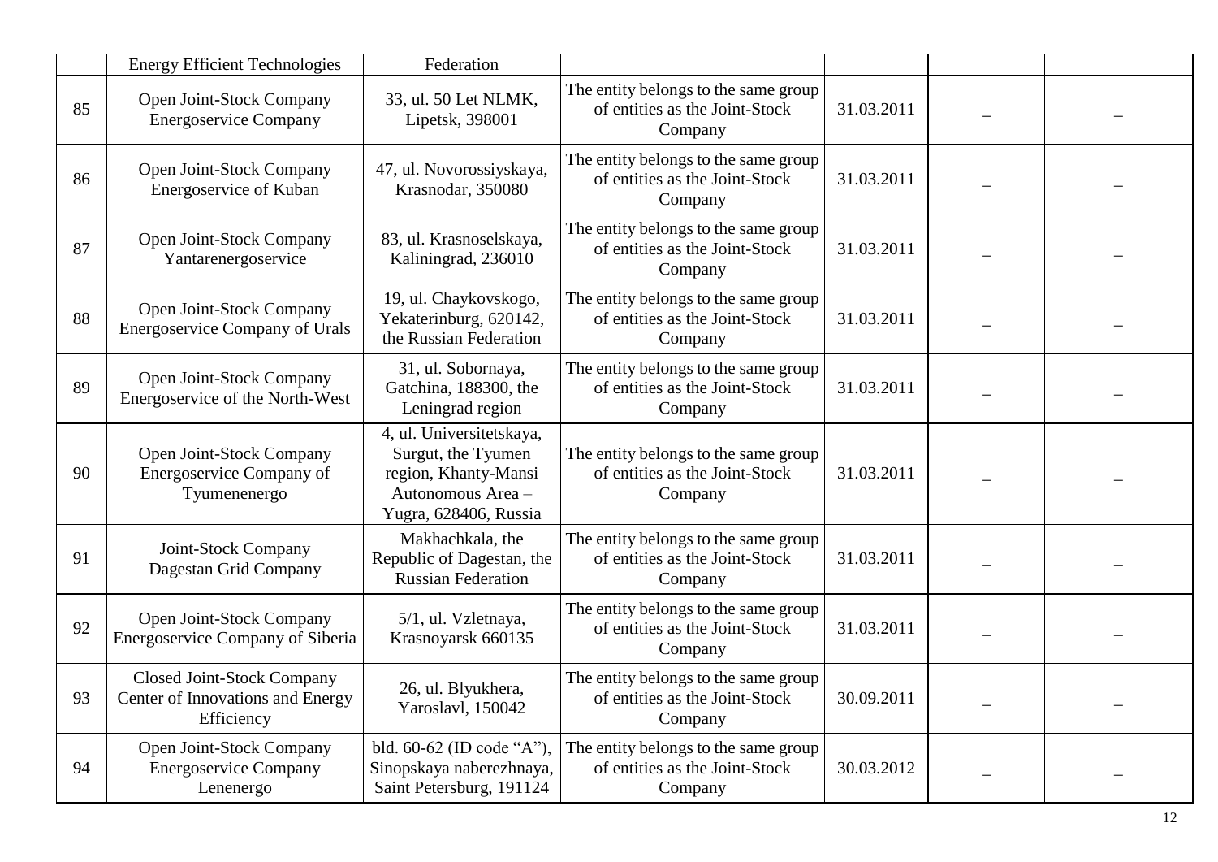| | | | | | | |
|---|---|---|---|---|---|---|
| | Energy Efficient Technologies | Federation | | | | |
| 85 | Open Joint-Stock Company Energoservice Company | 33, ul. 50 Let NLMK, Lipetsk, 398001 | The entity belongs to the same group of entities as the Joint-Stock Company | 31.03.2011 | – | – |
| 86 | Open Joint-Stock Company Energoservice of Kuban | 47, ul. Novorossiyskaya, Krasnodar, 350080 | The entity belongs to the same group of entities as the Joint-Stock Company | 31.03.2011 | – | – |
| 87 | Open Joint-Stock Company Yantarenergoservice | 83, ul. Krasnoselskaya, Kaliningrad, 236010 | The entity belongs to the same group of entities as the Joint-Stock Company | 31.03.2011 | – | – |
| 88 | Open Joint-Stock Company Energoservice Company of Urals | 19, ul. Chaykovskogo, Yekaterinburg, 620142, the Russian Federation | The entity belongs to the same group of entities as the Joint-Stock Company | 31.03.2011 | – | – |
| 89 | Open Joint-Stock Company Energoservice of the North-West | 31, ul. Sobornaya, Gatchina, 188300, the Leningrad region | The entity belongs to the same group of entities as the Joint-Stock Company | 31.03.2011 | – | – |
| 90 | Open Joint-Stock Company Energoservice Company of Tyumenenergo | 4, ul. Universitetskaya, Surgut, the Tyumen region, Khanty-Mansi Autonomous Area – Yugra, 628406, Russia | The entity belongs to the same group of entities as the Joint-Stock Company | 31.03.2011 | – | – |
| 91 | Joint-Stock Company Dagestan Grid Company | Makhachkala, the Republic of Dagestan, the Russian Federation | The entity belongs to the same group of entities as the Joint-Stock Company | 31.03.2011 | – | – |
| 92 | Open Joint-Stock Company Energoservice Company of Siberia | 5/1, ul. Vzletnaya, Krasnoyarsk 660135 | The entity belongs to the same group of entities as the Joint-Stock Company | 31.03.2011 | – | – |
| 93 | Closed Joint-Stock Company Center of Innovations and Energy Efficiency | 26, ul. Blyukhera, Yaroslavl, 150042 | The entity belongs to the same group of entities as the Joint-Stock Company | 30.09.2011 | – | – |
| 94 | Open Joint-Stock Company Energoservice Company Lenenergo | bld. 60-62 (ID code "A"), Sinopskaya naberezhnaya, Saint Petersburg, 191124 | The entity belongs to the same group of entities as the Joint-Stock Company | 30.03.2012 | – | – |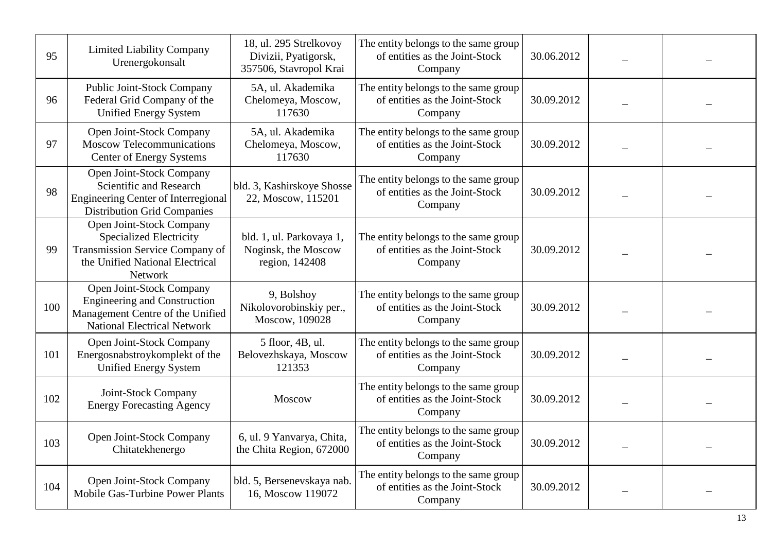| | | | | | | |
|---|---|---|---|---|---|---|
| 95 | Limited Liability Company Urenergokonsalt | 18, ul. 295 Strelkovoy Divizii, Pyatigorsk, 357506, Stavropol Krai | The entity belongs to the same group of entities as the Joint-Stock Company | 30.06.2012 | – | – |
| 96 | Public Joint-Stock Company Federal Grid Company of the Unified Energy System | 5A, ul. Akademika Chelomeya, Moscow, 117630 | The entity belongs to the same group of entities as the Joint-Stock Company | 30.09.2012 | – | – |
| 97 | Open Joint-Stock Company Moscow Telecommunications Center of Energy Systems | 5A, ul. Akademika Chelomeya, Moscow, 117630 | The entity belongs to the same group of entities as the Joint-Stock Company | 30.09.2012 | – | – |
| 98 | Open Joint-Stock Company Scientific and Research Engineering Center of Interregional Distribution Grid Companies | bld. 3, Kashirskoye Shosse 22, Moscow, 115201 | The entity belongs to the same group of entities as the Joint-Stock Company | 30.09.2012 | – | – |
| 99 | Open Joint-Stock Company Specialized Electricity Transmission Service Company of the Unified National Electrical Network | bld. 1, ul. Parkovaya 1, Noginsk, the Moscow region, 142408 | The entity belongs to the same group of entities as the Joint-Stock Company | 30.09.2012 | – | – |
| 100 | Open Joint-Stock Company Engineering and Construction Management Centre of the Unified National Electrical Network | 9, Bolshoy Nikolovorobinskiy per., Moscow, 109028 | The entity belongs to the same group of entities as the Joint-Stock Company | 30.09.2012 | – | – |
| 101 | Open Joint-Stock Company Energosnabstroykomplekt of the Unified Energy System | 5 floor, 4B, ul. Belovezhskaya, Moscow 121353 | The entity belongs to the same group of entities as the Joint-Stock Company | 30.09.2012 | – | – |
| 102 | Joint-Stock Company Energy Forecasting Agency | Moscow | The entity belongs to the same group of entities as the Joint-Stock Company | 30.09.2012 | – | – |
| 103 | Open Joint-Stock Company Chitatekhenergo | 6, ul. 9 Yanvarya, Chita, the Chita Region, 672000 | The entity belongs to the same group of entities as the Joint-Stock Company | 30.09.2012 | – | – |
| 104 | Open Joint-Stock Company Mobile Gas-Turbine Power Plants | bld. 5, Bersenevskaya nab. 16, Moscow 119072 | The entity belongs to the same group of entities as the Joint-Stock Company | 30.09.2012 | – | – |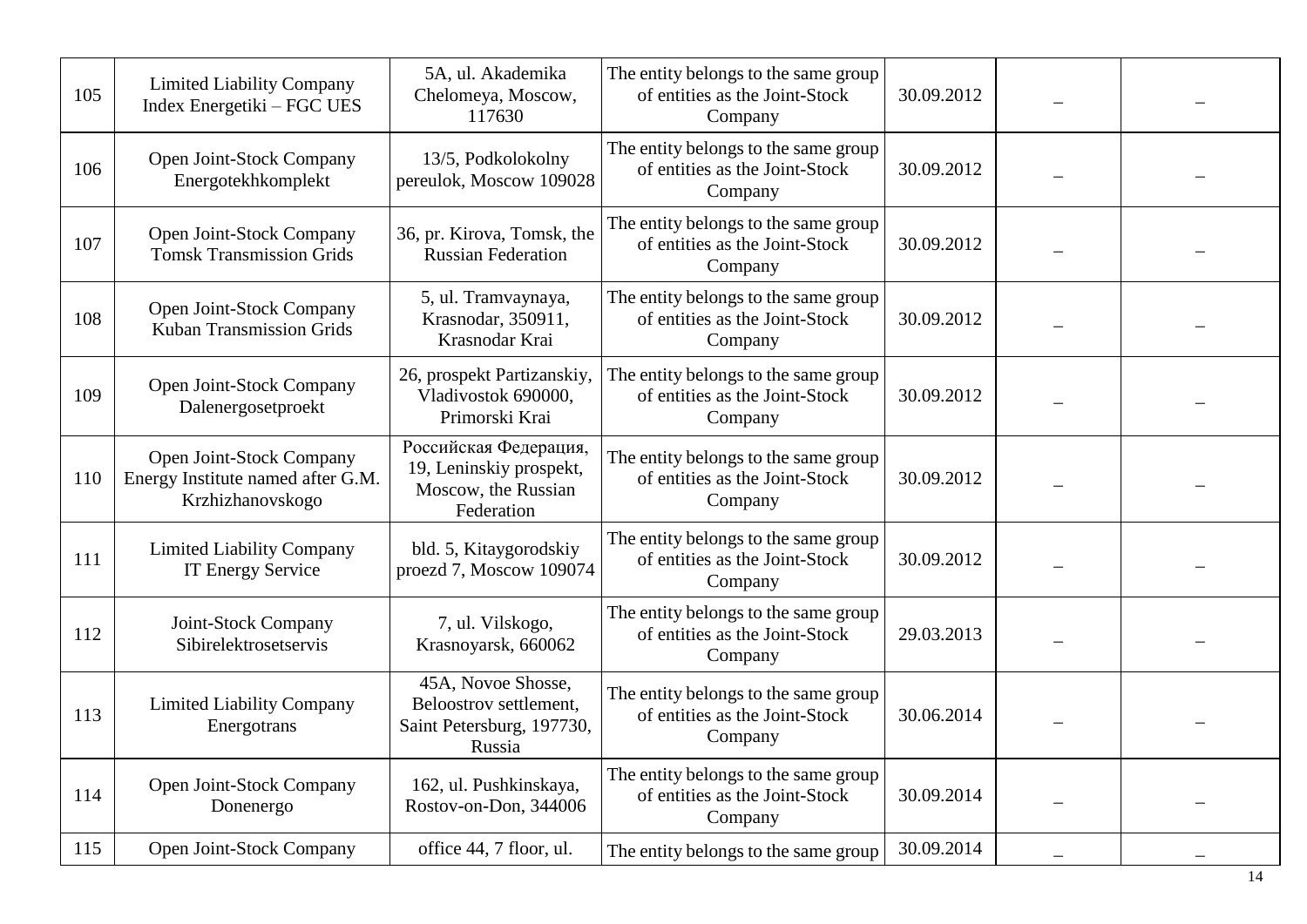| 105 | Limited Liability Company Index Energetiki – FGC UES | 5A, ul. Akademika Chelomeya, Moscow, 117630 | The entity belongs to the same group of entities as the Joint-Stock Company | 30.09.2012 | – | – |
|---|---|---|---|---|---|---|
| 106 | Open Joint-Stock Company Energotekhkomplekt | 13/5, Podkolokolny pereulok, Moscow 109028 | The entity belongs to the same group of entities as the Joint-Stock Company | 30.09.2012 | – | – |
| 107 | Open Joint-Stock Company Tomsk Transmission Grids | 36, pr. Kirova, Tomsk, the Russian Federation | The entity belongs to the same group of entities as the Joint-Stock Company | 30.09.2012 | – | – |
| 108 | Open Joint-Stock Company Kuban Transmission Grids | 5, ul. Tramvaynaya, Krasnodar, 350911, Krasnodar Krai | The entity belongs to the same group of entities as the Joint-Stock Company | 30.09.2012 | – | – |
| 109 | Open Joint-Stock Company Dalenergosetproekt | 26, prospekt Partizanskiy, Vladivostok 690000, Primorski Krai | The entity belongs to the same group of entities as the Joint-Stock Company | 30.09.2012 | – | – |
| 110 | Open Joint-Stock Company Energy Institute named after G.M. Krzhizhanovskogo | Российская Федерация, 19, Leninskiy prospekt, Moscow, the Russian Federation | The entity belongs to the same group of entities as the Joint-Stock Company | 30.09.2012 | – | – |
| 111 | Limited Liability Company IT Energy Service | bld. 5, Kitaygorodskiy proezd 7, Moscow 109074 | The entity belongs to the same group of entities as the Joint-Stock Company | 30.09.2012 | – | – |
| 112 | Joint-Stock Company Sibirelektrosetservis | 7, ul. Vilskogo, Krasnoyarsk, 660062 | The entity belongs to the same group of entities as the Joint-Stock Company | 29.03.2013 | – | – |
| 113 | Limited Liability Company Energotrans | 45A, Novoe Shosse, Beloostrov settlement, Saint Petersburg, 197730, Russia | The entity belongs to the same group of entities as the Joint-Stock Company | 30.06.2014 | – | – |
| 114 | Open Joint-Stock Company Donenergo | 162, ul. Pushkinskaya, Rostov-on-Don, 344006 | The entity belongs to the same group of entities as the Joint-Stock Company | 30.09.2014 | – | – |
| 115 | Open Joint-Stock Company | office 44, 7 floor, ul. | The entity belongs to the same group | 30.09.2014 | – | – |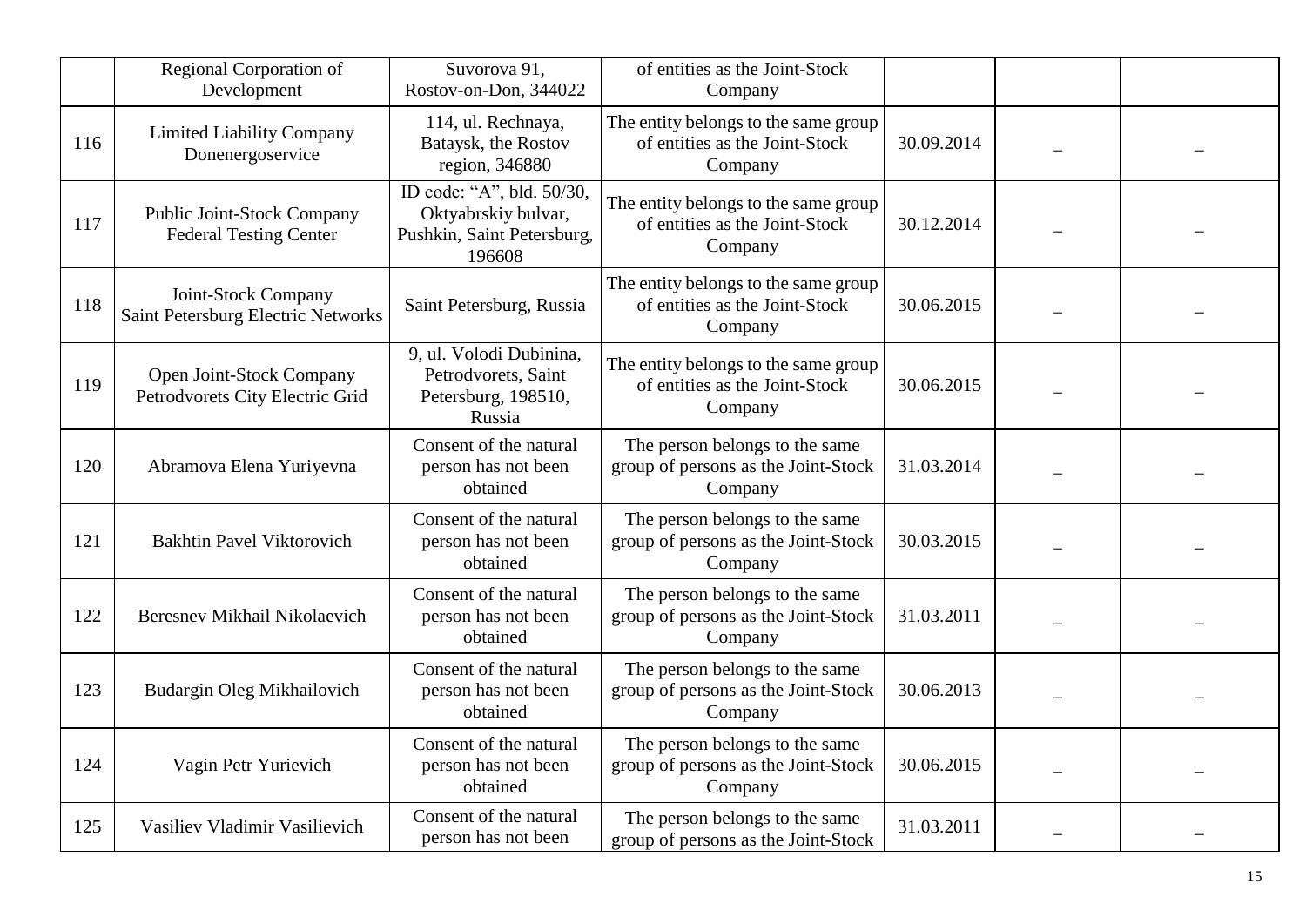| | | | | | | |
|---|---|---|---|---|---|---|
| | Regional Corporation of Development | Suvorova 91, Rostov-on-Don, 344022 | of entities as the Joint-Stock Company | | | |
| 116 | Limited Liability Company Donenergoservice | 114, ul. Rechnaya, Bataysk, the Rostov region, 346880 | The entity belongs to the same group of entities as the Joint-Stock Company | 30.09.2014 | – | – |
| 117 | Public Joint-Stock Company Federal Testing Center | ID code: “A”, bld. 50/30, Oktyabrskiy bulvar, Pushkin, Saint Petersburg, 196608 | The entity belongs to the same group of entities as the Joint-Stock Company | 30.12.2014 | – | – |
| 118 | Joint-Stock Company Saint Petersburg Electric Networks | Saint Petersburg, Russia | The entity belongs to the same group of entities as the Joint-Stock Company | 30.06.2015 | – | – |
| 119 | Open Joint-Stock Company Petrodvorets City Electric Grid | 9, ul. Volodi Dubinina, Petrodvorets, Saint Petersburg, 198510, Russia | The entity belongs to the same group of entities as the Joint-Stock Company | 30.06.2015 | – | – |
| 120 | Abramova Elena Yuriyevna | Consent of the natural person has not been obtained | The person belongs to the same group of persons as the Joint-Stock Company | 31.03.2014 | – | – |
| 121 | Bakhtin Pavel Viktorovich | Consent of the natural person has not been obtained | The person belongs to the same group of persons as the Joint-Stock Company | 30.03.2015 | – | – |
| 122 | Beresnev Mikhail Nikolaevich | Consent of the natural person has not been obtained | The person belongs to the same group of persons as the Joint-Stock Company | 31.03.2011 | – | – |
| 123 | Budargin Oleg Mikhailovich | Consent of the natural person has not been obtained | The person belongs to the same group of persons as the Joint-Stock Company | 30.06.2013 | – | – |
| 124 | Vagin Petr Yurievich | Consent of the natural person has not been obtained | The person belongs to the same group of persons as the Joint-Stock Company | 30.06.2015 | – | – |
| 125 | Vasiliev Vladimir Vasilievich | Consent of the natural person has not been | The person belongs to the same group of persons as the Joint-Stock | 31.03.2011 | – | – |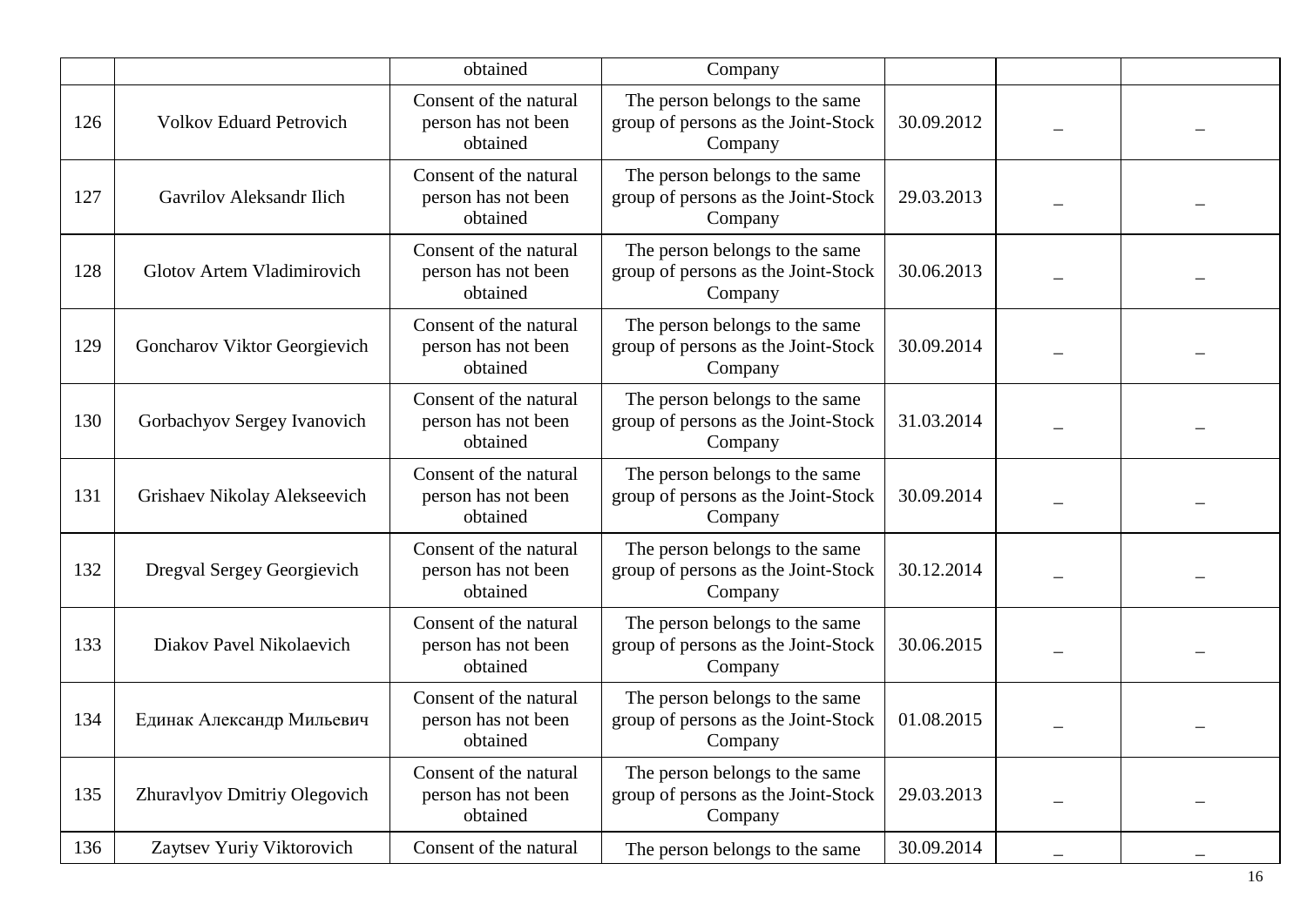| | | obtained | Company | | | |
|---|---|---|---|---|---|---|
| 126 | Volkov Eduard Petrovich | Consent of the natural person has not been obtained | The person belongs to the same group of persons as the Joint-Stock Company | 30.09.2012 | – | – |
| 127 | Gavrilov Aleksandr Ilich | Consent of the natural person has not been obtained | The person belongs to the same group of persons as the Joint-Stock Company | 29.03.2013 | – | – |
| 128 | Glotov Artem Vladimirovich | Consent of the natural person has not been obtained | The person belongs to the same group of persons as the Joint-Stock Company | 30.06.2013 | – | – |
| 129 | Goncharov Viktor Georgievich | Consent of the natural person has not been obtained | The person belongs to the same group of persons as the Joint-Stock Company | 30.09.2014 | – | – |
| 130 | Gorbachyov Sergey Ivanovich | Consent of the natural person has not been obtained | The person belongs to the same group of persons as the Joint-Stock Company | 31.03.2014 | – | – |
| 131 | Grishaev Nikolay Alekseevich | Consent of the natural person has not been obtained | The person belongs to the same group of persons as the Joint-Stock Company | 30.09.2014 | – | – |
| 132 | Dregval Sergey Georgievich | Consent of the natural person has not been obtained | The person belongs to the same group of persons as the Joint-Stock Company | 30.12.2014 | – | – |
| 133 | Diakov Pavel Nikolaevich | Consent of the natural person has not been obtained | The person belongs to the same group of persons as the Joint-Stock Company | 30.06.2015 | – | – |
| 134 | Единак Александр Мильевич | Consent of the natural person has not been obtained | The person belongs to the same group of persons as the Joint-Stock Company | 01.08.2015 | – | – |
| 135 | Zhuravlyov Dmitriy Olegovich | Consent of the natural person has not been obtained | The person belongs to the same group of persons as the Joint-Stock Company | 29.03.2013 | – | – |
| 136 | Zaytsev Yuriy Viktorovich | Consent of the natural | The person belongs to the same | 30.09.2014 | – | – |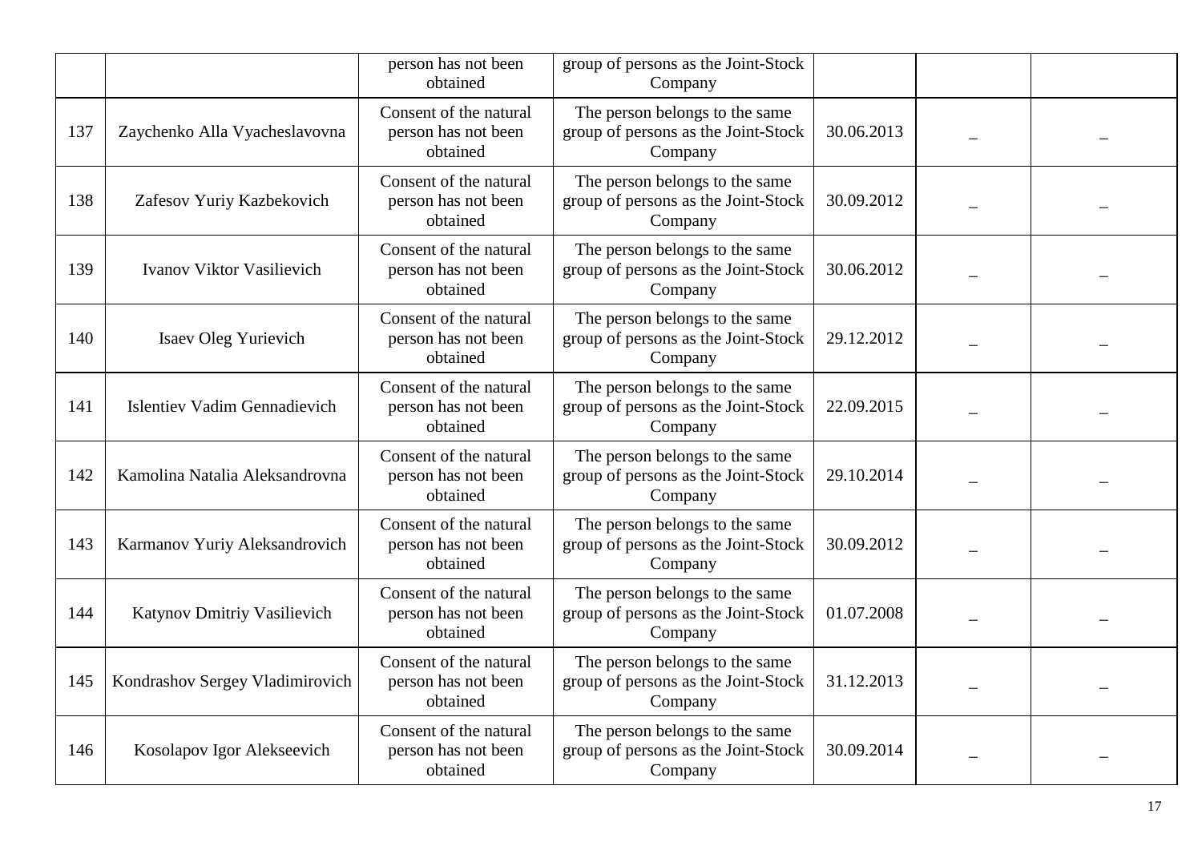| | | | | | | |
|---|---|---|---|---|---|---|
| | | person has not been obtained | group of persons as the Joint-Stock Company | | | |
| 137 | Zaychenko Alla Vyacheslavovna | Consent of the natural person has not been obtained | The person belongs to the same group of persons as the Joint-Stock Company | 30.06.2013 | _ | _ |
| 138 | Zafesov Yuriy Kazbekovich | Consent of the natural person has not been obtained | The person belongs to the same group of persons as the Joint-Stock Company | 30.09.2012 | _ | _ |
| 139 | Ivanov Viktor Vasilievich | Consent of the natural person has not been obtained | The person belongs to the same group of persons as the Joint-Stock Company | 30.06.2012 | _ | _ |
| 140 | Isaev Oleg Yurievich | Consent of the natural person has not been obtained | The person belongs to the same group of persons as the Joint-Stock Company | 29.12.2012 | _ | _ |
| 141 | Islentiev Vadim Gennadievich | Consent of the natural person has not been obtained | The person belongs to the same group of persons as the Joint-Stock Company | 22.09.2015 | _ | _ |
| 142 | Kamolina Natalia Aleksandrovna | Consent of the natural person has not been obtained | The person belongs to the same group of persons as the Joint-Stock Company | 29.10.2014 | _ | _ |
| 143 | Karmanov Yuriy Aleksandrovich | Consent of the natural person has not been obtained | The person belongs to the same group of persons as the Joint-Stock Company | 30.09.2012 | _ | _ |
| 144 | Katynov Dmitriy Vasilievich | Consent of the natural person has not been obtained | The person belongs to the same group of persons as the Joint-Stock Company | 01.07.2008 | _ | _ |
| 145 | Kondrashov Sergey Vladimirovich | Consent of the natural person has not been obtained | The person belongs to the same group of persons as the Joint-Stock Company | 31.12.2013 | _ | _ |
| 146 | Kosolapov Igor Alekseevich | Consent of the natural person has not been obtained | The person belongs to the same group of persons as the Joint-Stock Company | 30.09.2014 | _ | _ |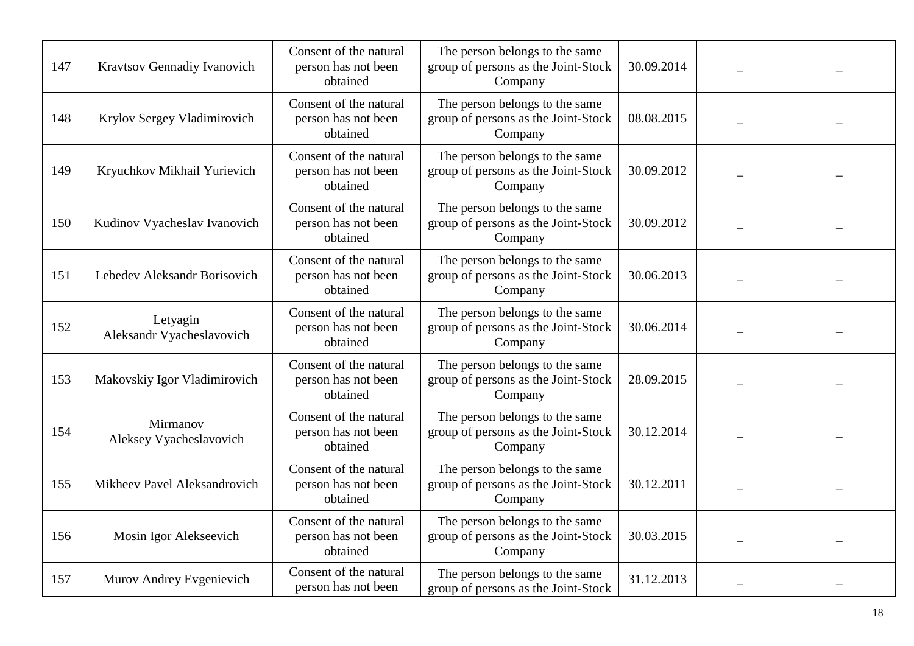| 147 | Kravtsov Gennadiy Ivanovich | Consent of the natural person has not been obtained | The person belongs to the same group of persons as the Joint-Stock Company | 30.09.2014 | – | – |
|---|---|---|---|---|---|---|
| 148 | Krylov Sergey Vladimirovich | Consent of the natural person has not been obtained | The person belongs to the same group of persons as the Joint-Stock Company | 08.08.2015 | – | – |
| 149 | Kryuchkov Mikhail Yurievich | Consent of the natural person has not been obtained | The person belongs to the same group of persons as the Joint-Stock Company | 30.09.2012 | – | – |
| 150 | Kudinov Vyacheslav Ivanovich | Consent of the natural person has not been obtained | The person belongs to the same group of persons as the Joint-Stock Company | 30.09.2012 | – | – |
| 151 | Lebedev Aleksandr Borisovich | Consent of the natural person has not been obtained | The person belongs to the same group of persons as the Joint-Stock Company | 30.06.2013 | – | – |
| 152 | Letyagin Aleksandr Vyacheslavovich | Consent of the natural person has not been obtained | The person belongs to the same group of persons as the Joint-Stock Company | 30.06.2014 | – | – |
| 153 | Makovskiy Igor Vladimirovich | Consent of the natural person has not been obtained | The person belongs to the same group of persons as the Joint-Stock Company | 28.09.2015 | – | – |
| 154 | Mirmanov Aleksey Vyacheslavovich | Consent of the natural person has not been obtained | The person belongs to the same group of persons as the Joint-Stock Company | 30.12.2014 | – | – |
| 155 | Mikheev Pavel Aleksandrovich | Consent of the natural person has not been obtained | The person belongs to the same group of persons as the Joint-Stock Company | 30.12.2011 | – | – |
| 156 | Mosin Igor Alekseevich | Consent of the natural person has not been obtained | The person belongs to the same group of persons as the Joint-Stock Company | 30.03.2015 | – | – |
| 157 | Murov Andrey Evgenievich | Consent of the natural person has not been | The person belongs to the same group of persons as the Joint-Stock | 31.12.2013 | – | – |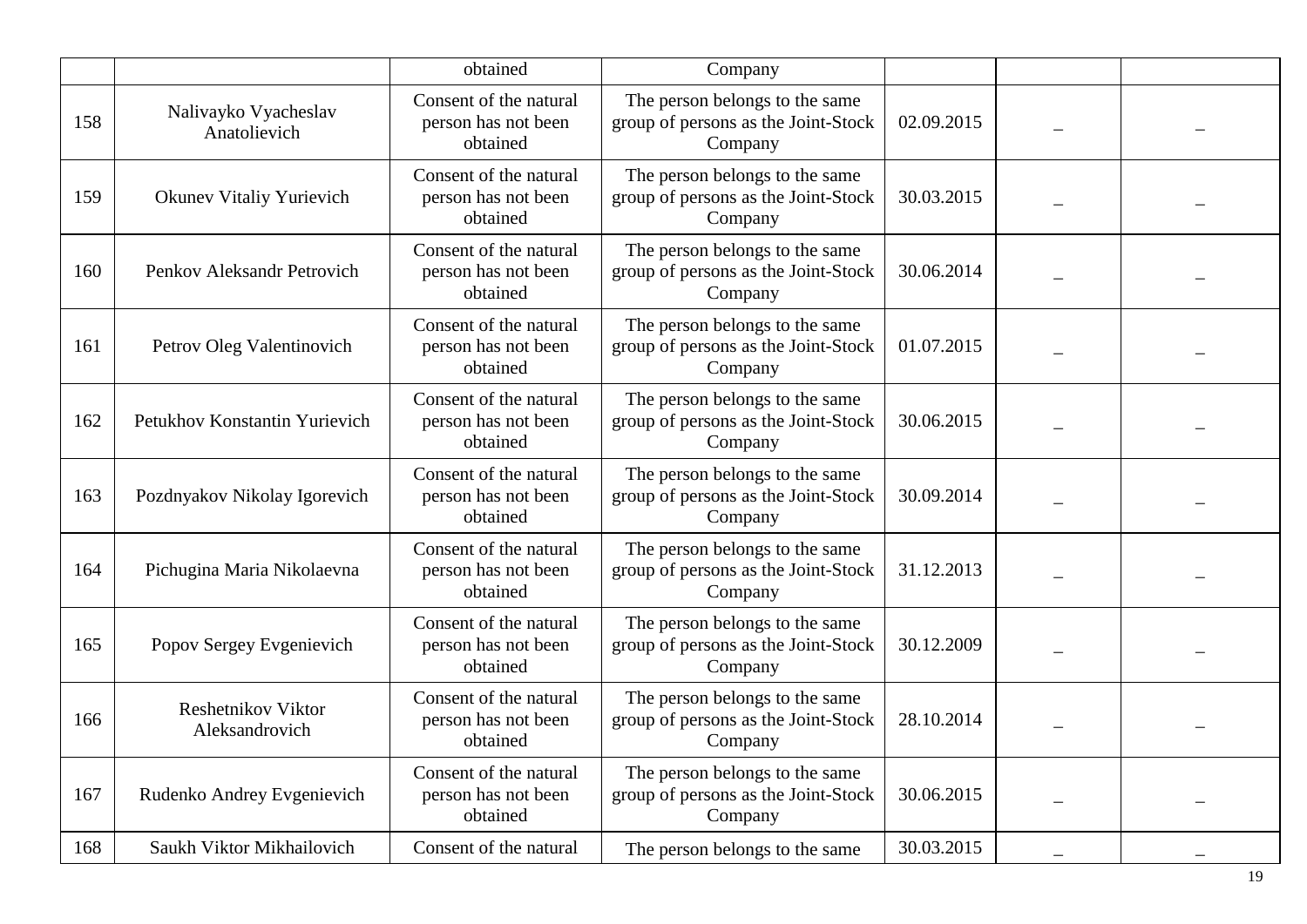| | | obtained | Company | | | |
|---|---|---|---|---|---|---|
| 158 | Nalivayko Vyacheslav Anatolievich | Consent of the natural person has not been obtained | The person belongs to the same group of persons as the Joint-Stock Company | 02.09.2015 | – | – |
| 159 | Okunev Vitaliy Yurievich | Consent of the natural person has not been obtained | The person belongs to the same group of persons as the Joint-Stock Company | 30.03.2015 | – | – |
| 160 | Penkov Aleksandr Petrovich | Consent of the natural person has not been obtained | The person belongs to the same group of persons as the Joint-Stock Company | 30.06.2014 | – | – |
| 161 | Petrov Oleg Valentinovich | Consent of the natural person has not been obtained | The person belongs to the same group of persons as the Joint-Stock Company | 01.07.2015 | – | – |
| 162 | Petukhov Konstantin Yurievich | Consent of the natural person has not been obtained | The person belongs to the same group of persons as the Joint-Stock Company | 30.06.2015 | – | – |
| 163 | Pozdnyakov Nikolay Igorevich | Consent of the natural person has not been obtained | The person belongs to the same group of persons as the Joint-Stock Company | 30.09.2014 | – | – |
| 164 | Pichugina Maria Nikolaevna | Consent of the natural person has not been obtained | The person belongs to the same group of persons as the Joint-Stock Company | 31.12.2013 | – | – |
| 165 | Popov Sergey Evgenievich | Consent of the natural person has not been obtained | The person belongs to the same group of persons as the Joint-Stock Company | 30.12.2009 | – | – |
| 166 | Reshetnikov Viktor Aleksandrovich | Consent of the natural person has not been obtained | The person belongs to the same group of persons as the Joint-Stock Company | 28.10.2014 | – | – |
| 167 | Rudenko Andrey Evgenievich | Consent of the natural person has not been obtained | The person belongs to the same group of persons as the Joint-Stock Company | 30.06.2015 | – | – |
| 168 | Saukh Viktor Mikhailovich | Consent of the natural | The person belongs to the same | 30.03.2015 | – | – |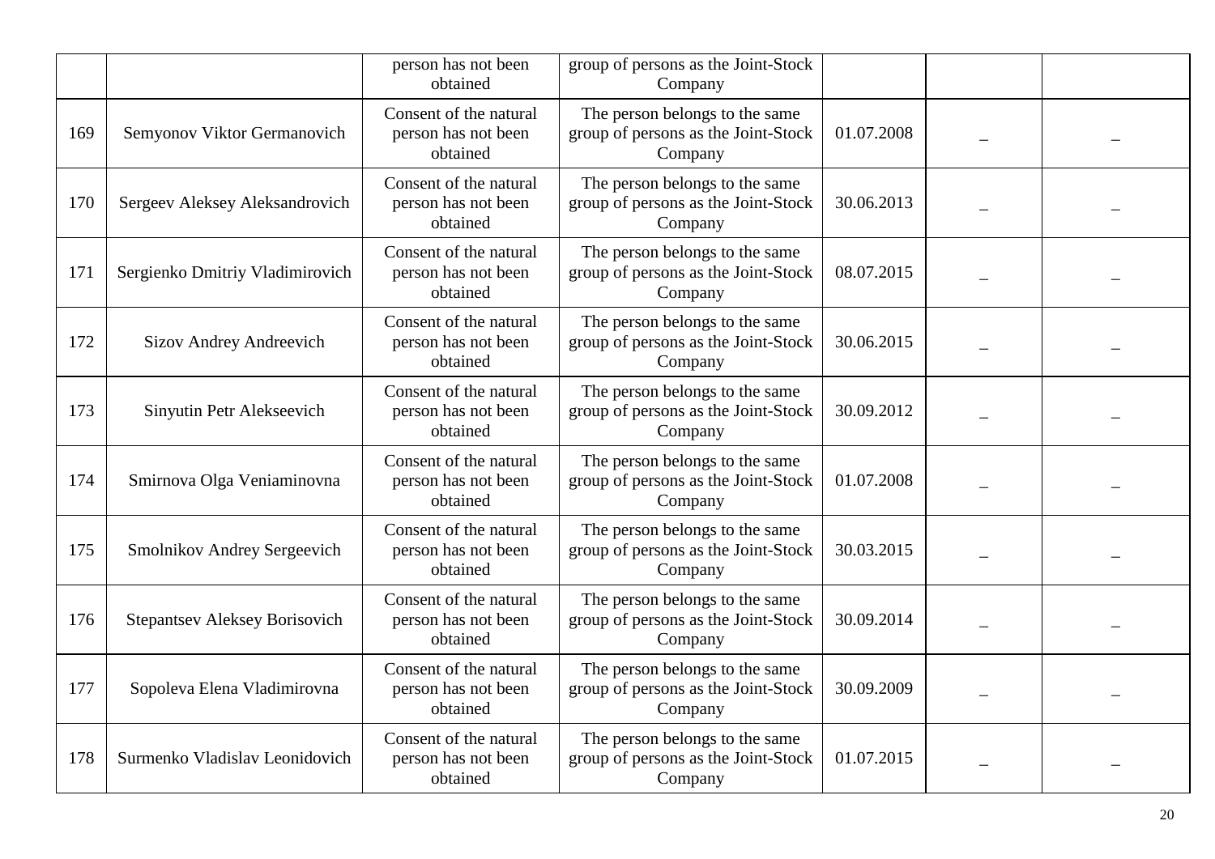| | | person has not been obtained | group of persons as the Joint-Stock Company | | | |
|---|---|---|---|---|---|---|
| 169 | Semyonov Viktor Germanovich | Consent of the natural person has not been obtained | The person belongs to the same group of persons as the Joint-Stock Company | 01.07.2008 | – | – |
| 170 | Sergeev Aleksey Aleksandrovich | Consent of the natural person has not been obtained | The person belongs to the same group of persons as the Joint-Stock Company | 30.06.2013 | – | – |
| 171 | Sergienko Dmitriy Vladimirovich | Consent of the natural person has not been obtained | The person belongs to the same group of persons as the Joint-Stock Company | 08.07.2015 | – | – |
| 172 | Sizov Andrey Andreevich | Consent of the natural person has not been obtained | The person belongs to the same group of persons as the Joint-Stock Company | 30.06.2015 | – | – |
| 173 | Sinyutin Petr Alekseevich | Consent of the natural person has not been obtained | The person belongs to the same group of persons as the Joint-Stock Company | 30.09.2012 | – | – |
| 174 | Smirnova Olga Veniaminovna | Consent of the natural person has not been obtained | The person belongs to the same group of persons as the Joint-Stock Company | 01.07.2008 | – | – |
| 175 | Smolnikov Andrey Sergeevich | Consent of the natural person has not been obtained | The person belongs to the same group of persons as the Joint-Stock Company | 30.03.2015 | – | – |
| 176 | Stepantsev Aleksey Borisovich | Consent of the natural person has not been obtained | The person belongs to the same group of persons as the Joint-Stock Company | 30.09.2014 | – | – |
| 177 | Sopoleva Elena Vladimirovna | Consent of the natural person has not been obtained | The person belongs to the same group of persons as the Joint-Stock Company | 30.09.2009 | – | – |
| 178 | Surmenko Vladislav Leonidovich | Consent of the natural person has not been obtained | The person belongs to the same group of persons as the Joint-Stock Company | 01.07.2015 | – | – |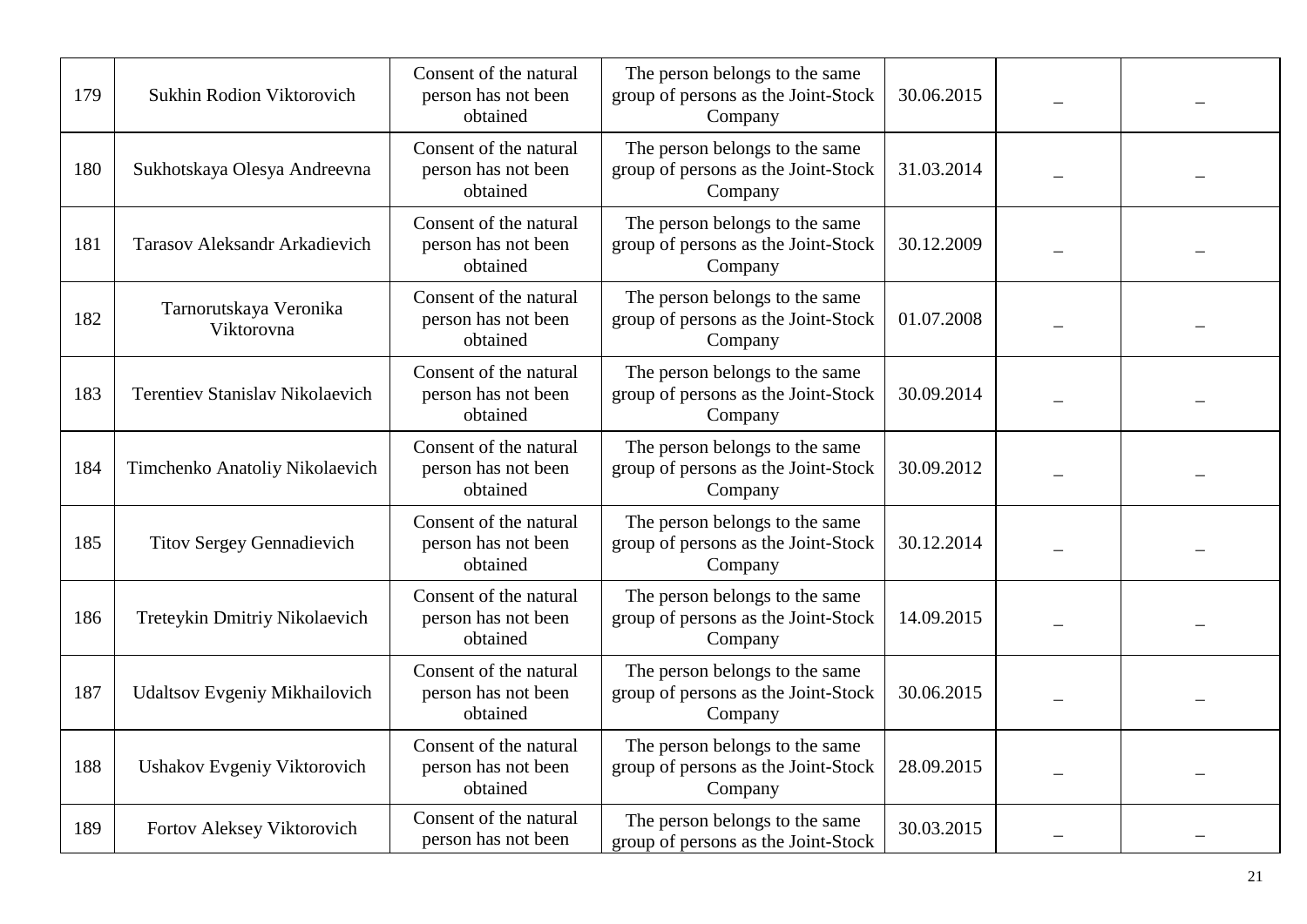| 179 | Sukhin Rodion Viktorovich | Consent of the natural person has not been obtained | The person belongs to the same group of persons as the Joint-Stock Company | 30.06.2015 | – | – |
|---|---|---|---|---|---|---|
| 180 | Sukhotskaya Olesya Andreevna | Consent of the natural person has not been obtained | The person belongs to the same group of persons as the Joint-Stock Company | 31.03.2014 | – | – |
| 181 | Tarasov Aleksandr Arkadievich | Consent of the natural person has not been obtained | The person belongs to the same group of persons as the Joint-Stock Company | 30.12.2009 | – | – |
| 182 | Tarnorutskaya Veronika Viktorovna | Consent of the natural person has not been obtained | The person belongs to the same group of persons as the Joint-Stock Company | 01.07.2008 | – | – |
| 183 | Terentiev Stanislav Nikolaevich | Consent of the natural person has not been obtained | The person belongs to the same group of persons as the Joint-Stock Company | 30.09.2014 | – | – |
| 184 | Timchenko Anatoliy Nikolaevich | Consent of the natural person has not been obtained | The person belongs to the same group of persons as the Joint-Stock Company | 30.09.2012 | – | – |
| 185 | Titov Sergey Gennadievich | Consent of the natural person has not been obtained | The person belongs to the same group of persons as the Joint-Stock Company | 30.12.2014 | – | – |
| 186 | Treteykin Dmitriy Nikolaevich | Consent of the natural person has not been obtained | The person belongs to the same group of persons as the Joint-Stock Company | 14.09.2015 | – | – |
| 187 | Udaltsov Evgeniy Mikhailovich | Consent of the natural person has not been obtained | The person belongs to the same group of persons as the Joint-Stock Company | 30.06.2015 | – | – |
| 188 | Ushakov Evgeniy Viktorovich | Consent of the natural person has not been obtained | The person belongs to the same group of persons as the Joint-Stock Company | 28.09.2015 | – | – |
| 189 | Fortov Aleksey Viktorovich | Consent of the natural person has not been | The person belongs to the same group of persons as the Joint-Stock | 30.03.2015 | – | – |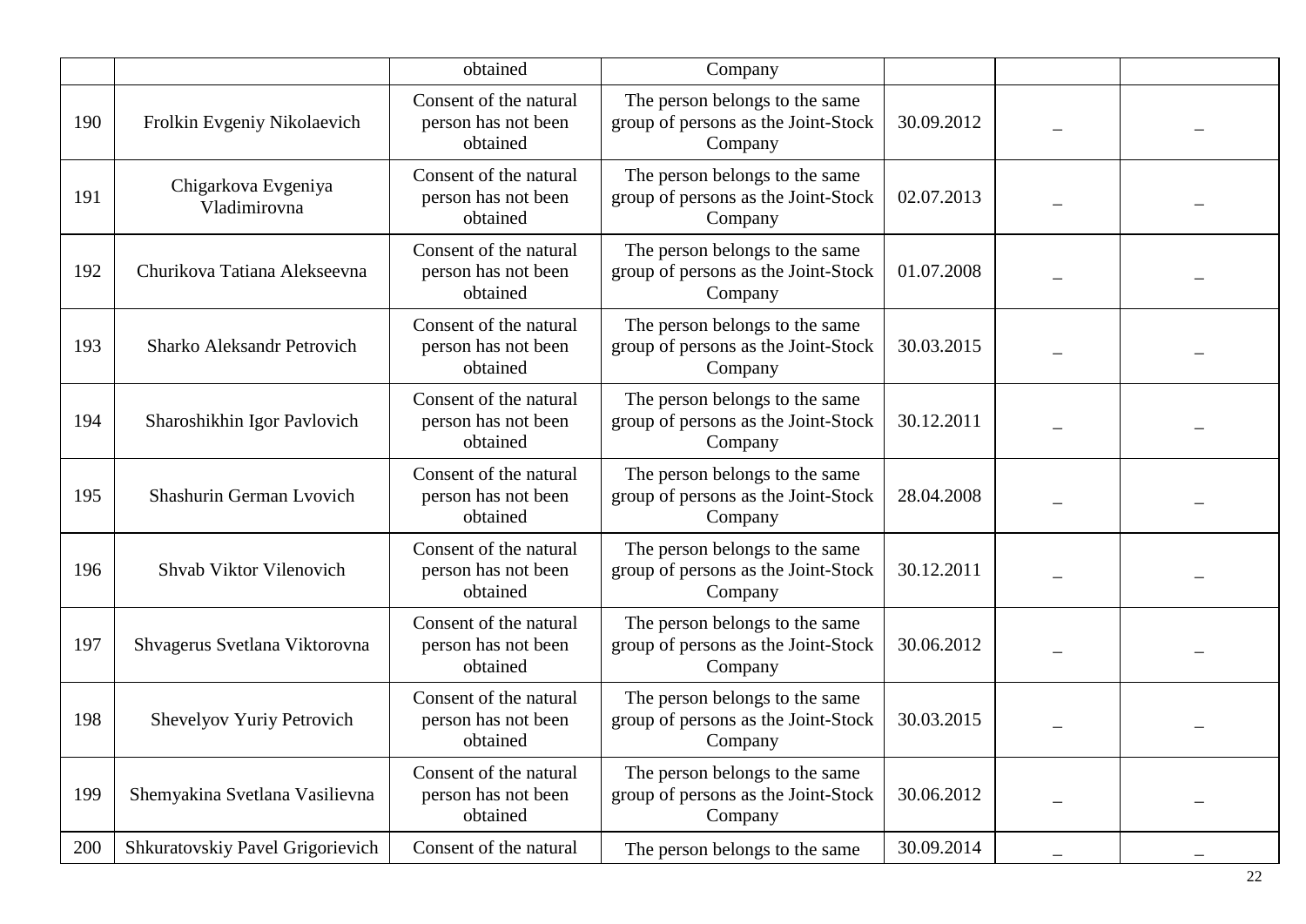| | | obtained | Company | | | |
|---|---|---|---|---|---|---|
| 190 | Frolkin Evgeniy Nikolaevich | Consent of the natural person has not been obtained | The person belongs to the same group of persons as the Joint-Stock Company | 30.09.2012 | – | – |
| 191 | Chigarkova Evgeniya Vladimirovna | Consent of the natural person has not been obtained | The person belongs to the same group of persons as the Joint-Stock Company | 02.07.2013 | – | – |
| 192 | Churikova Tatiana Alekseevna | Consent of the natural person has not been obtained | The person belongs to the same group of persons as the Joint-Stock Company | 01.07.2008 | – | – |
| 193 | Sharko Aleksandr Petrovich | Consent of the natural person has not been obtained | The person belongs to the same group of persons as the Joint-Stock Company | 30.03.2015 | – | – |
| 194 | Sharoshikhin Igor Pavlovich | Consent of the natural person has not been obtained | The person belongs to the same group of persons as the Joint-Stock Company | 30.12.2011 | – | – |
| 195 | Shashurin German Lvovich | Consent of the natural person has not been obtained | The person belongs to the same group of persons as the Joint-Stock Company | 28.04.2008 | – | – |
| 196 | Shvab Viktor Vilenovich | Consent of the natural person has not been obtained | The person belongs to the same group of persons as the Joint-Stock Company | 30.12.2011 | – | – |
| 197 | Shvagerus Svetlana Viktorovna | Consent of the natural person has not been obtained | The person belongs to the same group of persons as the Joint-Stock Company | 30.06.2012 | – | – |
| 198 | Shevelyov Yuriy Petrovich | Consent of the natural person has not been obtained | The person belongs to the same group of persons as the Joint-Stock Company | 30.03.2015 | – | – |
| 199 | Shemyakina Svetlana Vasilievna | Consent of the natural person has not been obtained | The person belongs to the same group of persons as the Joint-Stock Company | 30.06.2012 | – | – |
| 200 | Shkuratovskiy Pavel Grigorievich | Consent of the natural | The person belongs to the same | 30.09.2014 | – | – |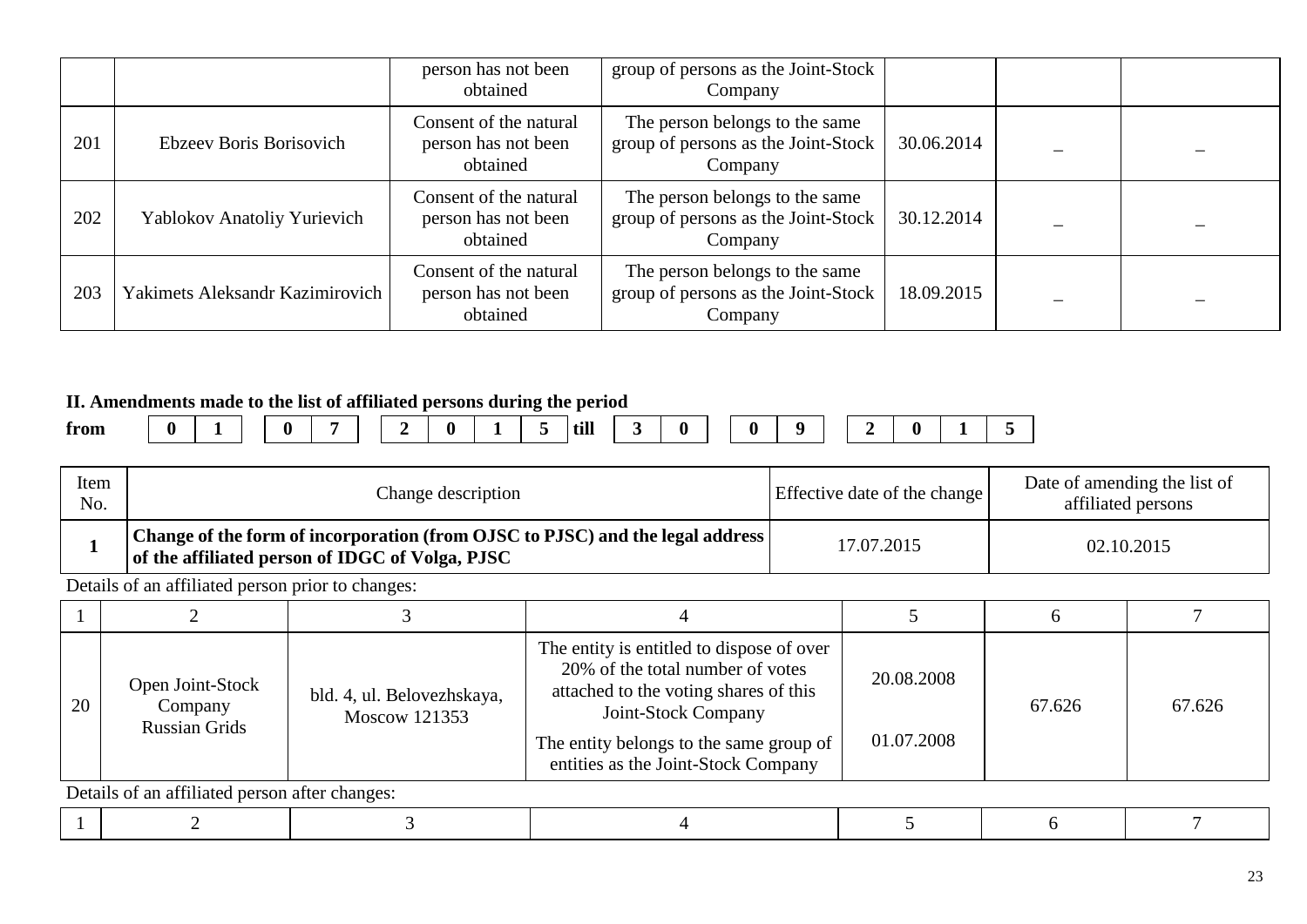| | | person has not been obtained | group of persons as the Joint-Stock Company | | | |
|---|---|---|---|---|---|---|
| 201 | Ebzeev Boris Borisovich | Consent of the natural person has not been obtained | The person belongs to the same group of persons as the Joint-Stock Company | 30.06.2014 | – | – |
| 202 | Yablokov Anatoliy Yurievich | Consent of the natural person has not been obtained | The person belongs to the same group of persons as the Joint-Stock Company | 30.12.2014 | – | – |
| 203 | Yakimets Aleksandr Kazimirovich | Consent of the natural person has not been obtained | The person belongs to the same group of persons as the Joint-Stock Company | 18.09.2015 | – | – |

**II. Amendments made to the list of affiliated persons during the period**

**from 01.07.2015 till 30.09.2015**

| Item No. | Change description | Effective date of the change | Date of amending the list of affiliated persons |
|---|---|---|---|
| **1** | **Change of the form of incorporation (from OJSC to PJSC) and the legal address of the affiliated person of IDGC of Volga, PJSC** | 17.07.2015 | 02.10.2015 |

Details of an affiliated person prior to changes:

| 1 | 2 | 3 | 4 | 5 | 6 | 7 |
|---|---|---|---|---|---|---|
| 20 | Open Joint-Stock Company Russian Grids | bld. 4, ul. Belovezhskaya, Moscow 121353 | The entity is entitled to dispose of over 20% of the total number of votes attached to the voting shares of this Joint-Stock Company<br>The entity belongs to the same group of entities as the Joint-Stock Company | 20.08.2008<br>01.07.2008 | 67.626 | 67.626 |

Details of an affiliated person after changes:

| 1 | 2 | 3 | 4 | 5 | 6 | 7 |
|---|---|---|---|---|---|---|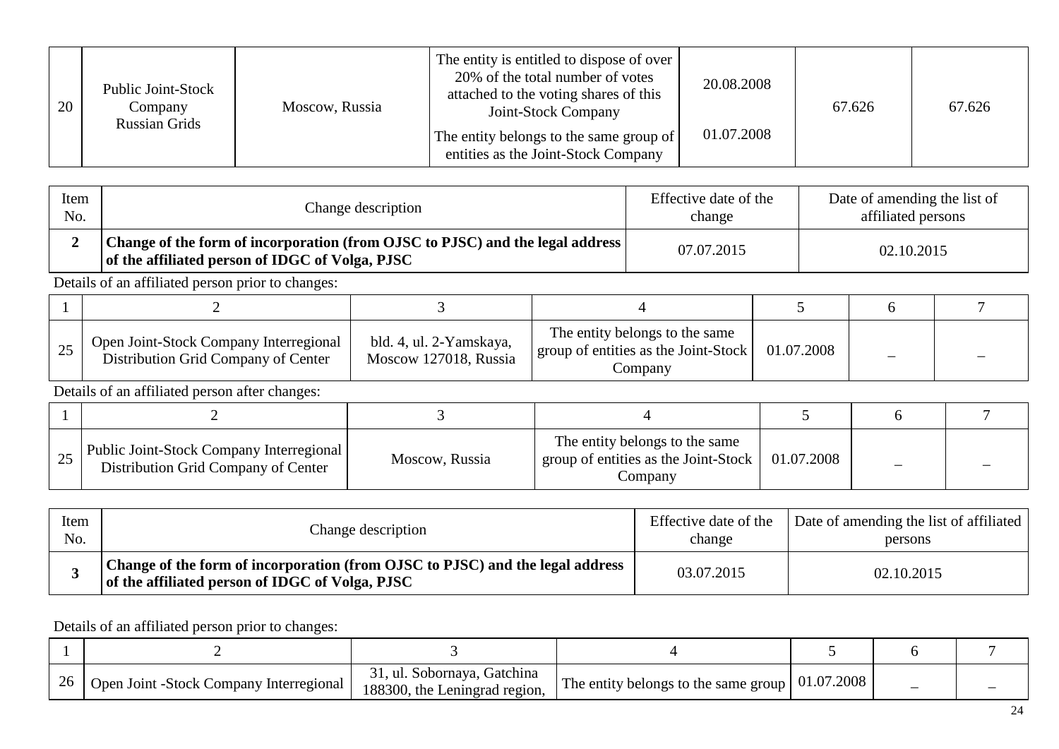| | | | | | | |
|---|---|---|---|---|---|---|
| 20 | Public Joint-Stock Company Russian Grids | Moscow, Russia | The entity is entitled to dispose of over 20% of the total number of votes attached to the voting shares of this Joint-Stock Company<br>The entity belongs to the same group of entities as the Joint-Stock Company | 20.08.2008<br>01.07.2008 | 67.626 | 67.626 |

| Item No. | Change description | Effective date of the change | Date of amending the list of affiliated persons |
|---|---|---|---|
| **2** | **Change of the form of incorporation (from OJSC to PJSC) and the legal address of the affiliated person of IDGC of Volga, PJSC** | 07.07.2015 | 02.10.2015 |

Details of an affiliated person prior to changes:

| 1 | 2 | 3 | 4 | 5 | 6 | 7 |
|---|---|---|---|---|---|---|
| 25 | Open Joint-Stock Company Interregional Distribution Grid Company of Center | bld. 4, ul. 2-Yamskaya, Moscow 127018, Russia | The entity belongs to the same group of entities as the Joint-Stock Company | 01.07.2008 | – | – |

Details of an affiliated person after changes:

| 1 | 2 | 3 | 4 | 5 | 6 | 7 |
|---|---|---|---|---|---|---|
| 25 | Public Joint-Stock Company Interregional Distribution Grid Company of Center | Moscow, Russia | The entity belongs to the same group of entities as the Joint-Stock Company | 01.07.2008 | – | – |

| Item No. | Change description | Effective date of the change | Date of amending the list of affiliated persons |
|---|---|---|---|
| **3** | **Change of the form of incorporation (from OJSC to PJSC) and the legal address of the affiliated person of IDGC of Volga, PJSC** | 03.07.2015 | 02.10.2015 |

Details of an affiliated person prior to changes:

| 1 | 2 | 3 | 4 | 5 | 6 | 7 |
|---|---|---|---|---|---|---|
| 26 | Open Joint -Stock Company Interregional | 31, ul. Sobornaya, Gatchina 188300, the Leningrad region, | The entity belongs to the same group | 01.07.2008 | – | – |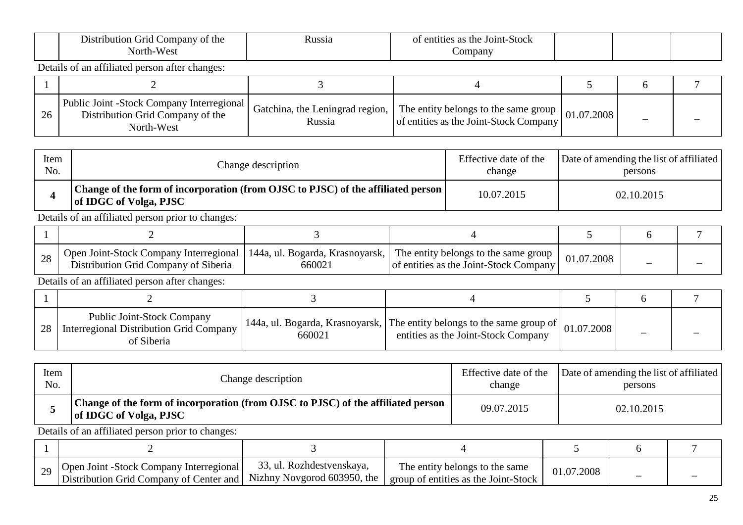|  | Distribution Grid Company of the North-West | Russia | of entities as the Joint-Stock Company |  |  |  |
|---|---|---|---|---|---|---|

Details of an affiliated person after changes:

| 1 | 2 | 3 | 4 | 5 | 6 | 7 |
|---|---|---|---|---|---|---|
| 26 | Public Joint -Stock Company Interregional Distribution Grid Company of the North-West | Gatchina, the Leningrad region, Russia | The entity belongs to the same group of entities as the Joint-Stock Company | 01.07.2008 | – | – |

| Item No. | Change description | Effective date of the change | Date of amending the list of affiliated persons |
|---|---|---|---|
| **4** | **Change of the form of incorporation (from OJSC to PJSC) of the affiliated person of IDGC of Volga, PJSC** | 10.07.2015 | 02.10.2015 |

Details of an affiliated person prior to changes:

| 1 | 2 | 3 | 4 | 5 | 6 | 7 |
|---|---|---|---|---|---|---|
| 28 | Open Joint-Stock Company Interregional Distribution Grid Company of Siberia | 144a, ul. Bogarda, Krasnoyarsk, 660021 | The entity belongs to the same group of entities as the Joint-Stock Company | 01.07.2008 | – | – |

Details of an affiliated person after changes:

| 1 | 2 | 3 | 4 | 5 | 6 | 7 |
|---|---|---|---|---|---|---|
| 28 | Public Joint-Stock Company Interregional Distribution Grid Company of Siberia | 144a, ul. Bogarda, Krasnoyarsk, 660021 | The entity belongs to the same group of entities as the Joint-Stock Company | 01.07.2008 | – | – |

| Item No. | Change description | Effective date of the change | Date of amending the list of affiliated persons |
|---|---|---|---|
| **5** | **Change of the form of incorporation (from OJSC to PJSC) of the affiliated person of IDGC of Volga, PJSC** | 09.07.2015 | 02.10.2015 |

Details of an affiliated person prior to changes:

| 1 | 2 | 3 | 4 | 5 | 6 | 7 |
|---|---|---|---|---|---|---|
| 29 | Open Joint -Stock Company Interregional Distribution Grid Company of Center and | 33, ul. Rozhdestvenskaya, Nizhny Novgorod 603950, the | The entity belongs to the same group of entities as the Joint-Stock | 01.07.2008 | – | – |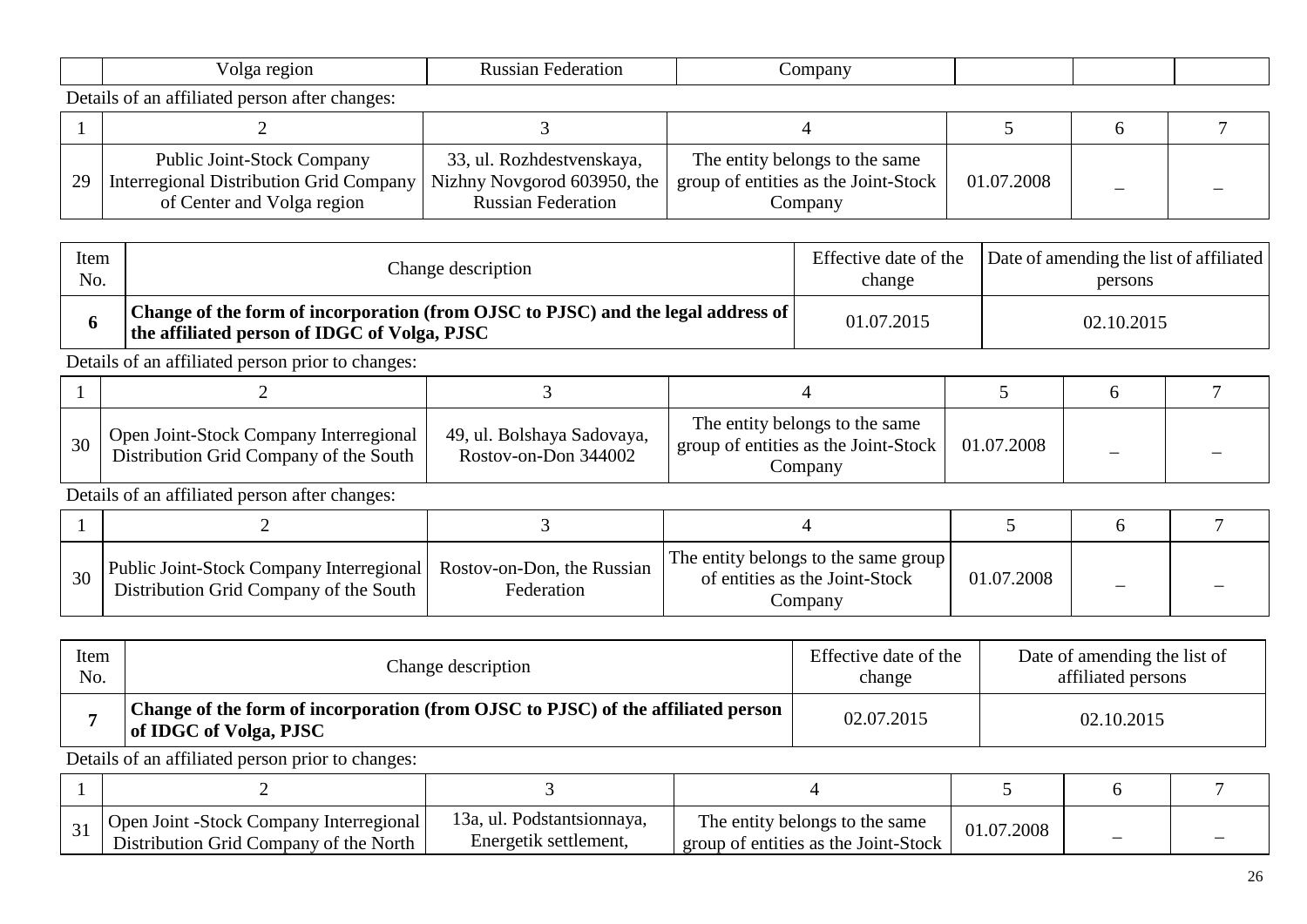| | Volga region | Russian Federation | Company | | | |
|---|---|---|---|---|---|---|

Details of an affiliated person after changes:

| 1 | 2 | 3 | 4 | 5 | 6 | 7 |
|---|---|---|---|---|---|---|
| 29 | Public Joint-Stock Company Interregional Distribution Grid Company of Center and Volga region | 33, ul. Rozhdestvenskaya, Nizhny Novgorod 603950, the Russian Federation | The entity belongs to the same group of entities as the Joint-Stock Company | 01.07.2008 | – | – |

| Item No. | Change description | Effective date of the change | Date of amending the list of affiliated persons |
|---|---|---|---|
| **6** | **Change of the form of incorporation (from OJSC to PJSC) and the legal address of the affiliated person of IDGC of Volga, PJSC** | 01.07.2015 | 02.10.2015 |

Details of an affiliated person prior to changes:

| 1 | 2 | 3 | 4 | 5 | 6 | 7 |
|---|---|---|---|---|---|---|
| 30 | Open Joint-Stock Company Interregional Distribution Grid Company of the South | 49, ul. Bolshaya Sadovaya, Rostov-on-Don 344002 | The entity belongs to the same group of entities as the Joint-Stock Company | 01.07.2008 | – | – |

Details of an affiliated person after changes:

| 1 | 2 | 3 | 4 | 5 | 6 | 7 |
|---|---|---|---|---|---|---|
| 30 | Public Joint-Stock Company Interregional Distribution Grid Company of the South | Rostov-on-Don, the Russian Federation | The entity belongs to the same group of entities as the Joint-Stock Company | 01.07.2008 | – | – |

| Item No. | Change description | Effective date of the change | Date of amending the list of affiliated persons |
|---|---|---|---|
| **7** | **Change of the form of incorporation (from OJSC to PJSC) of the affiliated person of IDGC of Volga, PJSC** | 02.07.2015 | 02.10.2015 |

Details of an affiliated person prior to changes:

| 1 | 2 | 3 | 4 | 5 | 6 | 7 |
|---|---|---|---|---|---|---|
| 31 | Open Joint -Stock Company Interregional Distribution Grid Company of the North | 13a, ul. Podstantsionnaya, Energetik settlement, | The entity belongs to the same group of entities as the Joint-Stock | 01.07.2008 | – | – |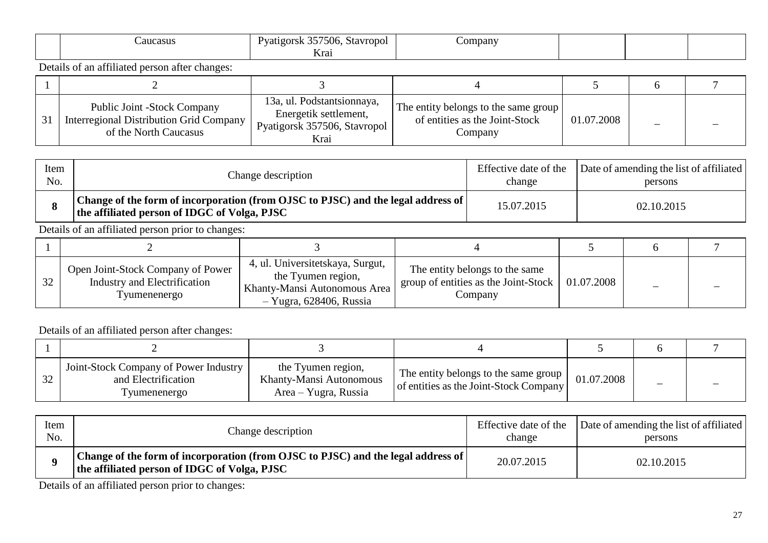|  | Caucasus | Pyatigorsk 357506, Stavropol Krai | Company |  |  |  |
|---|---|---|---|---|---|---|

Details of an affiliated person after changes:

| 1 | 2 | 3 | 4 | 5 | 6 | 7 |
|---|---|---|---|---|---|---|
| 31 | Public Joint -Stock Company Interregional Distribution Grid Company of the North Caucasus | 13a, ul. Podstantsionnaya, Energetik settlement, Pyatigorsk 357506, Stavropol Krai | The entity belongs to the same group of entities as the Joint-Stock Company | 01.07.2008 | – | – |

| Item No. | Change description | Effective date of the change | Date of amending the list of affiliated persons |
|---|---|---|---|
| **8** | **Change of the form of incorporation (from OJSC to PJSC) and the legal address of the affiliated person of IDGC of Volga, PJSC** | 15.07.2015 | 02.10.2015 |

Details of an affiliated person prior to changes:

| 1 | 2 | 3 | 4 | 5 | 6 | 7 |
|---|---|---|---|---|---|---|
| 32 | Open Joint-Stock Company of Power Industry and Electrification Tyumenenergo | 4, ul. Universitetskaya, Surgut, the Tyumen region, Khanty-Mansi Autonomous Area – Yugra, 628406, Russia | The entity belongs to the same group of entities as the Joint-Stock Company | 01.07.2008 | – | – |

Details of an affiliated person after changes:

| 1 | 2 | 3 | 4 | 5 | 6 | 7 |
|---|---|---|---|---|---|---|
| 32 | Joint-Stock Company of Power Industry and Electrification Tyumenenergo | the Tyumen region, Khanty-Mansi Autonomous Area – Yugra, Russia | The entity belongs to the same group of entities as the Joint-Stock Company | 01.07.2008 | – | – |

| Item No. | Change description | Effective date of the change | Date of amending the list of affiliated persons |
|---|---|---|---|
| **9** | **Change of the form of incorporation (from OJSC to PJSC) and the legal address of the affiliated person of IDGC of Volga, PJSC** | 20.07.2015 | 02.10.2015 |

Details of an affiliated person prior to changes: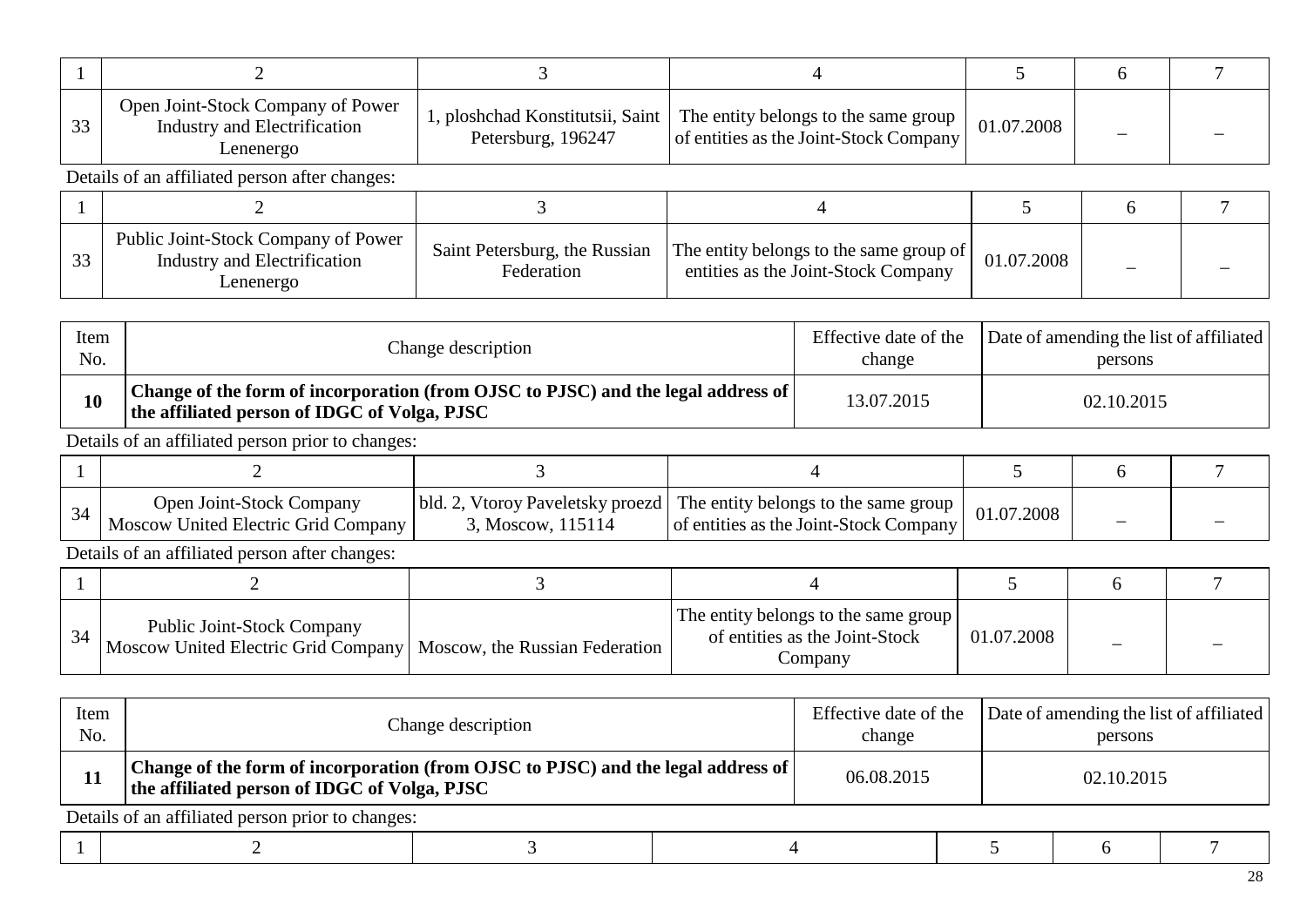| 1 | 2 | 3 | 4 | 5 | 6 | 7 |
|---|---|---|---|---|---|---|
| 33 | Open Joint-Stock Company of Power Industry and Electrification Lenenergo | 1, ploshchad Konstitutsii, Saint Petersburg, 196247 | The entity belongs to the same group of entities as the Joint-Stock Company | 01.07.2008 | – | – |

Details of an affiliated person after changes:

| 1 | 2 | 3 | 4 | 5 | 6 | 7 |
|---|---|---|---|---|---|---|
| 33 | Public Joint-Stock Company of Power Industry and Electrification Lenenergo | Saint Petersburg, the Russian Federation | The entity belongs to the same group of entities as the Joint-Stock Company | 01.07.2008 | – | – |

| Item No. | Change description | Effective date of the change | Date of amending the list of affiliated persons |
|---|---|---|---|
| **10** | **Change of the form of incorporation (from OJSC to PJSC) and the legal address of the affiliated person of IDGC of Volga, PJSC** | 13.07.2015 | 02.10.2015 |

Details of an affiliated person prior to changes:

| 1 | 2 | 3 | 4 | 5 | 6 | 7 |
|---|---|---|---|---|---|---|
| 34 | Open Joint-Stock Company Moscow United Electric Grid Company | bld. 2, Vtoroy Paveletsky proezd 3, Moscow, 115114 | The entity belongs to the same group of entities as the Joint-Stock Company | 01.07.2008 | – | – |

Details of an affiliated person after changes:

| 1 | 2 | 3 | 4 | 5 | 6 | 7 |
|---|---|---|---|---|---|---|
| 34 | Public Joint-Stock Company Moscow United Electric Grid Company | Moscow, the Russian Federation | The entity belongs to the same group of entities as the Joint-Stock Company | 01.07.2008 | – | – |

| Item No. | Change description | Effective date of the change | Date of amending the list of affiliated persons |
|---|---|---|---|
| **11** | **Change of the form of incorporation (from OJSC to PJSC) and the legal address of the affiliated person of IDGC of Volga, PJSC** | 06.08.2015 | 02.10.2015 |

Details of an affiliated person prior to changes:

| 1 | 2 | 3 | 4 | 5 | 6 | 7 |
|---|---|---|---|---|---|---|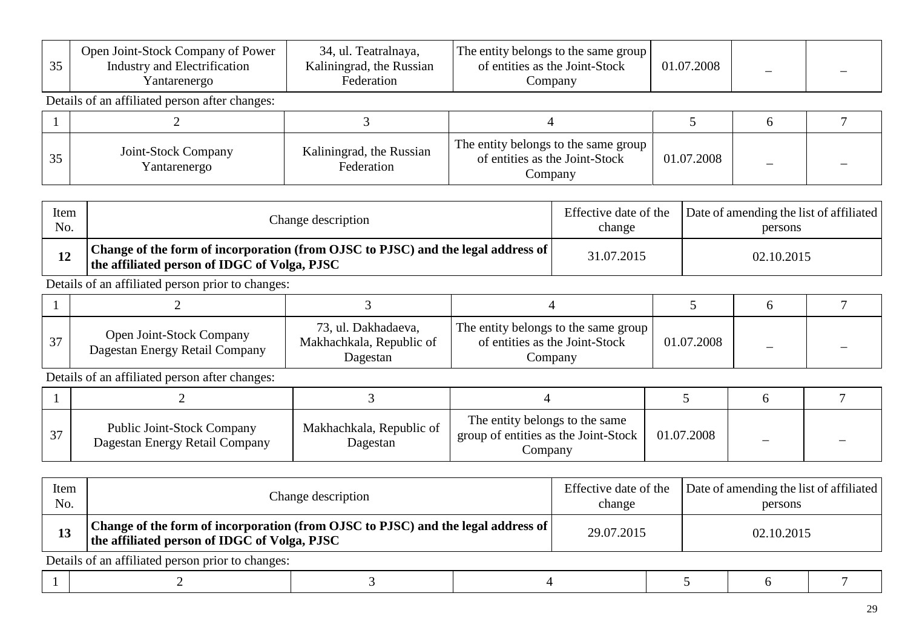| 35 | Open Joint-Stock Company of Power Industry and Electrification Yantarenergo | 34, ul. Teatralnaya, Kaliningrad, the Russian Federation | The entity belongs to the same group of entities as the Joint-Stock Company | 01.07.2008 | – | – |
|---|---|---|---|---|---|---|

Details of an affiliated person after changes:

| 1 | 2 | 3 | 4 | 5 | 6 | 7 |
|---|---|---|---|---|---|---|
| 35 | Joint-Stock Company Yantarenergo | Kaliningrad, the Russian Federation | The entity belongs to the same group of entities as the Joint-Stock Company | 01.07.2008 | – | – |

| Item No. | Change description | Effective date of the change | Date of amending the list of affiliated persons |
|---|---|---|---|
| **12** | **Change of the form of incorporation (from OJSC to PJSC) and the legal address of the affiliated person of IDGC of Volga, PJSC** | 31.07.2015 | 02.10.2015 |

Details of an affiliated person prior to changes:

| 1 | 2 | 3 | 4 | 5 | 6 | 7 |
|---|---|---|---|---|---|---|
| 37 | Open Joint-Stock Company Dagestan Energy Retail Company | 73, ul. Dakhadaeva, Makhachkala, Republic of Dagestan | The entity belongs to the same group of entities as the Joint-Stock Company | 01.07.2008 | – | – |

Details of an affiliated person after changes:

| 1 | 2 | 3 | 4 | 5 | 6 | 7 |
|---|---|---|---|---|---|---|
| 37 | Public Joint-Stock Company Dagestan Energy Retail Company | Makhachkala, Republic of Dagestan | The entity belongs to the same group of entities as the Joint-Stock Company | 01.07.2008 | – | – |

| Item No. | Change description | Effective date of the change | Date of amending the list of affiliated persons |
|---|---|---|---|
| **13** | **Change of the form of incorporation (from OJSC to PJSC) and the legal address of the affiliated person of IDGC of Volga, PJSC** | 29.07.2015 | 02.10.2015 |

Details of an affiliated person prior to changes:

| 1 | 2 | 3 | 4 | 5 | 6 | 7 |
|---|---|---|---|---|---|---|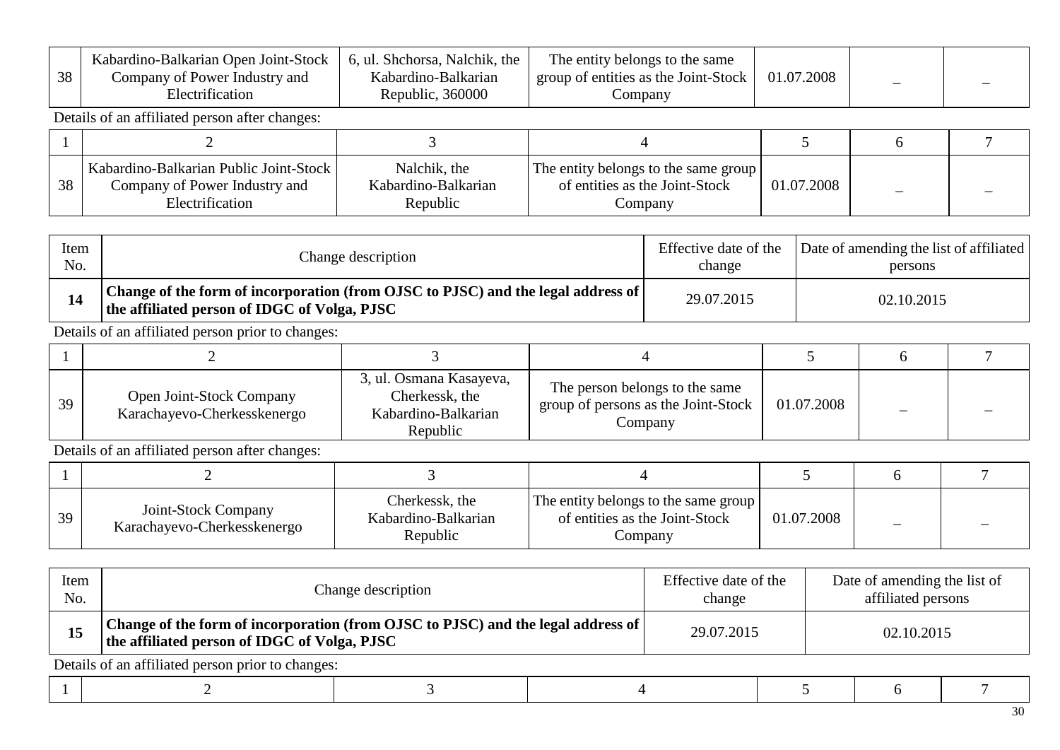| | | | | | | |
|---|---|---|---|---|---|---|
| 38 | Kabardino-Balkarian Open Joint-Stock Company of Power Industry and Electrification | 6, ul. Shchorsa, Nalchik, the Kabardino-Balkarian Republic, 360000 | The entity belongs to the same group of entities as the Joint-Stock Company | 01.07.2008 | – | – |

Details of an affiliated person after changes:

| 1 | 2 | 3 | 4 | 5 | 6 | 7 |
|---|---|---|---|---|---|---|
| 38 | Kabardino-Balkarian Public Joint-Stock Company of Power Industry and Electrification | Nalchik, the Kabardino-Balkarian Republic | The entity belongs to the same group of entities as the Joint-Stock Company | 01.07.2008 | – | – |

| Item No. | Change description | Effective date of the change | Date of amending the list of affiliated persons |
|---|---|---|---|
| **14** | **Change of the form of incorporation (from OJSC to PJSC) and the legal address of the affiliated person of IDGC of Volga, PJSC** | 29.07.2015 | 02.10.2015 |

Details of an affiliated person prior to changes:

| 1 | 2 | 3 | 4 | 5 | 6 | 7 |
|---|---|---|---|---|---|---|
| 39 | Open Joint-Stock Company Karachayevo-Cherkesskenergo | 3, ul. Osmana Kasayeva, Cherkessk, the Kabardino-Balkarian Republic | The person belongs to the same group of persons as the Joint-Stock Company | 01.07.2008 | – | – |

Details of an affiliated person after changes:

| 1 | 2 | 3 | 4 | 5 | 6 | 7 |
|---|---|---|---|---|---|---|
| 39 | Joint-Stock Company Karachayevo-Cherkesskenergo | Cherkessk, the Kabardino-Balkarian Republic | The entity belongs to the same group of entities as the Joint-Stock Company | 01.07.2008 | – | – |

| Item No. | Change description | Effective date of the change | Date of amending the list of affiliated persons |
|---|---|---|---|
| **15** | **Change of the form of incorporation (from OJSC to PJSC) and the legal address of the affiliated person of IDGC of Volga, PJSC** | 29.07.2015 | 02.10.2015 |

Details of an affiliated person prior to changes:

| 1 | 2 | 3 | 4 | 5 | 6 | 7 |
|---|---|---|---|---|---|---|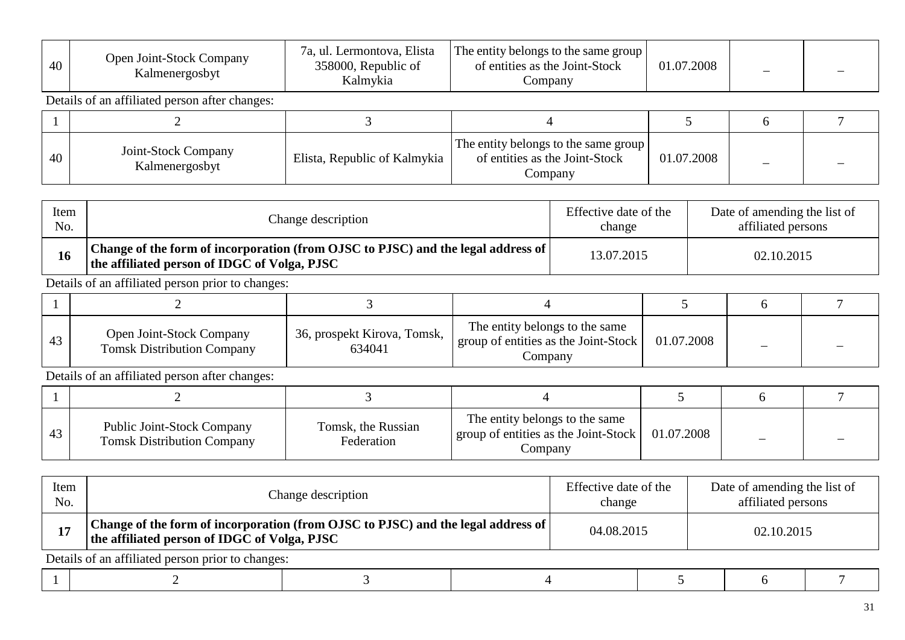| 40 | Open Joint-Stock Company Kalmenergosbyt | 7a, ul. Lermontova, Elista 358000, Republic of Kalmykia | The entity belongs to the same group of entities as the Joint-Stock Company | 01.07.2008 | – | – |
|---|---|---|---|---|---|---|

Details of an affiliated person after changes:

| 1 | 2 | 3 | 4 | 5 | 6 | 7 |
|---|---|---|---|---|---|---|
| 40 | Joint-Stock Company Kalmenergosbyt | Elista, Republic of Kalmykia | The entity belongs to the same group of entities as the Joint-Stock Company | 01.07.2008 | – | – |

| Item No. | Change description | Effective date of the change | Date of amending the list of affiliated persons |
|---|---|---|---|
| **16** | **Change of the form of incorporation (from OJSC to PJSC) and the legal address of the affiliated person of IDGC of Volga, PJSC** | 13.07.2015 | 02.10.2015 |

Details of an affiliated person prior to changes:

| 1 | 2 | 3 | 4 | 5 | 6 | 7 |
|---|---|---|---|---|---|---|
| 43 | Open Joint-Stock Company Tomsk Distribution Company | 36, prospekt Kirova, Tomsk, 634041 | The entity belongs to the same group of entities as the Joint-Stock Company | 01.07.2008 | – | – |

Details of an affiliated person after changes:

| 1 | 2 | 3 | 4 | 5 | 6 | 7 |
|---|---|---|---|---|---|---|
| 43 | Public Joint-Stock Company Tomsk Distribution Company | Tomsk, the Russian Federation | The entity belongs to the same group of entities as the Joint-Stock Company | 01.07.2008 | – | – |

| Item No. | Change description | Effective date of the change | Date of amending the list of affiliated persons |
|---|---|---|---|
| **17** | **Change of the form of incorporation (from OJSC to PJSC) and the legal address of the affiliated person of IDGC of Volga, PJSC** | 04.08.2015 | 02.10.2015 |

Details of an affiliated person prior to changes:

| 1 | 2 | 3 | 4 | 5 | 6 | 7 |
|---|---|---|---|---|---|---|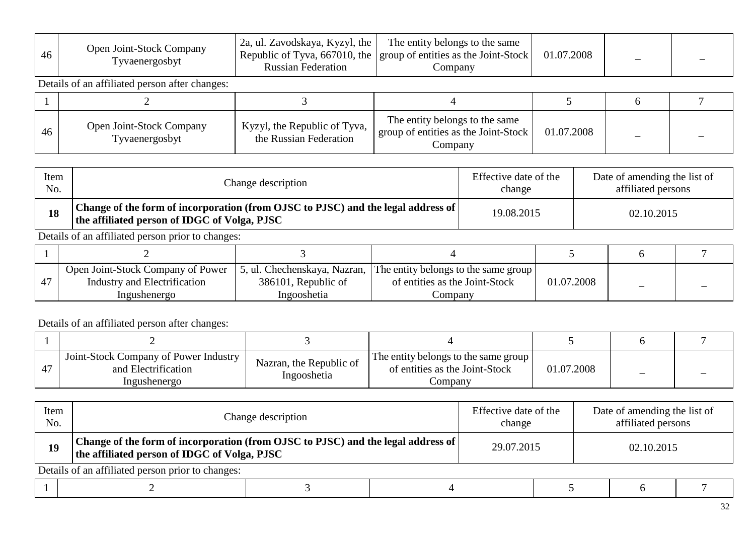| | | | | | | |
|---|---|---|---|---|---|---|
| 46 | Open Joint-Stock Company Tyvaenergosbyt | 2a, ul. Zavodskaya, Kyzyl, the Republic of Tyva, 667010, the Russian Federation | The entity belongs to the same group of entities as the Joint-Stock Company | 01.07.2008 | – | – |

Details of an affiliated person after changes:

| 1 | 2 | 3 | 4 | 5 | 6 | 7 |
|---|---|---|---|---|---|---|
| 46 | Open Joint-Stock Company Tyvaenergosbyt | Kyzyl, the Republic of Tyva, the Russian Federation | The entity belongs to the same group of entities as the Joint-Stock Company | 01.07.2008 | – | – |

| Item No. | Change description | Effective date of the change | Date of amending the list of affiliated persons |
|---|---|---|---|
| **18** | **Change of the form of incorporation (from OJSC to PJSC) and the legal address of the affiliated person of IDGC of Volga, PJSC** | 19.08.2015 | 02.10.2015 |

Details of an affiliated person prior to changes:

| 1 | 2 | 3 | 4 | 5 | 6 | 7 |
|---|---|---|---|---|---|---|
| 47 | Open Joint-Stock Company of Power Industry and Electrification Ingushenergo | 5, ul. Chechenskaya, Nazran, 386101, Republic of Ingooshetia | The entity belongs to the same group of entities as the Joint-Stock Company | 01.07.2008 | – | – |

Details of an affiliated person after changes:

| 1 | 2 | 3 | 4 | 5 | 6 | 7 |
|---|---|---|---|---|---|---|
| 47 | Joint-Stock Company of Power Industry and Electrification Ingushenergo | Nazran, the Republic of Ingooshetia | The entity belongs to the same group of entities as the Joint-Stock Company | 01.07.2008 | – | – |

| Item No. | Change description | Effective date of the change | Date of amending the list of affiliated persons |
|---|---|---|---|
| **19** | **Change of the form of incorporation (from OJSC to PJSC) and the legal address of the affiliated person of IDGC of Volga, PJSC** | 29.07.2015 | 02.10.2015 |

Details of an affiliated person prior to changes:

| 1 | 2 | 3 | 4 | 5 | 6 | 7 |
|---|---|---|---|---|---|---|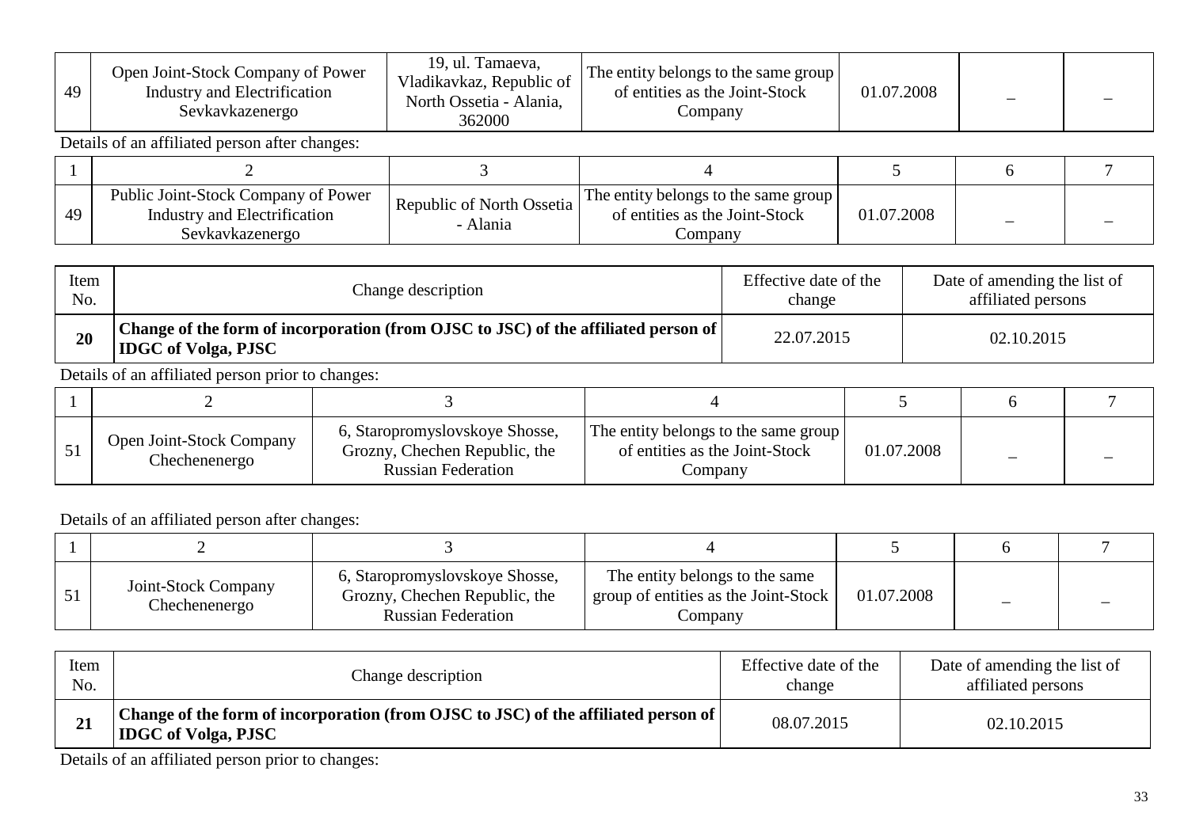| 49 | Open Joint-Stock Company of Power Industry and Electrification Sevkavkazenergo | 19, ul. Tamaeva, Vladikavkaz, Republic of North Ossetia - Alania, 362000 | The entity belongs to the same group of entities as the Joint-Stock Company | 01.07.2008 | – | – |
|---|---|---|---|---|---|---|

Details of an affiliated person after changes:

| 1 | 2 | 3 | 4 | 5 | 6 | 7 |
|---|---|---|---|---|---|---|
| 49 | Public Joint-Stock Company of Power Industry and Electrification Sevkavkazenergo | Republic of North Ossetia - Alania | The entity belongs to the same group of entities as the Joint-Stock Company | 01.07.2008 | – | – |

| Item No. | Change description | Effective date of the change | Date of amending the list of affiliated persons |
|---|---|---|---|
| **20** | **Change of the form of incorporation (from OJSC to JSC) of the affiliated person of IDGC of Volga, PJSC** | 22.07.2015 | 02.10.2015 |

Details of an affiliated person prior to changes:

| 1 | 2 | 3 | 4 | 5 | 6 | 7 |
|---|---|---|---|---|---|---|
| 51 | Open Joint-Stock Company Chechenenergo | 6, Staropromyslovskoye Shosse, Grozny, Chechen Republic, the Russian Federation | The entity belongs to the same group of entities as the Joint-Stock Company | 01.07.2008 | – | – |

Details of an affiliated person after changes:

| 1 | 2 | 3 | 4 | 5 | 6 | 7 |
|---|---|---|---|---|---|---|
| 51 | Joint-Stock Company Chechenenergo | 6, Staropromyslovskoye Shosse, Grozny, Chechen Republic, the Russian Federation | The entity belongs to the same group of entities as the Joint-Stock Company | 01.07.2008 | – | – |

| Item No. | Change description | Effective date of the change | Date of amending the list of affiliated persons |
|---|---|---|---|
| **21** | **Change of the form of incorporation (from OJSC to JSC) of the affiliated person of IDGC of Volga, PJSC** | 08.07.2015 | 02.10.2015 |

Details of an affiliated person prior to changes: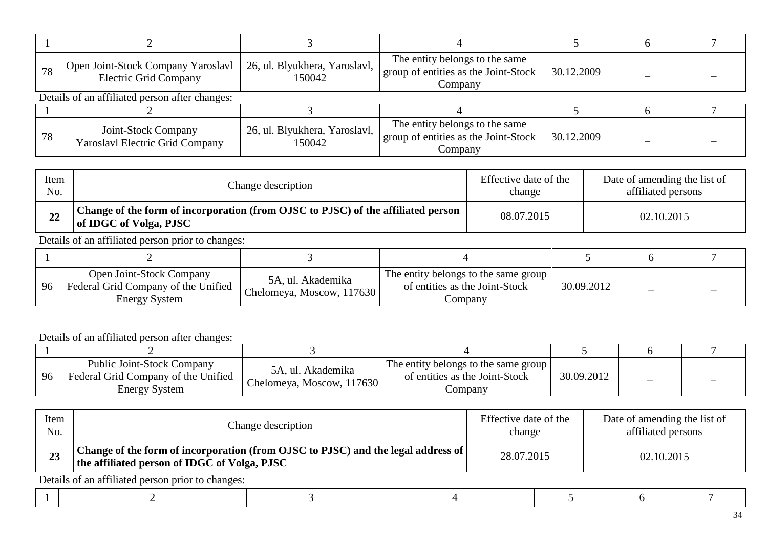| 1 | 2 | 3 | 4 | 5 | 6 | 7 |
|---|---|---|---|---|---|---|
| 78 | Open Joint-Stock Company Yaroslavl Electric Grid Company | 26, ul. Blyukhera, Yaroslavl, 150042 | The entity belongs to the same group of entities as the Joint-Stock Company | 30.12.2009 | – | – |

Details of an affiliated person after changes:

| 1 | 2 | 3 | 4 | 5 | 6 | 7 |
|---|---|---|---|---|---|---|
| 78 | Joint-Stock Company Yaroslavl Electric Grid Company | 26, ul. Blyukhera, Yaroslavl, 150042 | The entity belongs to the same group of entities as the Joint-Stock Company | 30.12.2009 | – | – |

| Item No. | Change description | Effective date of the change | Date of amending the list of affiliated persons |
|---|---|---|---|
| **22** | **Change of the form of incorporation (from OJSC to PJSC) of the affiliated person of IDGC of Volga, PJSC** | 08.07.2015 | 02.10.2015 |

Details of an affiliated person prior to changes:

| 1 | 2 | 3 | 4 | 5 | 6 | 7 |
|---|---|---|---|---|---|---|
| 96 | Open Joint-Stock Company Federal Grid Company of the Unified Energy System | 5A, ul. Akademika Chelomeya, Moscow, 117630 | The entity belongs to the same group of entities as the Joint-Stock Company | 30.09.2012 | – | – |

Details of an affiliated person after changes:

| 1 | 2 | 3 | 4 | 5 | 6 | 7 |
|---|---|---|---|---|---|---|
| 96 | Public Joint-Stock Company Federal Grid Company of the Unified Energy System | 5A, ul. Akademika Chelomeya, Moscow, 117630 | The entity belongs to the same group of entities as the Joint-Stock Company | 30.09.2012 | – | – |

| Item No. | Change description | Effective date of the change | Date of amending the list of affiliated persons |
|---|---|---|---|
| **23** | **Change of the form of incorporation (from OJSC to PJSC) and the legal address of the affiliated person of IDGC of Volga, PJSC** | 28.07.2015 | 02.10.2015 |

Details of an affiliated person prior to changes:

| 1 | 2 | 3 | 4 | 5 | 6 | 7 |
|---|---|---|---|---|---|---|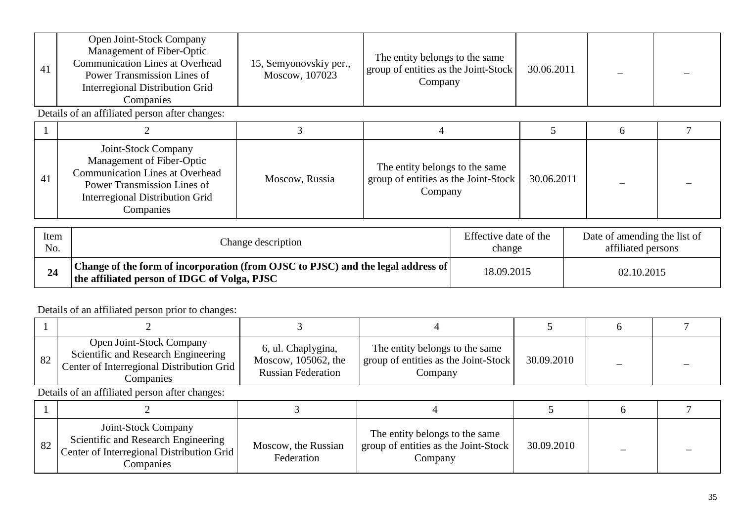| | | | | | | |
|---|---|---|---|---|---|---|
| 41 | Open Joint-Stock Company Management of Fiber-Optic Communication Lines at Overhead Power Transmission Lines of Interregional Distribution Grid Companies | 15, Semyonovskiy per., Moscow, 107023 | The entity belongs to the same group of entities as the Joint-Stock Company | 30.06.2011 | – | – |

Details of an affiliated person after changes:

| 1 | 2 | 3 | 4 | 5 | 6 | 7 |
|---|---|---|---|---|---|---|
| 41 | Joint-Stock Company Management of Fiber-Optic Communication Lines at Overhead Power Transmission Lines of Interregional Distribution Grid Companies | Moscow, Russia | The entity belongs to the same group of entities as the Joint-Stock Company | 30.06.2011 | – | – |

| Item No. | Change description | Effective date of the change | Date of amending the list of affiliated persons |
|---|---|---|---|
| **24** | **Change of the form of incorporation (from OJSC to PJSC) and the legal address of the affiliated person of IDGC of Volga, PJSC** | 18.09.2015 | 02.10.2015 |

Details of an affiliated person prior to changes:

| 1 | 2 | 3 | 4 | 5 | 6 | 7 |
|---|---|---|---|---|---|---|
| 82 | Open Joint-Stock Company Scientific and Research Engineering Center of Interregional Distribution Grid Companies | 6, ul. Chaplygina, Moscow, 105062, the Russian Federation | The entity belongs to the same group of entities as the Joint-Stock Company | 30.09.2010 | – | – |

Details of an affiliated person after changes:

| 1 | 2 | 3 | 4 | 5 | 6 | 7 |
|---|---|---|---|---|---|---|
| 82 | Joint-Stock Company Scientific and Research Engineering Center of Interregional Distribution Grid Companies | Moscow, the Russian Federation | The entity belongs to the same group of entities as the Joint-Stock Company | 30.09.2010 | – | – |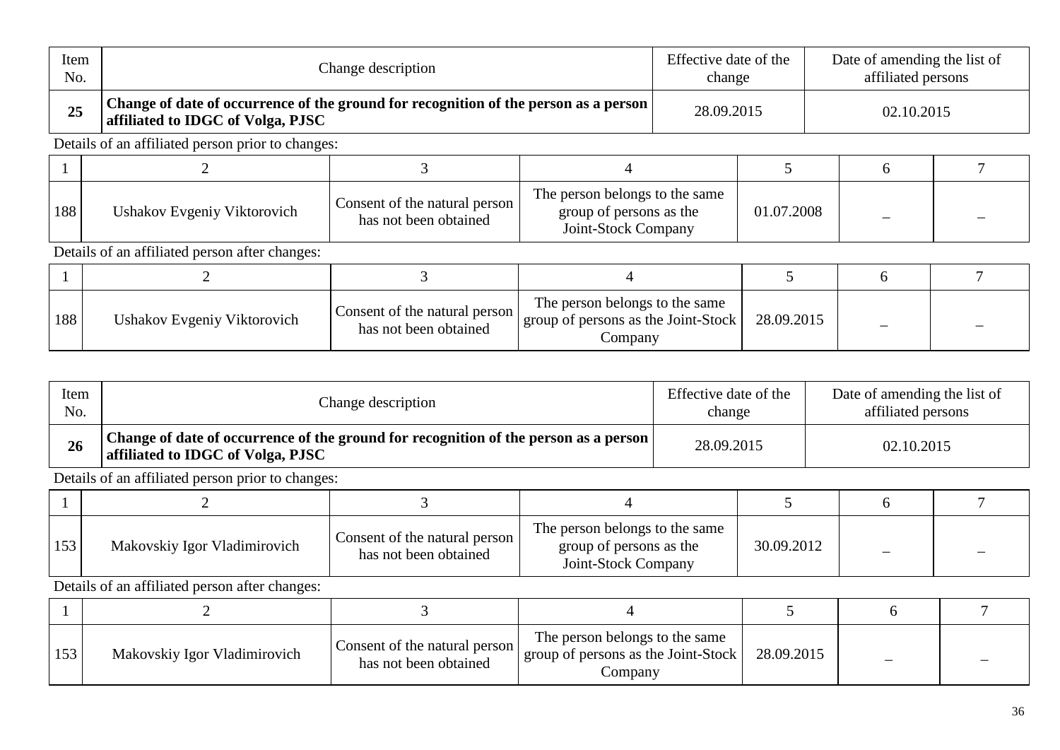| Item No. | Change description | Effective date of the change | Date of amending the list of affiliated persons |
|---|---|---|---|
| **25** | **Change of date of occurrence of the ground for recognition of the person as a person affiliated to IDGC of Volga, PJSC** | 28.09.2015 | 02.10.2015 |

Details of an affiliated person prior to changes:

| 1 | 2 | 3 | 4 | 5 | 6 | 7 |
|---|---|---|---|---|---|---|
| 188 | Ushakov Evgeniy Viktorovich | Consent of the natural person has not been obtained | The person belongs to the same group of persons as the Joint-Stock Company | 01.07.2008 | – | – |

Details of an affiliated person after changes:

| 1 | 2 | 3 | 4 | 5 | 6 | 7 |
|---|---|---|---|---|---|---|
| 188 | Ushakov Evgeniy Viktorovich | Consent of the natural person has not been obtained | The person belongs to the same group of persons as the Joint-Stock Company | 28.09.2015 | – | – |

| Item No. | Change description | Effective date of the change | Date of amending the list of affiliated persons |
|---|---|---|---|
| **26** | **Change of date of occurrence of the ground for recognition of the person as a person affiliated to IDGC of Volga, PJSC** | 28.09.2015 | 02.10.2015 |

Details of an affiliated person prior to changes:

| 1 | 2 | 3 | 4 | 5 | 6 | 7 |
|---|---|---|---|---|---|---|
| 153 | Makovskiy Igor Vladimirovich | Consent of the natural person has not been obtained | The person belongs to the same group of persons as the Joint-Stock Company | 30.09.2012 | – | – |

Details of an affiliated person after changes:

| 1 | 2 | 3 | 4 | 5 | 6 | 7 |
|---|---|---|---|---|---|---|
| 153 | Makovskiy Igor Vladimirovich | Consent of the natural person has not been obtained | The person belongs to the same group of persons as the Joint-Stock Company | 28.09.2015 | – | – |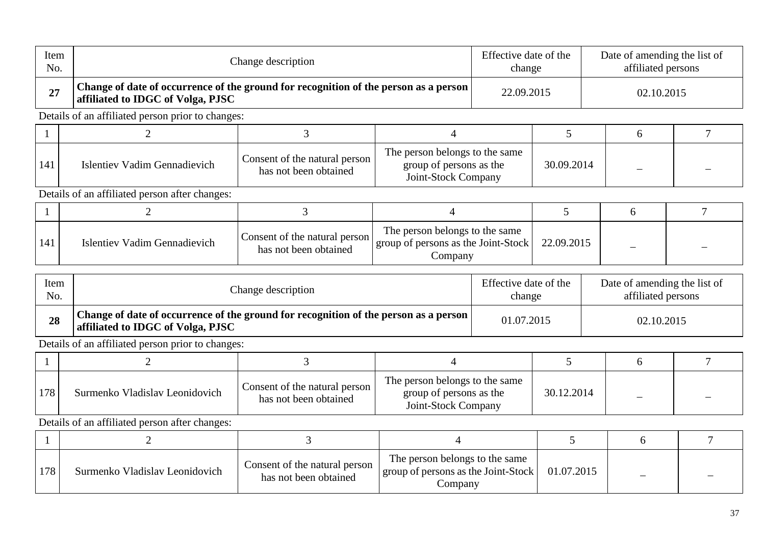| Item No. | Change description | Effective date of the change | Date of amending the list of affiliated persons |
|---|---|---|---|
| **27** | **Change of date of occurrence of the ground for recognition of the person as a person affiliated to IDGC of Volga, PJSC** | 22.09.2015 | 02.10.2015 |

Details of an affiliated person prior to changes:

| 1 | 2 | 3 | 4 | 5 | 6 | 7 |
|---|---|---|---|---|---|---|
| 141 | Islentiev Vadim Gennadievich | Consent of the natural person has not been obtained | The person belongs to the same group of persons as the Joint-Stock Company | 30.09.2014 | – | – |

Details of an affiliated person after changes:

| 1 | 2 | 3 | 4 | 5 | 6 | 7 |
|---|---|---|---|---|---|---|
| 141 | Islentiev Vadim Gennadievich | Consent of the natural person has not been obtained | The person belongs to the same group of persons as the Joint-Stock Company | 22.09.2015 | – | – |

| Item No. | Change description | Effective date of the change | Date of amending the list of affiliated persons |
|---|---|---|---|
| **28** | **Change of date of occurrence of the ground for recognition of the person as a person affiliated to IDGC of Volga, PJSC** | 01.07.2015 | 02.10.2015 |

Details of an affiliated person prior to changes:

| 1 | 2 | 3 | 4 | 5 | 6 | 7 |
|---|---|---|---|---|---|---|
| 178 | Surmenko Vladislav Leonidovich | Consent of the natural person has not been obtained | The person belongs to the same group of persons as the Joint-Stock Company | 30.12.2014 | – | – |

Details of an affiliated person after changes:

| 1 | 2 | 3 | 4 | 5 | 6 | 7 |
|---|---|---|---|---|---|---|
| 178 | Surmenko Vladislav Leonidovich | Consent of the natural person has not been obtained | The person belongs to the same group of persons as the Joint-Stock Company | 01.07.2015 | – | – |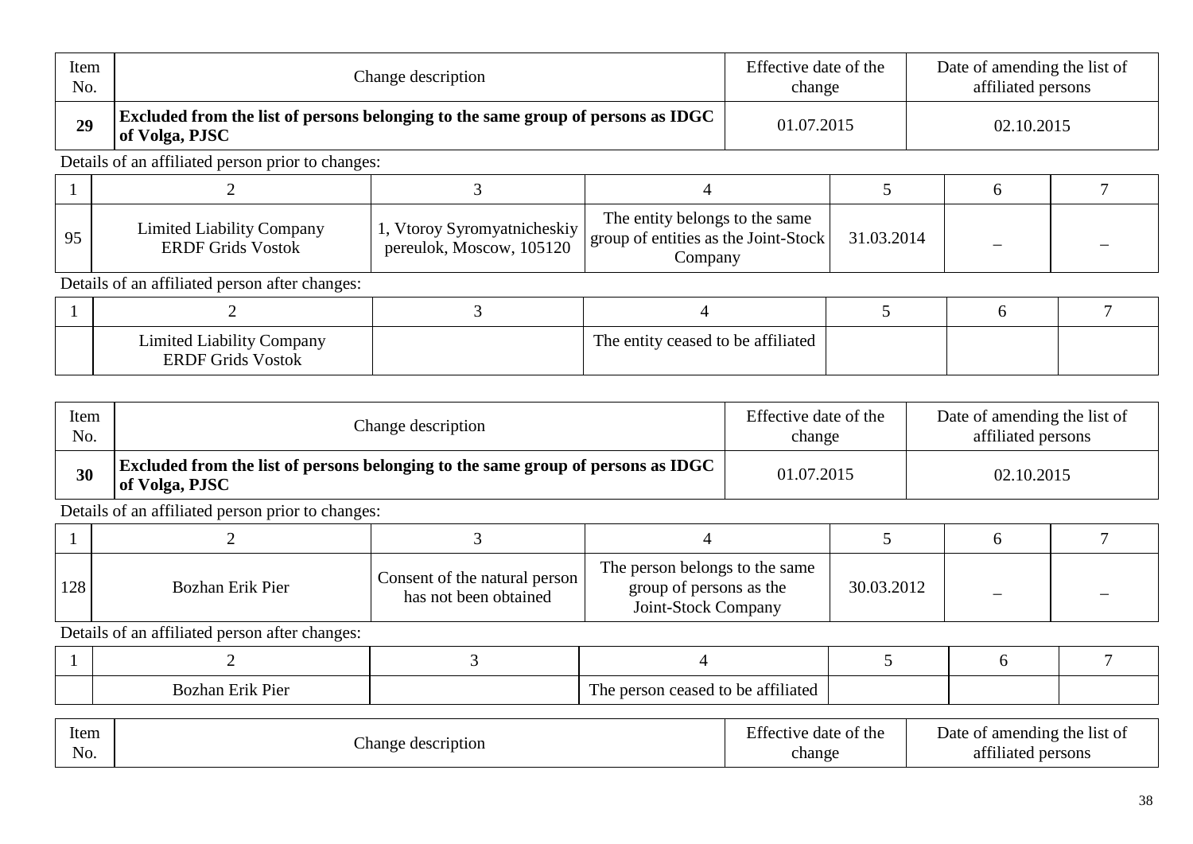| Item No. | Change description | Effective date of the change | Date of amending the list of affiliated persons |
|---|---|---|---|
| **29** | **Excluded from the list of persons belonging to the same group of persons as IDGC of Volga, PJSC** | 01.07.2015 | 02.10.2015 |

Details of an affiliated person prior to changes:

| 1 | 2 | 3 | 4 | 5 | 6 | 7 |
|---|---|---|---|---|---|---|
| 95 | Limited Liability Company ERDF Grids Vostok | 1, Vtoroy Syromyatnicheskiy pereulok, Moscow, 105120 | The entity belongs to the same group of entities as the Joint-Stock Company | 31.03.2014 | – | – |

Details of an affiliated person after changes:

| 1 | 2 | 3 | 4 | 5 | 6 | 7 |
|---|---|---|---|---|---|---|
| | Limited Liability Company ERDF Grids Vostok | | The entity ceased to be affiliated | | | |

| Item No. | Change description | Effective date of the change | Date of amending the list of affiliated persons |
|---|---|---|---|
| **30** | **Excluded from the list of persons belonging to the same group of persons as IDGC of Volga, PJSC** | 01.07.2015 | 02.10.2015 |

Details of an affiliated person prior to changes:

| 1 | 2 | 3 | 4 | 5 | 6 | 7 |
|---|---|---|---|---|---|---|
| 128 | Bozhan Erik Pier | Consent of the natural person has not been obtained | The person belongs to the same group of persons as the Joint-Stock Company | 30.03.2012 | – | – |

Details of an affiliated person after changes:

| 1 | 2 | 3 | 4 | 5 | 6 | 7 |
|---|---|---|---|---|---|---|
| | Bozhan Erik Pier | | The person ceased to be affiliated | | | |

| Item No. | Change description | Effective date of the change | Date of amending the list of affiliated persons |
|---|---|---|---|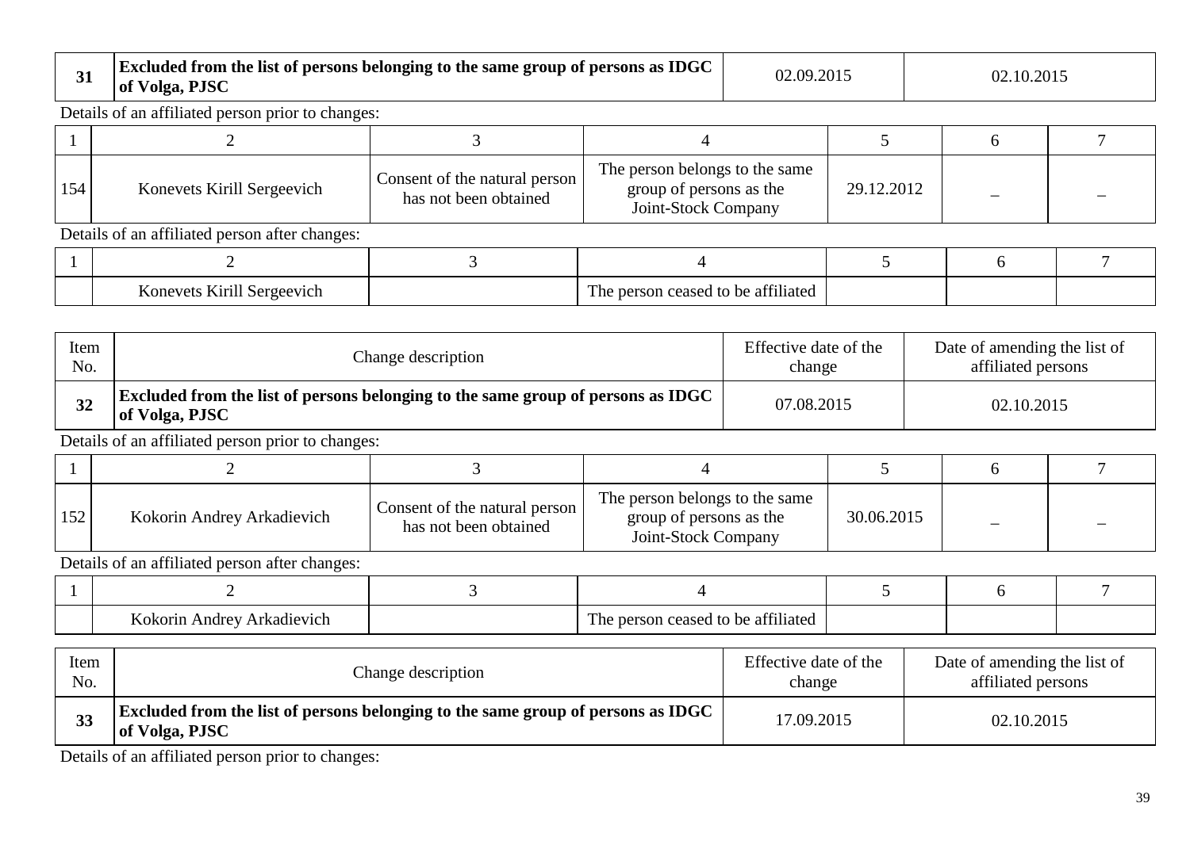| 31 | **Excluded from the list of persons belonging to the same group of persons as IDGC of Volga, PJSC** | 02.09.2015 | 02.10.2015 |
|---|---|---|---|

Details of an affiliated person prior to changes:

| 1 | 2 | 3 | 4 | 5 | 6 | 7 |
|---|---|---|---|---|---|---|
| 154 | Konevets Kirill Sergeevich | Consent of the natural person has not been obtained | The person belongs to the same group of persons as the Joint-Stock Company | 29.12.2012 | – | – |

Details of an affiliated person after changes:

| 1 | 2 | 3 | 4 | 5 | 6 | 7 |
|---|---|---|---|---|---|---|
| | Konevets Kirill Sergeevich | | The person ceased to be affiliated | | | |

| Item No. | Change description | Effective date of the change | Date of amending the list of affiliated persons |
|---|---|---|---|
| **32** | **Excluded from the list of persons belonging to the same group of persons as IDGC of Volga, PJSC** | 07.08.2015 | 02.10.2015 |

Details of an affiliated person prior to changes:

| 1 | 2 | 3 | 4 | 5 | 6 | 7 |
|---|---|---|---|---|---|---|
| 152 | Kokorin Andrey Arkadievich | Consent of the natural person has not been obtained | The person belongs to the same group of persons as the Joint-Stock Company | 30.06.2015 | – | – |

Details of an affiliated person after changes:

| 1 | 2 | 3 | 4 | 5 | 6 | 7 |
|---|---|---|---|---|---|---|
| | Kokorin Andrey Arkadievich | | The person ceased to be affiliated | | | |

| Item No. | Change description | Effective date of the change | Date of amending the list of affiliated persons |
|---|---|---|---|
| **33** | **Excluded from the list of persons belonging to the same group of persons as IDGC of Volga, PJSC** | 17.09.2015 | 02.10.2015 |

Details of an affiliated person prior to changes: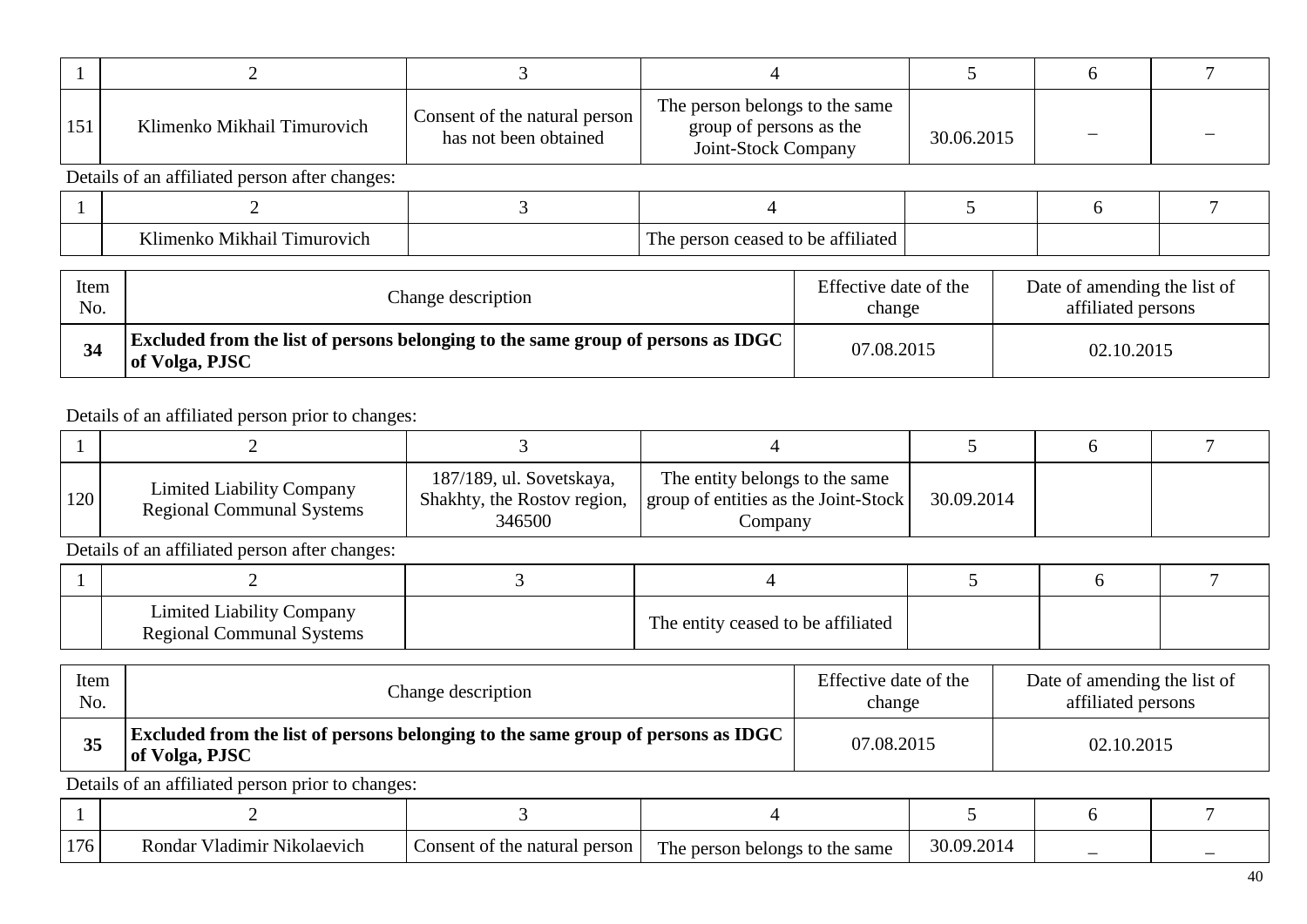| 1 | 2 | 3 | 4 | 5 | 6 | 7 |
|---|---|---|---|---|---|---|
| 151 | Klimenko Mikhail Timurovich | Consent of the natural person has not been obtained | The person belongs to the same group of persons as the Joint-Stock Company | 30.06.2015 | – | – |

Details of an affiliated person after changes:

| 1 | 2 | 3 | 4 | 5 | 6 | 7 |
|---|---|---|---|---|---|---|
| | Klimenko Mikhail Timurovich | | The person ceased to be affiliated | | | |

| Item No. | Change description | Effective date of the change | Date of amending the list of affiliated persons |
|---|---|---|---|
| **34** | **Excluded from the list of persons belonging to the same group of persons as IDGC of Volga, PJSC** | 07.08.2015 | 02.10.2015 |

Details of an affiliated person prior to changes:

| 1 | 2 | 3 | 4 | 5 | 6 | 7 |
|---|---|---|---|---|---|---|
| 120 | Limited Liability Company Regional Communal Systems | 187/189, ul. Sovetskaya, Shakhty, the Rostov region, 346500 | The entity belongs to the same group of entities as the Joint-Stock Company | 30.09.2014 | | |

Details of an affiliated person after changes:

| 1 | 2 | 3 | 4 | 5 | 6 | 7 |
|---|---|---|---|---|---|---|
| | Limited Liability Company Regional Communal Systems | | The entity ceased to be affiliated | | | |

| Item No. | Change description | Effective date of the change | Date of amending the list of affiliated persons |
|---|---|---|---|
| **35** | **Excluded from the list of persons belonging to the same group of persons as IDGC of Volga, PJSC** | 07.08.2015 | 02.10.2015 |

Details of an affiliated person prior to changes:

| 1 | 2 | 3 | 4 | 5 | 6 | 7 |
|---|---|---|---|---|---|---|
| 176 | Rondar Vladimir Nikolaevich | Consent of the natural person | The person belongs to the same | 30.09.2014 | – | – |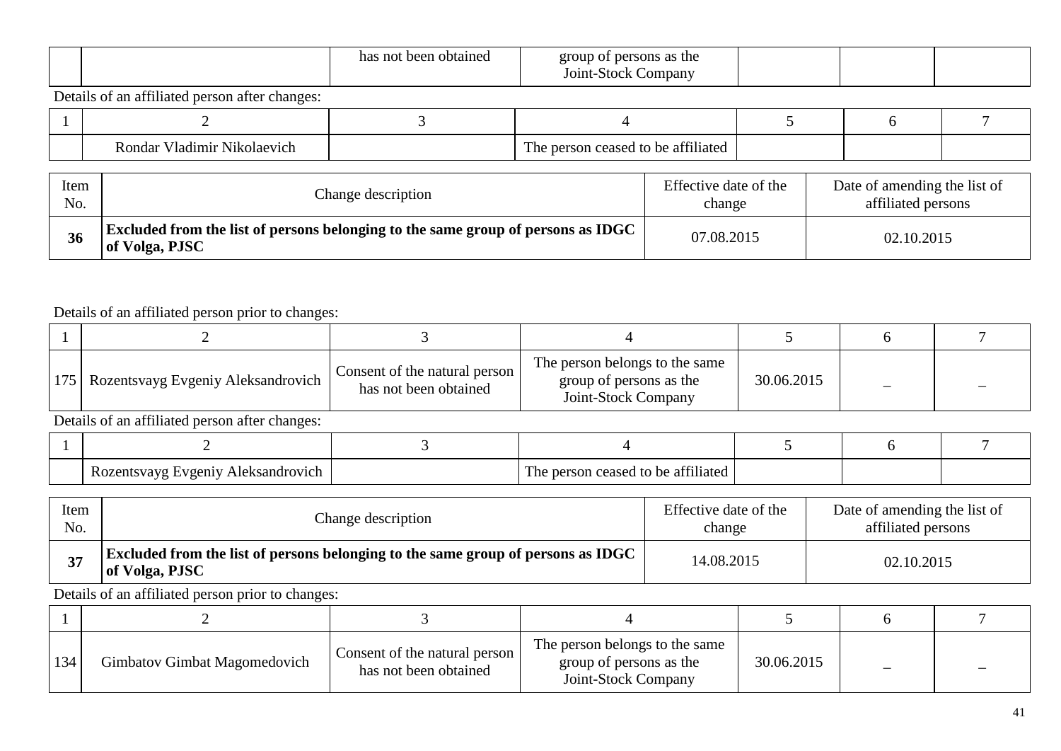|  |  | has not been obtained | group of persons as the Joint-Stock Company |  |  |  |
|---|---|---|---|---|---|---|

Details of an affiliated person after changes:

| 1 | 2 | 3 | 4 | 5 | 6 | 7 |
|---|---|---|---|---|---|---|
|  | Rondar Vladimir Nikolaevich |  | The person ceased to be affiliated |  |  |  |

| Item No. | Change description | Effective date of the change | Date of amending the list of affiliated persons |
|---|---|---|---|
| **36** | **Excluded from the list of persons belonging to the same group of persons as IDGC of Volga, PJSC** | 07.08.2015 | 02.10.2015 |

Details of an affiliated person prior to changes:

| 1 | 2 | 3 | 4 | 5 | 6 | 7 |
|---|---|---|---|---|---|---|
| 175 | Rozentsvayg Evgeniy Aleksandrovich | Consent of the natural person has not been obtained | The person belongs to the same group of persons as the Joint-Stock Company | 30.06.2015 | – | – |

Details of an affiliated person after changes:

| 1 | 2 | 3 | 4 | 5 | 6 | 7 |
|---|---|---|---|---|---|---|
|  | Rozentsvayg Evgeniy Aleksandrovich |  | The person ceased to be affiliated |  |  |  |

| Item No. | Change description | Effective date of the change | Date of amending the list of affiliated persons |
|---|---|---|---|
| **37** | **Excluded from the list of persons belonging to the same group of persons as IDGC of Volga, PJSC** | 14.08.2015 | 02.10.2015 |

Details of an affiliated person prior to changes:

| 1 | 2 | 3 | 4 | 5 | 6 | 7 |
|---|---|---|---|---|---|---|
| 134 | Gimbatov Gimbat Magomedovich | Consent of the natural person has not been obtained | The person belongs to the same group of persons as the Joint-Stock Company | 30.06.2015 | – | – |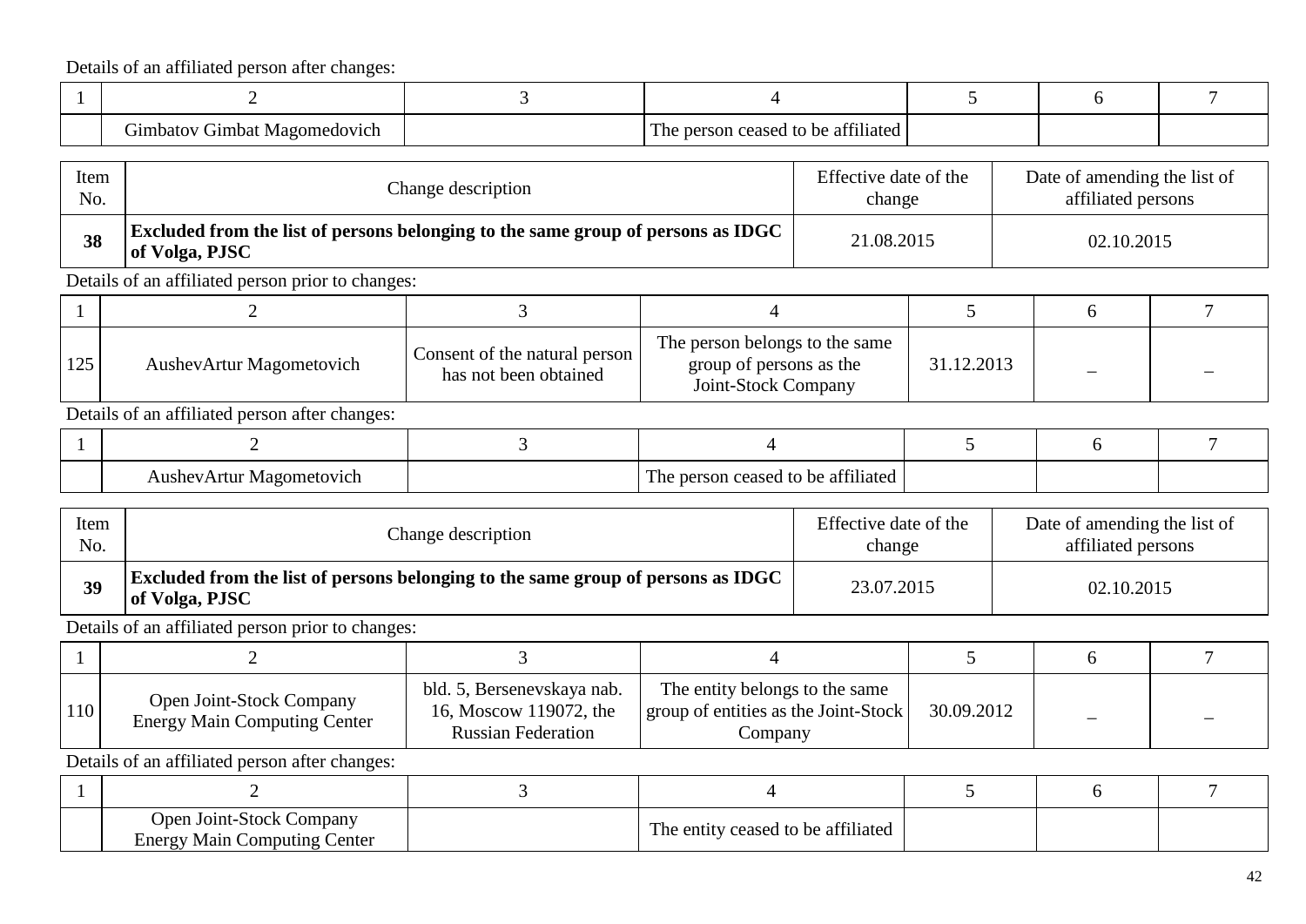Details of an affiliated person after changes:

| 1 | 2 | 3 | 4 | 5 | 6 | 7 |
|---|---|---|---|---|---|---|
| | Gimbatov Gimbat Magomedovich | | The person ceased to be affiliated | | | |

| Item No. | Change description | Effective date of the change | Date of amending the list of affiliated persons |
|---|---|---|---|
| **38** | **Excluded from the list of persons belonging to the same group of persons as IDGC of Volga, PJSC** | 21.08.2015 | 02.10.2015 |

Details of an affiliated person prior to changes:

| 1 | 2 | 3 | 4 | 5 | 6 | 7 |
|---|---|---|---|---|---|---|
| 125 | AushevArtur Magometovich | Consent of the natural person has not been obtained | The person belongs to the same group of persons as the Joint-Stock Company | 31.12.2013 | – | – |

Details of an affiliated person after changes:

| 1 | 2 | 3 | 4 | 5 | 6 | 7 |
|---|---|---|---|---|---|---|
| | AushevArtur Magometovich | | The person ceased to be affiliated | | | |

| Item No. | Change description | Effective date of the change | Date of amending the list of affiliated persons |
|---|---|---|---|
| **39** | **Excluded from the list of persons belonging to the same group of persons as IDGC of Volga, PJSC** | 23.07.2015 | 02.10.2015 |

Details of an affiliated person prior to changes:

| 1 | 2 | 3 | 4 | 5 | 6 | 7 |
|---|---|---|---|---|---|---|
| 110 | Open Joint-Stock Company Energy Main Computing Center | bld. 5, Bersenevskaya nab. 16, Moscow 119072, the Russian Federation | The entity belongs to the same group of entities as the Joint-Stock Company | 30.09.2012 | – | – |

Details of an affiliated person after changes:

| 1 | 2 | 3 | 4 | 5 | 6 | 7 |
|---|---|---|---|---|---|---|
| | Open Joint-Stock Company Energy Main Computing Center | | The entity ceased to be affiliated | | | |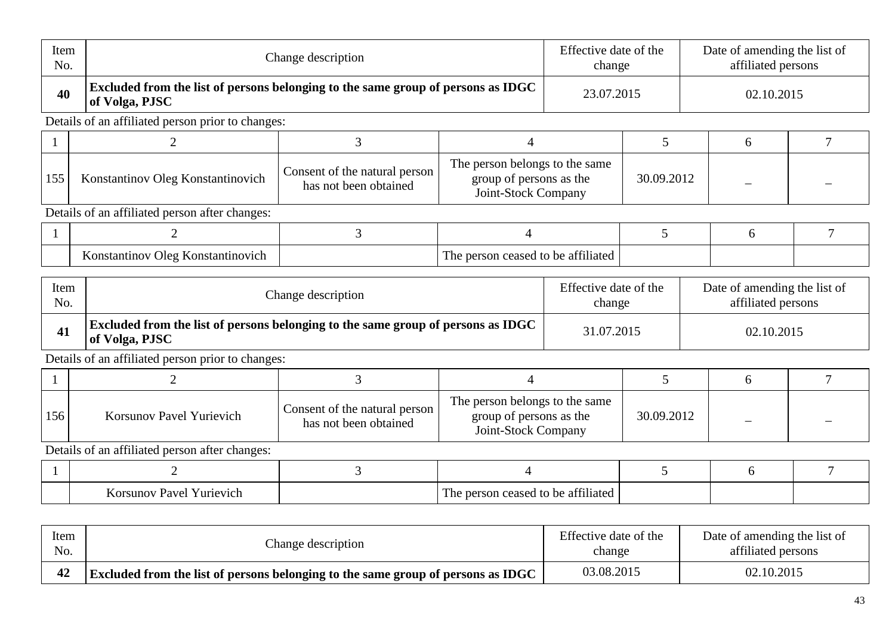| Item No. | Change description | Effective date of the change | Date of amending the list of affiliated persons |
|---|---|---|---|
| **40** | **Excluded from the list of persons belonging to the same group of persons as IDGC of Volga, PJSC** | 23.07.2015 | 02.10.2015 |

Details of an affiliated person prior to changes:

| 1 | 2 | 3 | 4 | 5 | 6 | 7 |
|---|---|---|---|---|---|---|
| 155 | Konstantinov Oleg Konstantinovich | Consent of the natural person has not been obtained | The person belongs to the same group of persons as the Joint-Stock Company | 30.09.2012 | – | – |

Details of an affiliated person after changes:

| 1 | 2 | 3 | 4 | 5 | 6 | 7 |
|---|---|---|---|---|---|---|
| | Konstantinov Oleg Konstantinovich | | The person ceased to be affiliated | | | |

| Item No. | Change description | Effective date of the change | Date of amending the list of affiliated persons |
|---|---|---|---|
| **41** | **Excluded from the list of persons belonging to the same group of persons as IDGC of Volga, PJSC** | 31.07.2015 | 02.10.2015 |

Details of an affiliated person prior to changes:

| 1 | 2 | 3 | 4 | 5 | 6 | 7 |
|---|---|---|---|---|---|---|
| 156 | Korsunov Pavel Yurievich | Consent of the natural person has not been obtained | The person belongs to the same group of persons as the Joint-Stock Company | 30.09.2012 | – | – |

Details of an affiliated person after changes:

| 1 | 2 | 3 | 4 | 5 | 6 | 7 |
|---|---|---|---|---|---|---|
| | Korsunov Pavel Yurievich | | The person ceased to be affiliated | | | |

| Item No. | Change description | Effective date of the change | Date of amending the list of affiliated persons |
|---|---|---|---|
| **42** | **Excluded from the list of persons belonging to the same group of persons as IDGC** | 03.08.2015 | 02.10.2015 |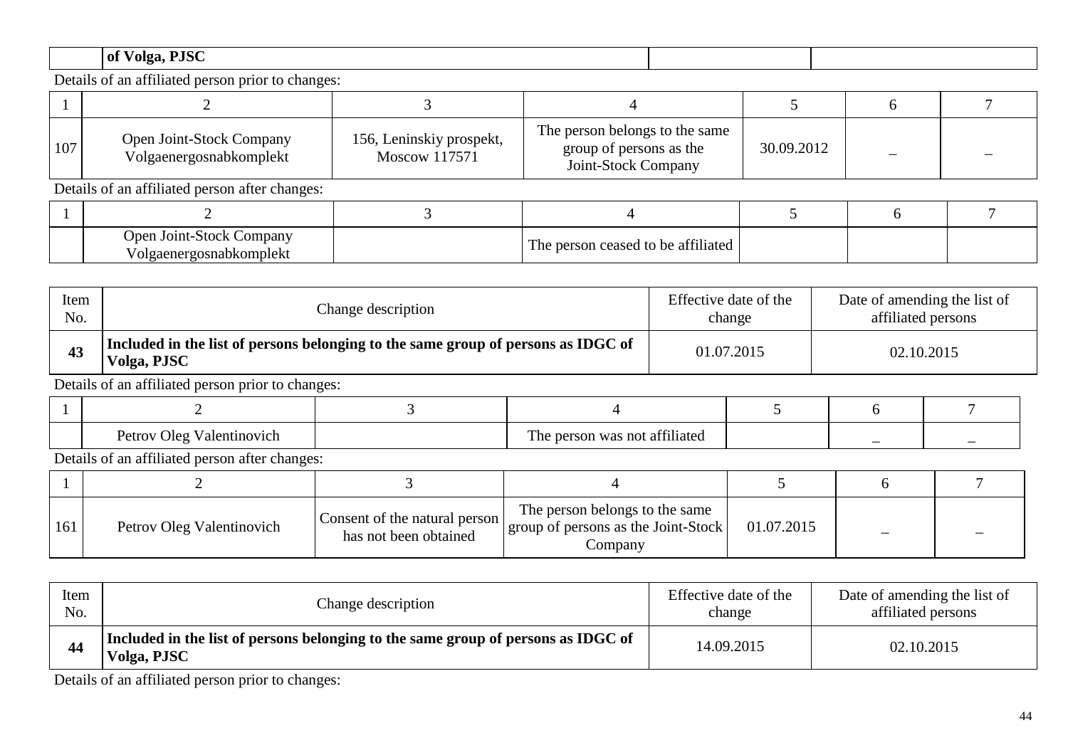| | of Volga, PJSC | | |
|---|---|---|---|

Details of an affiliated person prior to changes:

| 1 | 2 | 3 | 4 | 5 | 6 | 7 |
|---|---|---|---|---|---|---|
| 107 | Open Joint-Stock Company Volgaenergosnabkomplekt | 156, Leninskiy prospekt, Moscow 117571 | The person belongs to the same group of persons as the Joint-Stock Company | 30.09.2012 | – | – |

Details of an affiliated person after changes:

| 1 | 2 | 3 | 4 | 5 | 6 | 7 |
|---|---|---|---|---|---|---|
| | Open Joint-Stock Company Volgaenergosnabkomplekt | | The person ceased to be affiliated | | | |

| Item No. | Change description | Effective date of the change | Date of amending the list of affiliated persons |
|---|---|---|---|
| **43** | **Included in the list of persons belonging to the same group of persons as IDGC of Volga, PJSC** | 01.07.2015 | 02.10.2015 |

Details of an affiliated person prior to changes:

| 1 | 2 | 3 | 4 | 5 | 6 | 7 |
|---|---|---|---|---|---|---|
| | Petrov Oleg Valentinovich | | The person was not affiliated | | – | – |

Details of an affiliated person after changes:

| 1 | 2 | 3 | 4 | 5 | 6 | 7 |
|---|---|---|---|---|---|---|
| 161 | Petrov Oleg Valentinovich | Consent of the natural person has not been obtained | The person belongs to the same group of persons as the Joint-Stock Company | 01.07.2015 | – | – |

| Item No. | Change description | Effective date of the change | Date of amending the list of affiliated persons |
|---|---|---|---|
| **44** | **Included in the list of persons belonging to the same group of persons as IDGC of Volga, PJSC** | 14.09.2015 | 02.10.2015 |

Details of an affiliated person prior to changes: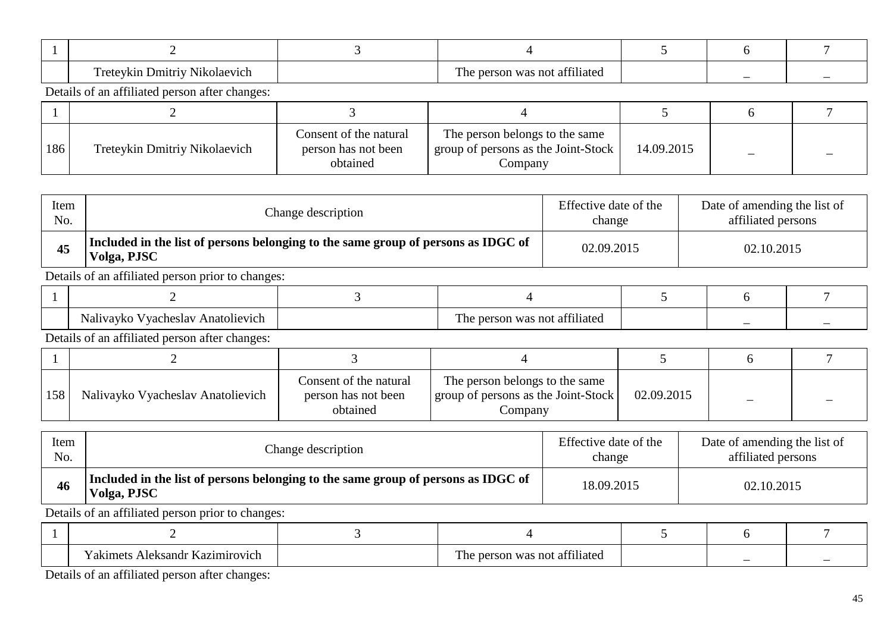| 1 | 2 | 3 | 4 | 5 | 6 | 7 |
|---|---|---|---|---|---|---|
| | Treteykin Dmitriy Nikolaevich | | The person was not affiliated | | – | – |

Details of an affiliated person after changes:

| 1 | 2 | 3 | 4 | 5 | 6 | 7 |
|---|---|---|---|---|---|---|
| 186 | Treteykin Dmitriy Nikolaevich | Consent of the natural person has not been obtained | The person belongs to the same group of persons as the Joint-Stock Company | 14.09.2015 | – | – |

| Item No. | Change description | Effective date of the change | Date of amending the list of affiliated persons |
|---|---|---|---|
| **45** | **Included in the list of persons belonging to the same group of persons as IDGC of Volga, PJSC** | 02.09.2015 | 02.10.2015 |

Details of an affiliated person prior to changes:

| 1 | 2 | 3 | 4 | 5 | 6 | 7 |
|---|---|---|---|---|---|---|
| | Nalivayko Vyacheslav Anatolievich | | The person was not affiliated | | – | – |

Details of an affiliated person after changes:

| 1 | 2 | 3 | 4 | 5 | 6 | 7 |
|---|---|---|---|---|---|---|
| 158 | Nalivayko Vyacheslav Anatolievich | Consent of the natural person has not been obtained | The person belongs to the same group of persons as the Joint-Stock Company | 02.09.2015 | – | – |

| Item No. | Change description | Effective date of the change | Date of amending the list of affiliated persons |
|---|---|---|---|
| **46** | **Included in the list of persons belonging to the same group of persons as IDGC of Volga, PJSC** | 18.09.2015 | 02.10.2015 |

Details of an affiliated person prior to changes:

| 1 | 2 | 3 | 4 | 5 | 6 | 7 |
|---|---|---|---|---|---|---|
| | Yakimets Aleksandr Kazimirovich | | The person was not affiliated | | – | – |

Details of an affiliated person after changes: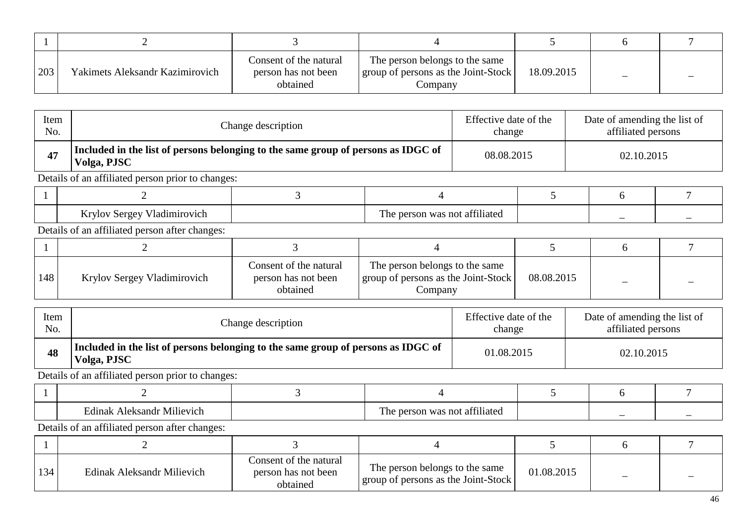| 1 | 2 | 3 | 4 | 5 | 6 | 7 |
|---|---|---|---|---|---|---|
| 203 | Yakimets Aleksandr Kazimirovich | Consent of the natural person has not been obtained | The person belongs to the same group of persons as the Joint-Stock Company | 18.09.2015 | – | – |

| Item No. | Change description | Effective date of the change | Date of amending the list of affiliated persons |
|---|---|---|---|
| **47** | **Included in the list of persons belonging to the same group of persons as IDGC of Volga, PJSC** | 08.08.2015 | 02.10.2015 |

Details of an affiliated person prior to changes:

| 1 | 2 | 3 | 4 | 5 | 6 | 7 |
|---|---|---|---|---|---|---|
| | Krylov Sergey Vladimirovich | | The person was not affiliated | | – | – |

Details of an affiliated person after changes:

| 1 | 2 | 3 | 4 | 5 | 6 | 7 |
|---|---|---|---|---|---|---|
| 148 | Krylov Sergey Vladimirovich | Consent of the natural person has not been obtained | The person belongs to the same group of persons as the Joint-Stock Company | 08.08.2015 | – | – |

| Item No. | Change description | Effective date of the change | Date of amending the list of affiliated persons |
|---|---|---|---|
| **48** | **Included in the list of persons belonging to the same group of persons as IDGC of Volga, PJSC** | 01.08.2015 | 02.10.2015 |

Details of an affiliated person prior to changes:

| 1 | 2 | 3 | 4 | 5 | 6 | 7 |
|---|---|---|---|---|---|---|
| | Edinak Aleksandr Milievich | | The person was not affiliated | | – | – |

Details of an affiliated person after changes:

| 1 | 2 | 3 | 4 | 5 | 6 | 7 |
|---|---|---|---|---|---|---|
| 134 | Edinak Aleksandr Milievich | Consent of the natural person has not been obtained | The person belongs to the same group of persons as the Joint-Stock | 01.08.2015 | – | – |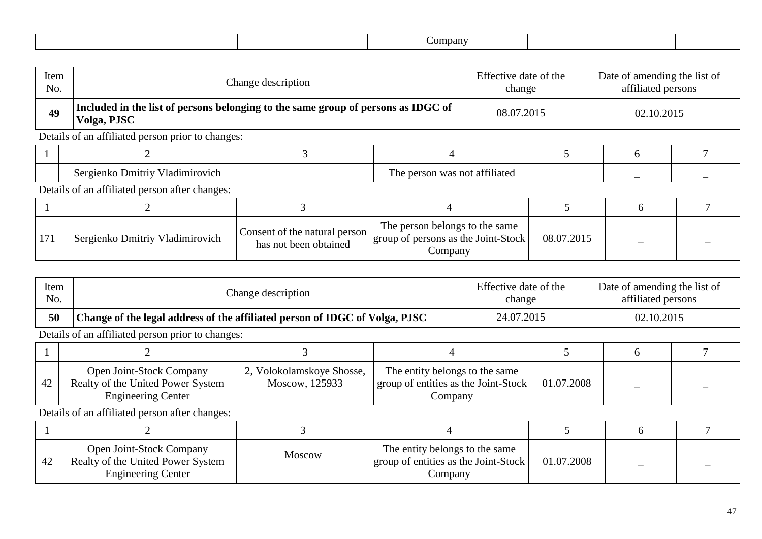| | | | Company | | | |
|---|---|---|---|---|---|---|

| Item No. | Change description | Effective date of the change | Date of amending the list of affiliated persons |
|---|---|---|---|
| **49** | **Included in the list of persons belonging to the same group of persons as IDGC of Volga, PJSC** | 08.07.2015 | 02.10.2015 |

Details of an affiliated person prior to changes:

| 1 | 2 | 3 | 4 | 5 | 6 | 7 |
|---|---|---|---|---|---|---|
| | Sergienko Dmitriy Vladimirovich | | The person was not affiliated | | – | – |

Details of an affiliated person after changes:

| 1 | 2 | 3 | 4 | 5 | 6 | 7 |
|---|---|---|---|---|---|---|
| 171 | Sergienko Dmitriy Vladimirovich | Consent of the natural person has not been obtained | The person belongs to the same group of persons as the Joint-Stock Company | 08.07.2015 | – | – |

| Item No. | Change description | Effective date of the change | Date of amending the list of affiliated persons |
|---|---|---|---|
| **50** | **Change of the legal address of the affiliated person of IDGC of Volga, PJSC** | 24.07.2015 | 02.10.2015 |

Details of an affiliated person prior to changes:

| 1 | 2 | 3 | 4 | 5 | 6 | 7 |
|---|---|---|---|---|---|---|
| 42 | Open Joint-Stock Company Realty of the United Power System Engineering Center | 2, Volokolamskoye Shosse, Moscow, 125933 | The entity belongs to the same group of entities as the Joint-Stock Company | 01.07.2008 | – | – |

Details of an affiliated person after changes:

| 1 | 2 | 3 | 4 | 5 | 6 | 7 |
|---|---|---|---|---|---|---|
| 42 | Open Joint-Stock Company Realty of the United Power System Engineering Center | Moscow | The entity belongs to the same group of entities as the Joint-Stock Company | 01.07.2008 | – | – |